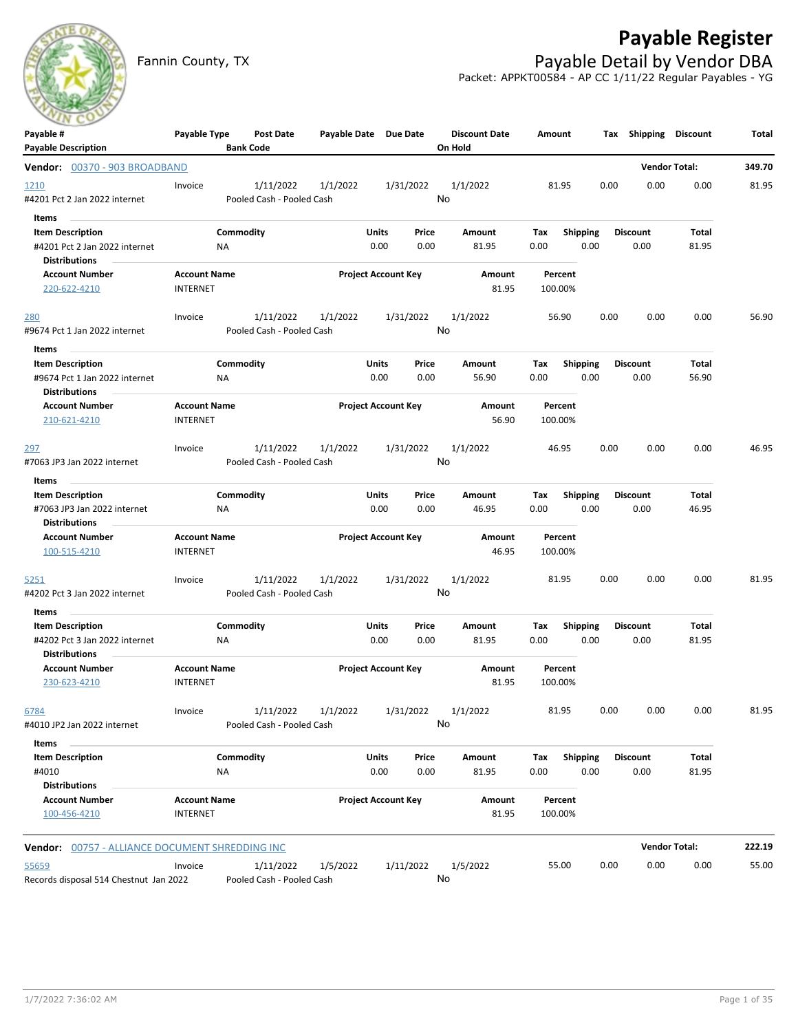# Payable Register

Fannin County, TX

## Payable Detail by Vendor DBA

Packet: APPKT00584 - AP CC 1/11/22 Regular Payables - YG

| Payable # / Payable Description | Payable Type | Post Date / Bank Code | Payable Date | Due Date | Discount Date / On Hold | Amount | Tax | Shipping | Discount | Total |
|---|---|---|---|---|---|---|---|---|---|---|

**Vendor: 00370 - 903 BROADBAND** — Vendor Total: **349.70**

**1210** — #4201 Pct 2 Jan 2022 internet

| Payable Type | Post Date | Payable Date | Due Date | Discount Date | Amount | Tax | Shipping | Discount | Total |
|---|---|---|---|---|---|---|---|---|---|
| Invoice | 1/11/2022 | 1/1/2022 | 1/31/2022 | 1/1/2022 | 81.95 | 0.00 | 0.00 | 0.00 | 81.95 |

Bank Code: Pooled Cash - Pooled Cash; On Hold: No

Items

| Item Description | Commodity | Units | Price | Amount | Tax | Shipping | Discount | Total |
|---|---|---|---|---|---|---|---|---|
| #4201 Pct 2 Jan 2022 internet | NA | 0.00 | 0.00 | 81.95 | 0.00 | 0.00 | 0.00 | 81.95 |

Distributions

| Account Number | Account Name | Project Account Key | Amount | Percent |
|---|---|---|---|---|
| 220-622-4210 | INTERNET | | 81.95 | 100.00% |

**280** — #9674 Pct 1 Jan 2022 internet

| Payable Type | Post Date | Payable Date | Due Date | Discount Date | Amount | Tax | Shipping | Discount | Total |
|---|---|---|---|---|---|---|---|---|---|
| Invoice | 1/11/2022 | 1/1/2022 | 1/31/2022 | 1/1/2022 | 56.90 | 0.00 | 0.00 | 0.00 | 56.90 |

Bank Code: Pooled Cash - Pooled Cash; On Hold: No

Items

| Item Description | Commodity | Units | Price | Amount | Tax | Shipping | Discount | Total |
|---|---|---|---|---|---|---|---|---|
| #9674 Pct 1 Jan 2022 internet | NA | 0.00 | 0.00 | 56.90 | 0.00 | 0.00 | 0.00 | 56.90 |

Distributions

| Account Number | Account Name | Project Account Key | Amount | Percent |
|---|---|---|---|---|
| 210-621-4210 | INTERNET | | 56.90 | 100.00% |

**297** — #7063 JP3 Jan 2022 internet

| Payable Type | Post Date | Payable Date | Due Date | Discount Date | Amount | Tax | Shipping | Discount | Total |
|---|---|---|---|---|---|---|---|---|---|
| Invoice | 1/11/2022 | 1/1/2022 | 1/31/2022 | 1/1/2022 | 46.95 | 0.00 | 0.00 | 0.00 | 46.95 |

Bank Code: Pooled Cash - Pooled Cash; On Hold: No

Items

| Item Description | Commodity | Units | Price | Amount | Tax | Shipping | Discount | Total |
|---|---|---|---|---|---|---|---|---|
| #7063 JP3 Jan 2022 internet | NA | 0.00 | 0.00 | 46.95 | 0.00 | 0.00 | 0.00 | 46.95 |

Distributions

| Account Number | Account Name | Project Account Key | Amount | Percent |
|---|---|---|---|---|
| 100-515-4210 | INTERNET | | 46.95 | 100.00% |

**5251** — #4202 Pct 3 Jan 2022 internet

| Payable Type | Post Date | Payable Date | Due Date | Discount Date | Amount | Tax | Shipping | Discount | Total |
|---|---|---|---|---|---|---|---|---|---|
| Invoice | 1/11/2022 | 1/1/2022 | 1/31/2022 | 1/1/2022 | 81.95 | 0.00 | 0.00 | 0.00 | 81.95 |

Bank Code: Pooled Cash - Pooled Cash; On Hold: No

Items

| Item Description | Commodity | Units | Price | Amount | Tax | Shipping | Discount | Total |
|---|---|---|---|---|---|---|---|---|
| #4202 Pct 3 Jan 2022 internet | NA | 0.00 | 0.00 | 81.95 | 0.00 | 0.00 | 0.00 | 81.95 |

Distributions

| Account Number | Account Name | Project Account Key | Amount | Percent |
|---|---|---|---|---|
| 230-623-4210 | INTERNET | | 81.95 | 100.00% |

**6784** — #4010 JP2 Jan 2022 internet

| Payable Type | Post Date | Payable Date | Due Date | Discount Date | Amount | Tax | Shipping | Discount | Total |
|---|---|---|---|---|---|---|---|---|---|
| Invoice | 1/11/2022 | 1/1/2022 | 1/31/2022 | 1/1/2022 | 81.95 | 0.00 | 0.00 | 0.00 | 81.95 |

Bank Code: Pooled Cash - Pooled Cash; On Hold: No

Items

| Item Description | Commodity | Units | Price | Amount | Tax | Shipping | Discount | Total |
|---|---|---|---|---|---|---|---|---|
| #4010 | NA | 0.00 | 0.00 | 81.95 | 0.00 | 0.00 | 0.00 | 81.95 |

Distributions

| Account Number | Account Name | Project Account Key | Amount | Percent |
|---|---|---|---|---|
| 100-456-4210 | INTERNET | | 81.95 | 100.00% |

**Vendor: 00757 - ALLIANCE DOCUMENT SHREDDING INC** — Vendor Total: **222.19**

**55659** — Records disposal 514 Chestnut Jan 2022

| Payable Type | Post Date | Payable Date | Due Date | Discount Date | Amount | Tax | Shipping | Discount | Total |
|---|---|---|---|---|---|---|---|---|---|
| Invoice | 1/11/2022 | 1/5/2022 | 1/11/2022 | 1/5/2022 | 55.00 | 0.00 | 0.00 | 0.00 | 55.00 |

Bank Code: Pooled Cash - Pooled Cash; On Hold: No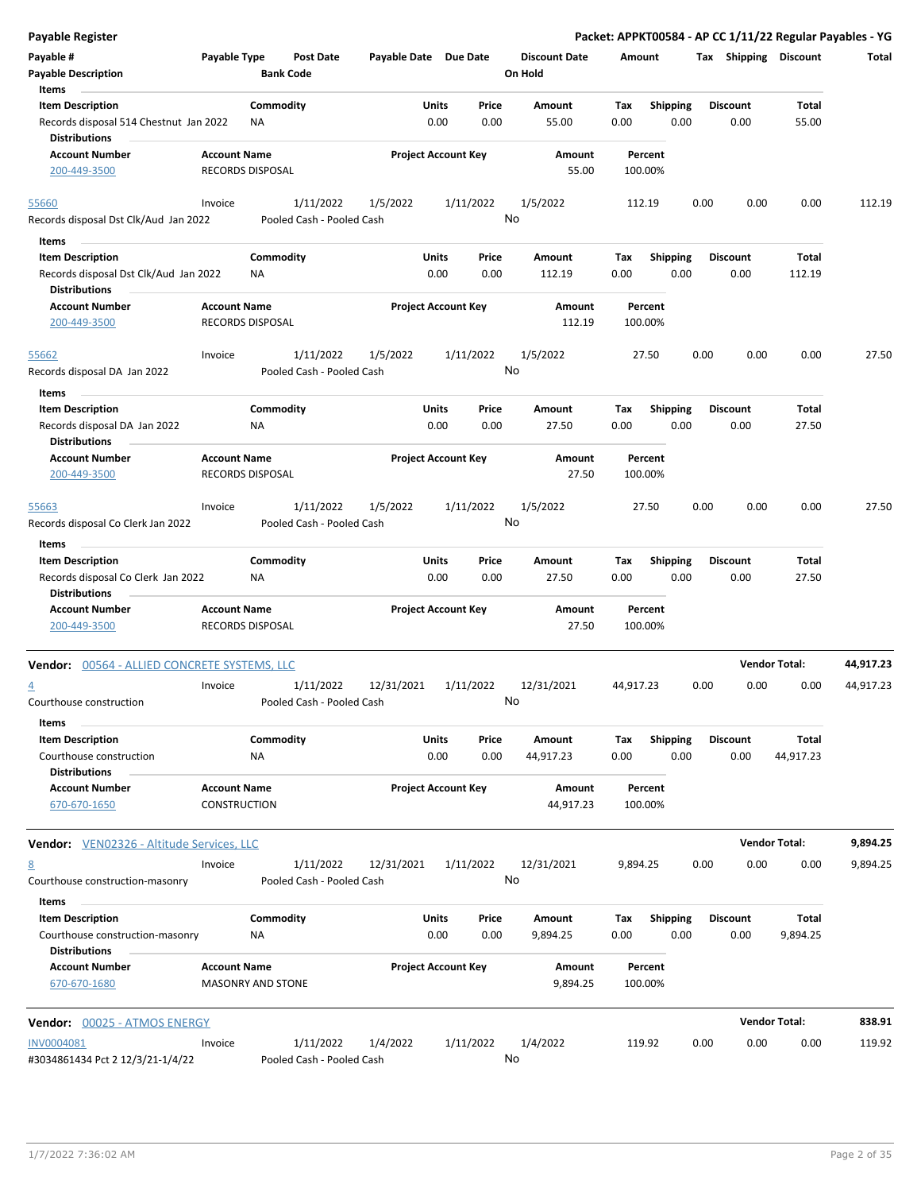**Payable Register** — **Packet: APPKT00584 - AP CC 1/11/22 Regular Payables - YG**

| Payable # | Payable Type | Post Date | Payable Date | Due Date | Discount Date | Amount | Tax | Shipping | Discount | Total |
|---|---|---|---|---|---|---|---|---|---|---|
| Payable Description | | Bank Code | | | On Hold | | | | | |

**Items**

| Item Description | Commodity | Units | Price | Amount | Tax | Shipping | Discount | Total |
|---|---|---|---|---|---|---|---|---|
| Records disposal 514 Chestnut Jan 2022 | NA | 0.00 | 0.00 | 55.00 | 0.00 | 0.00 | 0.00 | 55.00 |

**Distributions**

| Account Number | Account Name | Project Account Key | Amount | Percent |
|---|---|---|---|---|
| 200-449-3500 | RECORDS DISPOSAL | | 55.00 | 100.00% |

| Payable # | Payable Type | Post Date | Payable Date | Due Date | Discount Date | Amount | Tax | Shipping | Discount | Total |
|---|---|---|---|---|---|---|---|---|---|---|
| 55660 | Invoice | 1/11/2022 | 1/5/2022 | 1/11/2022 | 1/5/2022 | 112.19 | 0.00 | 0.00 | 0.00 | 112.19 |
| Records disposal Dst Clk/Aud Jan 2022 | | Pooled Cash - Pooled Cash | | | No | | | | | |

**Items**

| Item Description | Commodity | Units | Price | Amount | Tax | Shipping | Discount | Total |
|---|---|---|---|---|---|---|---|---|
| Records disposal Dst Clk/Aud Jan 2022 | NA | 0.00 | 0.00 | 112.19 | 0.00 | 0.00 | 0.00 | 112.19 |

**Distributions**

| Account Number | Account Name | Project Account Key | Amount | Percent |
|---|---|---|---|---|
| 200-449-3500 | RECORDS DISPOSAL | | 112.19 | 100.00% |

| Payable # | Payable Type | Post Date | Payable Date | Due Date | Discount Date | Amount | Tax | Shipping | Discount | Total |
|---|---|---|---|---|---|---|---|---|---|---|
| 55662 | Invoice | 1/11/2022 | 1/5/2022 | 1/11/2022 | 1/5/2022 | 27.50 | 0.00 | 0.00 | 0.00 | 27.50 |
| Records disposal DA Jan 2022 | | Pooled Cash - Pooled Cash | | | No | | | | | |

**Items**

| Item Description | Commodity | Units | Price | Amount | Tax | Shipping | Discount | Total |
|---|---|---|---|---|---|---|---|---|
| Records disposal DA Jan 2022 | NA | 0.00 | 0.00 | 27.50 | 0.00 | 0.00 | 0.00 | 27.50 |

**Distributions**

| Account Number | Account Name | Project Account Key | Amount | Percent |
|---|---|---|---|---|
| 200-449-3500 | RECORDS DISPOSAL | | 27.50 | 100.00% |

| Payable # | Payable Type | Post Date | Payable Date | Due Date | Discount Date | Amount | Tax | Shipping | Discount | Total |
|---|---|---|---|---|---|---|---|---|---|---|
| 55663 | Invoice | 1/11/2022 | 1/5/2022 | 1/11/2022 | 1/5/2022 | 27.50 | 0.00 | 0.00 | 0.00 | 27.50 |
| Records disposal Co Clerk Jan 2022 | | Pooled Cash - Pooled Cash | | | No | | | | | |

**Items**

| Item Description | Commodity | Units | Price | Amount | Tax | Shipping | Discount | Total |
|---|---|---|---|---|---|---|---|---|
| Records disposal Co Clerk Jan 2022 | NA | 0.00 | 0.00 | 27.50 | 0.00 | 0.00 | 0.00 | 27.50 |

**Distributions**

| Account Number | Account Name | Project Account Key | Amount | Percent |
|---|---|---|---|---|
| 200-449-3500 | RECORDS DISPOSAL | | 27.50 | 100.00% |

**Vendor: 00564 - ALLIED CONCRETE SYSTEMS, LLC** — **Vendor Total: 44,917.23**

| Payable # | Payable Type | Post Date | Payable Date | Due Date | Discount Date | Amount | Tax | Shipping | Discount | Total |
|---|---|---|---|---|---|---|---|---|---|---|
| 4 | Invoice | 1/11/2022 | 12/31/2021 | 1/11/2022 | 12/31/2021 | 44,917.23 | 0.00 | 0.00 | 0.00 | 44,917.23 |
| Courthouse construction | | Pooled Cash - Pooled Cash | | | No | | | | | |

**Items**

| Item Description | Commodity | Units | Price | Amount | Tax | Shipping | Discount | Total |
|---|---|---|---|---|---|---|---|---|
| Courthouse construction | NA | 0.00 | 0.00 | 44,917.23 | 0.00 | 0.00 | 0.00 | 44,917.23 |

**Distributions**

| Account Number | Account Name | Project Account Key | Amount | Percent |
|---|---|---|---|---|
| 670-670-1650 | CONSTRUCTION | | 44,917.23 | 100.00% |

**Vendor: VEN02326 - Altitude Services, LLC** — **Vendor Total: 9,894.25**

| Payable # | Payable Type | Post Date | Payable Date | Due Date | Discount Date | Amount | Tax | Shipping | Discount | Total |
|---|---|---|---|---|---|---|---|---|---|---|
| 8 | Invoice | 1/11/2022 | 12/31/2021 | 1/11/2022 | 12/31/2021 | 9,894.25 | 0.00 | 0.00 | 0.00 | 9,894.25 |
| Courthouse construction-masonry | | Pooled Cash - Pooled Cash | | | No | | | | | |

**Items**

| Item Description | Commodity | Units | Price | Amount | Tax | Shipping | Discount | Total |
|---|---|---|---|---|---|---|---|---|
| Courthouse construction-masonry | NA | 0.00 | 0.00 | 9,894.25 | 0.00 | 0.00 | 0.00 | 9,894.25 |

**Distributions**

| Account Number | Account Name | Project Account Key | Amount | Percent |
|---|---|---|---|---|
| 670-670-1680 | MASONRY AND STONE | | 9,894.25 | 100.00% |

**Vendor: 00025 - ATMOS ENERGY** — **Vendor Total: 838.91**

| Payable # | Payable Type | Post Date | Payable Date | Due Date | Discount Date | Amount | Tax | Shipping | Discount | Total |
|---|---|---|---|---|---|---|---|---|---|---|
| INV0004081 | Invoice | 1/11/2022 | 1/4/2022 | 1/11/2022 | 1/4/2022 | 119.92 | 0.00 | 0.00 | 0.00 | 119.92 |
| #3034861434 Pct 2 12/3/21-1/4/22 | | Pooled Cash - Pooled Cash | | | No | | | | | |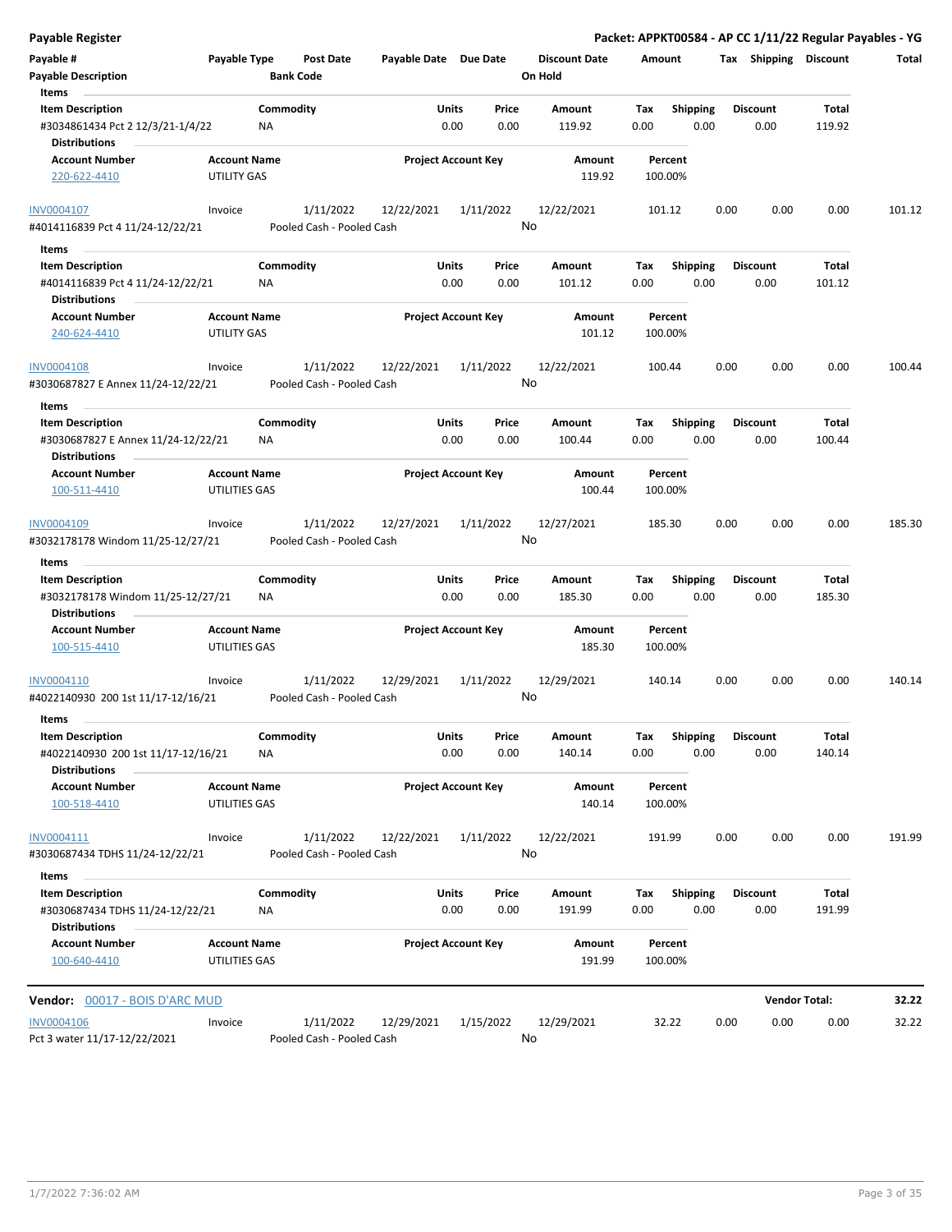**Payable Register** — Packet: APPKT00584 - AP CC 1/11/22 Regular Payables - YG

| Payable # | Payable Type | Post Date | Payable Date | Due Date | Discount Date | Amount | Tax | Shipping | Discount | Total |
|---|---|---|---|---|---|---|---|---|---|---|
| Payable Description | | Bank Code | | | On Hold | | | | | |

**Items**

| Item Description | Commodity | Units | Price | Amount | Tax | Shipping | Discount | Total |
|---|---|---|---|---|---|---|---|---|
| #3034861434 Pct 2 12/3/21-1/4/22 | NA | 0.00 | 0.00 | 119.92 | 0.00 | 0.00 | 0.00 | 119.92 |

**Distributions**

| Account Number | Account Name | Project Account Key | Amount | Percent |
|---|---|---|---|---|
| 220-622-4410 | UTILITY GAS | | 119.92 | 100.00% |

| Payable # | Payable Type | Post Date | Payable Date | Due Date | Discount Date | Amount | Tax | Shipping | Discount | Total |
|---|---|---|---|---|---|---|---|---|---|---|
| INV0004107 | Invoice | 1/11/2022 | 12/22/2021 | 1/11/2022 | 12/22/2021 | 101.12 | 0.00 | 0.00 | 0.00 | 101.12 |
| #4014116839 Pct 4 11/24-12/22/21 | | Pooled Cash - Pooled Cash | | | No | | | | | |

**Items**

| Item Description | Commodity | Units | Price | Amount | Tax | Shipping | Discount | Total |
|---|---|---|---|---|---|---|---|---|
| #4014116839 Pct 4 11/24-12/22/21 | NA | 0.00 | 0.00 | 101.12 | 0.00 | 0.00 | 0.00 | 101.12 |

**Distributions**

| Account Number | Account Name | Project Account Key | Amount | Percent |
|---|---|---|---|---|
| 240-624-4410 | UTILITY GAS | | 101.12 | 100.00% |

| Payable # | Payable Type | Post Date | Payable Date | Due Date | Discount Date | Amount | Tax | Shipping | Discount | Total |
|---|---|---|---|---|---|---|---|---|---|---|
| INV0004108 | Invoice | 1/11/2022 | 12/22/2021 | 1/11/2022 | 12/22/2021 | 100.44 | 0.00 | 0.00 | 0.00 | 100.44 |
| #3030687827 E Annex 11/24-12/22/21 | | Pooled Cash - Pooled Cash | | | No | | | | | |

**Items**

| Item Description | Commodity | Units | Price | Amount | Tax | Shipping | Discount | Total |
|---|---|---|---|---|---|---|---|---|
| #3030687827 E Annex 11/24-12/22/21 | NA | 0.00 | 0.00 | 100.44 | 0.00 | 0.00 | 0.00 | 100.44 |

**Distributions**

| Account Number | Account Name | Project Account Key | Amount | Percent |
|---|---|---|---|---|
| 100-511-4410 | UTILITIES GAS | | 100.44 | 100.00% |

| Payable # | Payable Type | Post Date | Payable Date | Due Date | Discount Date | Amount | Tax | Shipping | Discount | Total |
|---|---|---|---|---|---|---|---|---|---|---|
| INV0004109 | Invoice | 1/11/2022 | 12/27/2021 | 1/11/2022 | 12/27/2021 | 185.30 | 0.00 | 0.00 | 0.00 | 185.30 |
| #3032178178 Windom 11/25-12/27/21 | | Pooled Cash - Pooled Cash | | | No | | | | | |

**Items**

| Item Description | Commodity | Units | Price | Amount | Tax | Shipping | Discount | Total |
|---|---|---|---|---|---|---|---|---|
| #3032178178 Windom 11/25-12/27/21 | NA | 0.00 | 0.00 | 185.30 | 0.00 | 0.00 | 0.00 | 185.30 |

**Distributions**

| Account Number | Account Name | Project Account Key | Amount | Percent |
|---|---|---|---|---|
| 100-515-4410 | UTILITIES GAS | | 185.30 | 100.00% |

| Payable # | Payable Type | Post Date | Payable Date | Due Date | Discount Date | Amount | Tax | Shipping | Discount | Total |
|---|---|---|---|---|---|---|---|---|---|---|
| INV0004110 | Invoice | 1/11/2022 | 12/29/2021 | 1/11/2022 | 12/29/2021 | 140.14 | 0.00 | 0.00 | 0.00 | 140.14 |
| #4022140930 200 1st 11/17-12/16/21 | | Pooled Cash - Pooled Cash | | | No | | | | | |

**Items**

| Item Description | Commodity | Units | Price | Amount | Tax | Shipping | Discount | Total |
|---|---|---|---|---|---|---|---|---|
| #4022140930 200 1st 11/17-12/16/21 | NA | 0.00 | 0.00 | 140.14 | 0.00 | 0.00 | 0.00 | 140.14 |

**Distributions**

| Account Number | Account Name | Project Account Key | Amount | Percent |
|---|---|---|---|---|
| 100-518-4410 | UTILITIES GAS | | 140.14 | 100.00% |

| Payable # | Payable Type | Post Date | Payable Date | Due Date | Discount Date | Amount | Tax | Shipping | Discount | Total |
|---|---|---|---|---|---|---|---|---|---|---|
| INV0004111 | Invoice | 1/11/2022 | 12/22/2021 | 1/11/2022 | 12/22/2021 | 191.99 | 0.00 | 0.00 | 0.00 | 191.99 |
| #3030687434 TDHS 11/24-12/22/21 | | Pooled Cash - Pooled Cash | | | No | | | | | |

**Items**

| Item Description | Commodity | Units | Price | Amount | Tax | Shipping | Discount | Total |
|---|---|---|---|---|---|---|---|---|
| #3030687434 TDHS 11/24-12/22/21 | NA | 0.00 | 0.00 | 191.99 | 0.00 | 0.00 | 0.00 | 191.99 |

**Distributions**

| Account Number | Account Name | Project Account Key | Amount | Percent |
|---|---|---|---|---|
| 100-640-4410 | UTILITIES GAS | | 191.99 | 100.00% |

**Vendor:** 00017 - BOIS D'ARC MUD — **Vendor Total: 32.22**

| Payable # | Payable Type | Post Date | Payable Date | Due Date | Discount Date | Amount | Tax | Shipping | Discount | Total |
|---|---|---|---|---|---|---|---|---|---|---|
| INV0004106 | Invoice | 1/11/2022 | 12/29/2021 | 1/15/2022 | 12/29/2021 | 32.22 | 0.00 | 0.00 | 0.00 | 32.22 |
| Pct 3 water 11/17-12/22/2021 | | Pooled Cash - Pooled Cash | | | No | | | | | |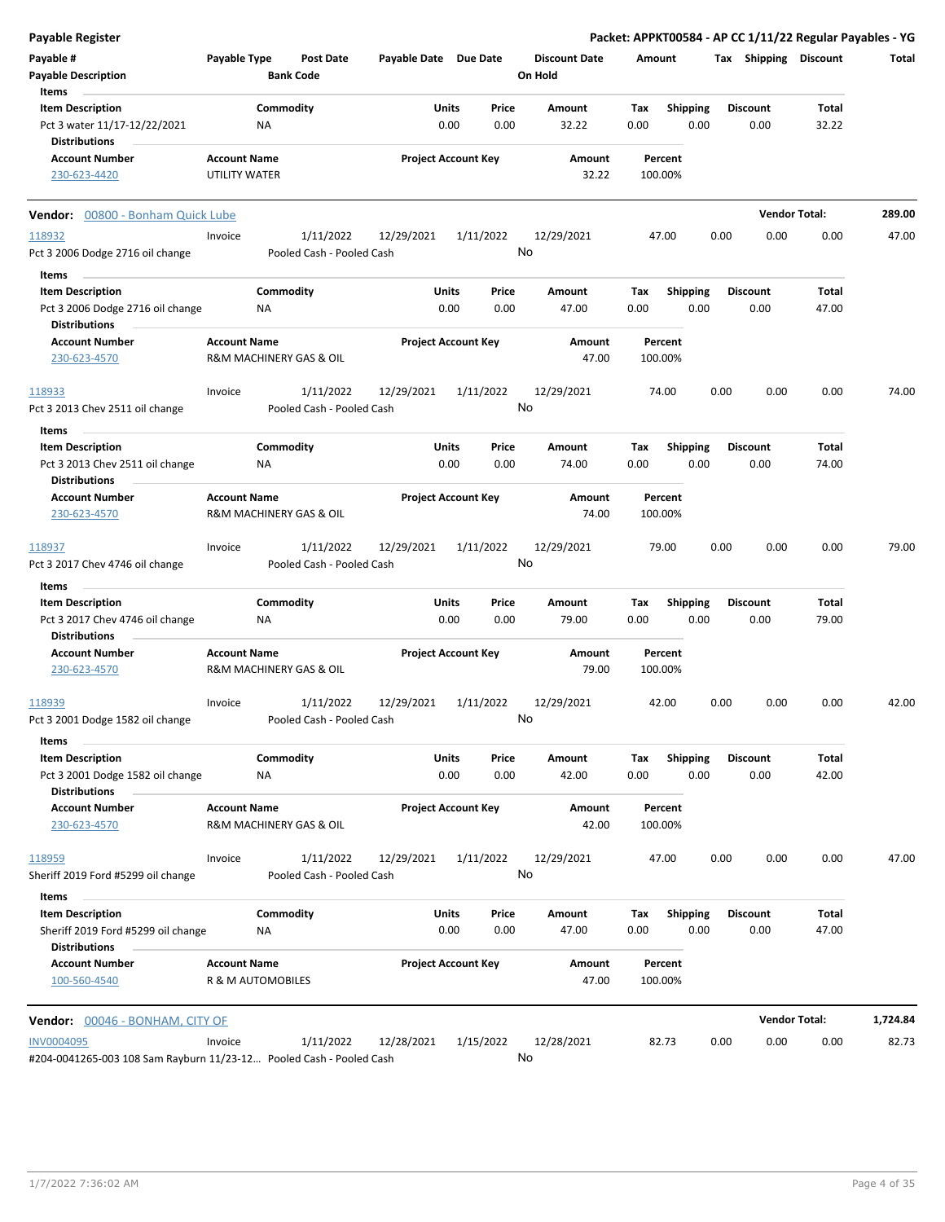## Payable Register

**Packet: APPKT00584 - AP CC 1/11/22 Regular Payables - YG**

| Payable # | Payable Type | Post Date | Payable Date | Due Date | Discount Date | Amount | Tax | Shipping | Discount | Total |
|---|---|---|---|---|---|---|---|---|---|---|
| **Payable Description** | | **Bank Code** | | | **On Hold** | | | | | |

**Items**

| Item Description | Commodity | Units | Price | Amount | Tax | Shipping | Discount | Total |
|---|---|---|---|---|---|---|---|---|
| Pct 3 water 11/17-12/22/2021 | NA | 0.00 | 0.00 | 32.22 | 0.00 | 0.00 | 0.00 | 32.22 |

**Distributions**

| Account Number | Account Name | Project Account Key | Amount | Percent |
|---|---|---|---|---|
| 230-623-4420 | UTILITY WATER | | 32.22 | 100.00% |

---

**Vendor:** 00800 - Bonham Quick Lube — **Vendor Total:** 289.00

| Payable # | Payable Type | Post Date | Payable Date | Due Date | Discount Date | Amount | Tax | Shipping | Discount | Total |
|---|---|---|---|---|---|---|---|---|---|---|
| 118932 | Invoice | 1/11/2022 | 12/29/2021 | 1/11/2022 | 12/29/2021 | 47.00 | 0.00 | 0.00 | 0.00 | 47.00 |
| Pct 3 2006 Dodge 2716 oil change | | Pooled Cash - Pooled Cash | | | No | | | | | |

**Items**

| Item Description | Commodity | Units | Price | Amount | Tax | Shipping | Discount | Total |
|---|---|---|---|---|---|---|---|---|
| Pct 3 2006 Dodge 2716 oil change | NA | 0.00 | 0.00 | 47.00 | 0.00 | 0.00 | 0.00 | 47.00 |

**Distributions**

| Account Number | Account Name | Project Account Key | Amount | Percent |
|---|---|---|---|---|
| 230-623-4570 | R&M MACHINERY GAS & OIL | | 47.00 | 100.00% |

| Payable # | Payable Type | Post Date | Payable Date | Due Date | Discount Date | Amount | Tax | Shipping | Discount | Total |
|---|---|---|---|---|---|---|---|---|---|---|
| 118933 | Invoice | 1/11/2022 | 12/29/2021 | 1/11/2022 | 12/29/2021 | 74.00 | 0.00 | 0.00 | 0.00 | 74.00 |
| Pct 3 2013 Chev 2511 oil change | | Pooled Cash - Pooled Cash | | | No | | | | | |

**Items**

| Item Description | Commodity | Units | Price | Amount | Tax | Shipping | Discount | Total |
|---|---|---|---|---|---|---|---|---|
| Pct 3 2013 Chev 2511 oil change | NA | 0.00 | 0.00 | 74.00 | 0.00 | 0.00 | 0.00 | 74.00 |

**Distributions**

| Account Number | Account Name | Project Account Key | Amount | Percent |
|---|---|---|---|---|
| 230-623-4570 | R&M MACHINERY GAS & OIL | | 74.00 | 100.00% |

| Payable # | Payable Type | Post Date | Payable Date | Due Date | Discount Date | Amount | Tax | Shipping | Discount | Total |
|---|---|---|---|---|---|---|---|---|---|---|
| 118937 | Invoice | 1/11/2022 | 12/29/2021 | 1/11/2022 | 12/29/2021 | 79.00 | 0.00 | 0.00 | 0.00 | 79.00 |
| Pct 3 2017 Chev 4746 oil change | | Pooled Cash - Pooled Cash | | | No | | | | | |

**Items**

| Item Description | Commodity | Units | Price | Amount | Tax | Shipping | Discount | Total |
|---|---|---|---|---|---|---|---|---|
| Pct 3 2017 Chev 4746 oil change | NA | 0.00 | 0.00 | 79.00 | 0.00 | 0.00 | 0.00 | 79.00 |

**Distributions**

| Account Number | Account Name | Project Account Key | Amount | Percent |
|---|---|---|---|---|
| 230-623-4570 | R&M MACHINERY GAS & OIL | | 79.00 | 100.00% |

| Payable # | Payable Type | Post Date | Payable Date | Due Date | Discount Date | Amount | Tax | Shipping | Discount | Total |
|---|---|---|---|---|---|---|---|---|---|---|
| 118939 | Invoice | 1/11/2022 | 12/29/2021 | 1/11/2022 | 12/29/2021 | 42.00 | 0.00 | 0.00 | 0.00 | 42.00 |
| Pct 3 2001 Dodge 1582 oil change | | Pooled Cash - Pooled Cash | | | No | | | | | |

**Items**

| Item Description | Commodity | Units | Price | Amount | Tax | Shipping | Discount | Total |
|---|---|---|---|---|---|---|---|---|
| Pct 3 2001 Dodge 1582 oil change | NA | 0.00 | 0.00 | 42.00 | 0.00 | 0.00 | 0.00 | 42.00 |

**Distributions**

| Account Number | Account Name | Project Account Key | Amount | Percent |
|---|---|---|---|---|
| 230-623-4570 | R&M MACHINERY GAS & OIL | | 42.00 | 100.00% |

| Payable # | Payable Type | Post Date | Payable Date | Due Date | Discount Date | Amount | Tax | Shipping | Discount | Total |
|---|---|---|---|---|---|---|---|---|---|---|
| 118959 | Invoice | 1/11/2022 | 12/29/2021 | 1/11/2022 | 12/29/2021 | 47.00 | 0.00 | 0.00 | 0.00 | 47.00 |
| Sheriff 2019 Ford #5299 oil change | | Pooled Cash - Pooled Cash | | | No | | | | | |

**Items**

| Item Description | Commodity | Units | Price | Amount | Tax | Shipping | Discount | Total |
|---|---|---|---|---|---|---|---|---|
| Sheriff 2019 Ford #5299 oil change | NA | 0.00 | 0.00 | 47.00 | 0.00 | 0.00 | 0.00 | 47.00 |

**Distributions**

| Account Number | Account Name | Project Account Key | Amount | Percent |
|---|---|---|---|---|
| 100-560-4540 | R & M AUTOMOBILES | | 47.00 | 100.00% |

---

**Vendor:** 00046 - BONHAM, CITY OF — **Vendor Total:** 1,724.84

| Payable # | Payable Type | Post Date | Payable Date | Due Date | Discount Date | Amount | Tax | Shipping | Discount | Total |
|---|---|---|---|---|---|---|---|---|---|---|
| INV0004095 | Invoice | 1/11/2022 | 12/28/2021 | 1/15/2022 | 12/28/2021 | 82.73 | 0.00 | 0.00 | 0.00 | 82.73 |
| #204-0041265-003 108 Sam Rayburn 11/23-12... | | Pooled Cash - Pooled Cash | | | No | | | | | |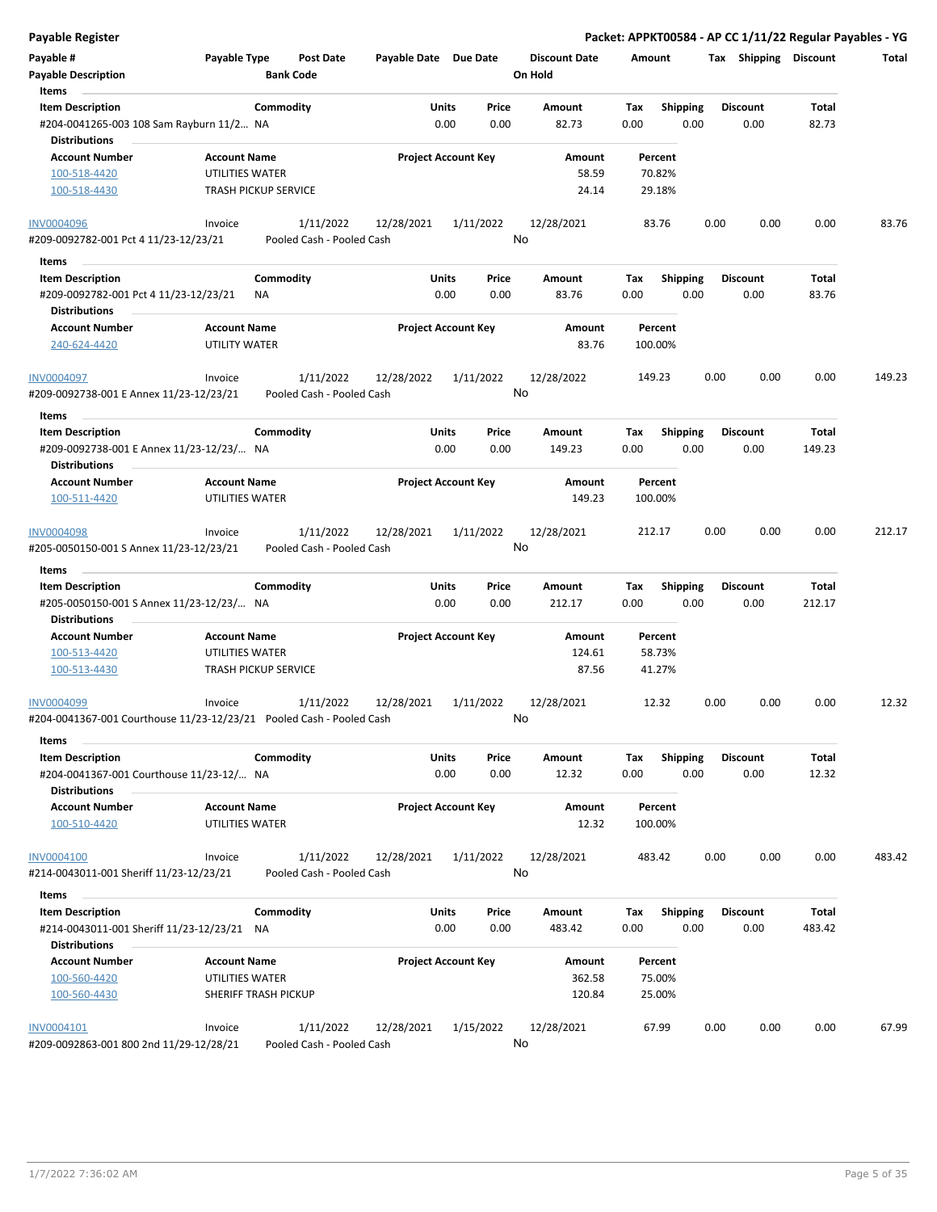**Payable Register** — **Packet: APPKT00584 - AP CC 1/11/22 Regular Payables - YG**

| Payable # | Payable Type | Post Date | Payable Date | Due Date | Discount Date | Amount | Tax | Shipping | Discount | Total |
|---|---|---|---|---|---|---|---|---|---|---|
| **Payable Description** | | **Bank Code** | | | **On Hold** | | | | | |

**Items**

| Item Description | Commodity | Units | Price | Amount | Tax | Shipping | Discount | Total |
|---|---|---|---|---|---|---|---|---|
| #204-0041265-003 108 Sam Rayburn 11/2... | NA | 0.00 | 0.00 | 82.73 | 0.00 | 0.00 | 0.00 | 82.73 |

**Distributions**

| Account Number | Account Name | Project Account Key | Amount | Percent |
|---|---|---|---|---|
| 100-518-4420 | UTILITIES WATER | | 58.59 | 70.82% |
| 100-518-4430 | TRASH PICKUP SERVICE | | 24.14 | 29.18% |

---

| INV0004096 | Invoice | 1/11/2022 | 12/28/2021 | 1/11/2022 | 12/28/2021 | 83.76 | 0.00 | 0.00 | 0.00 | 83.76 |
|---|---|---|---|---|---|---|---|---|---|---|
| #209-0092782-001 Pct 4 11/23-12/23/21 | | Pooled Cash - Pooled Cash | | | No | | | | | |

**Items**

| Item Description | Commodity | Units | Price | Amount | Tax | Shipping | Discount | Total |
|---|---|---|---|---|---|---|---|---|
| #209-0092782-001 Pct 4 11/23-12/23/21 | NA | 0.00 | 0.00 | 83.76 | 0.00 | 0.00 | 0.00 | 83.76 |

**Distributions**

| Account Number | Account Name | Project Account Key | Amount | Percent |
|---|---|---|---|---|
| 240-624-4420 | UTILITY WATER | | 83.76 | 100.00% |

---

| INV0004097 | Invoice | 1/11/2022 | 12/28/2022 | 1/11/2022 | 12/28/2022 | 149.23 | 0.00 | 0.00 | 0.00 | 149.23 |
|---|---|---|---|---|---|---|---|---|---|---|
| #209-0092738-001 E Annex 11/23-12/23/21 | | Pooled Cash - Pooled Cash | | | No | | | | | |

**Items**

| Item Description | Commodity | Units | Price | Amount | Tax | Shipping | Discount | Total |
|---|---|---|---|---|---|---|---|---|
| #209-0092738-001 E Annex 11/23-12/23/... | NA | 0.00 | 0.00 | 149.23 | 0.00 | 0.00 | 0.00 | 149.23 |

**Distributions**

| Account Number | Account Name | Project Account Key | Amount | Percent |
|---|---|---|---|---|
| 100-511-4420 | UTILITIES WATER | | 149.23 | 100.00% |

---

| INV0004098 | Invoice | 1/11/2022 | 12/28/2021 | 1/11/2022 | 12/28/2021 | 212.17 | 0.00 | 0.00 | 0.00 | 212.17 |
|---|---|---|---|---|---|---|---|---|---|---|
| #205-0050150-001 S Annex 11/23-12/23/21 | | Pooled Cash - Pooled Cash | | | No | | | | | |

**Items**

| Item Description | Commodity | Units | Price | Amount | Tax | Shipping | Discount | Total |
|---|---|---|---|---|---|---|---|---|
| #205-0050150-001 S Annex 11/23-12/23/... | NA | 0.00 | 0.00 | 212.17 | 0.00 | 0.00 | 0.00 | 212.17 |

**Distributions**

| Account Number | Account Name | Project Account Key | Amount | Percent |
|---|---|---|---|---|
| 100-513-4420 | UTILITIES WATER | | 124.61 | 58.73% |
| 100-513-4430 | TRASH PICKUP SERVICE | | 87.56 | 41.27% |

---

| INV0004099 | Invoice | 1/11/2022 | 12/28/2021 | 1/11/2022 | 12/28/2021 | 12.32 | 0.00 | 0.00 | 0.00 | 12.32 |
|---|---|---|---|---|---|---|---|---|---|---|
| #204-0041367-001 Courthouse 11/23-12/23/21 | | Pooled Cash - Pooled Cash | | | No | | | | | |

**Items**

| Item Description | Commodity | Units | Price | Amount | Tax | Shipping | Discount | Total |
|---|---|---|---|---|---|---|---|---|
| #204-0041367-001 Courthouse 11/23-12/... | NA | 0.00 | 0.00 | 12.32 | 0.00 | 0.00 | 0.00 | 12.32 |

**Distributions**

| Account Number | Account Name | Project Account Key | Amount | Percent |
|---|---|---|---|---|
| 100-510-4420 | UTILITIES WATER | | 12.32 | 100.00% |

---

| INV0004100 | Invoice | 1/11/2022 | 12/28/2021 | 1/11/2022 | 12/28/2021 | 483.42 | 0.00 | 0.00 | 0.00 | 483.42 |
|---|---|---|---|---|---|---|---|---|---|---|
| #214-0043011-001 Sheriff 11/23-12/23/21 | | Pooled Cash - Pooled Cash | | | No | | | | | |

**Items**

| Item Description | Commodity | Units | Price | Amount | Tax | Shipping | Discount | Total |
|---|---|---|---|---|---|---|---|---|
| #214-0043011-001 Sheriff 11/23-12/23/21 | NA | 0.00 | 0.00 | 483.42 | 0.00 | 0.00 | 0.00 | 483.42 |

**Distributions**

| Account Number | Account Name | Project Account Key | Amount | Percent |
|---|---|---|---|---|
| 100-560-4420 | UTILITIES WATER | | 362.58 | 75.00% |
| 100-560-4430 | SHERIFF TRASH PICKUP | | 120.84 | 25.00% |

---

| INV0004101 | Invoice | 1/11/2022 | 12/28/2021 | 1/15/2022 | 12/28/2021 | 67.99 | 0.00 | 0.00 | 0.00 | 67.99 |
|---|---|---|---|---|---|---|---|---|---|---|
| #209-0092863-001 800 2nd 11/29-12/28/21 | | Pooled Cash - Pooled Cash | | | No | | | | | |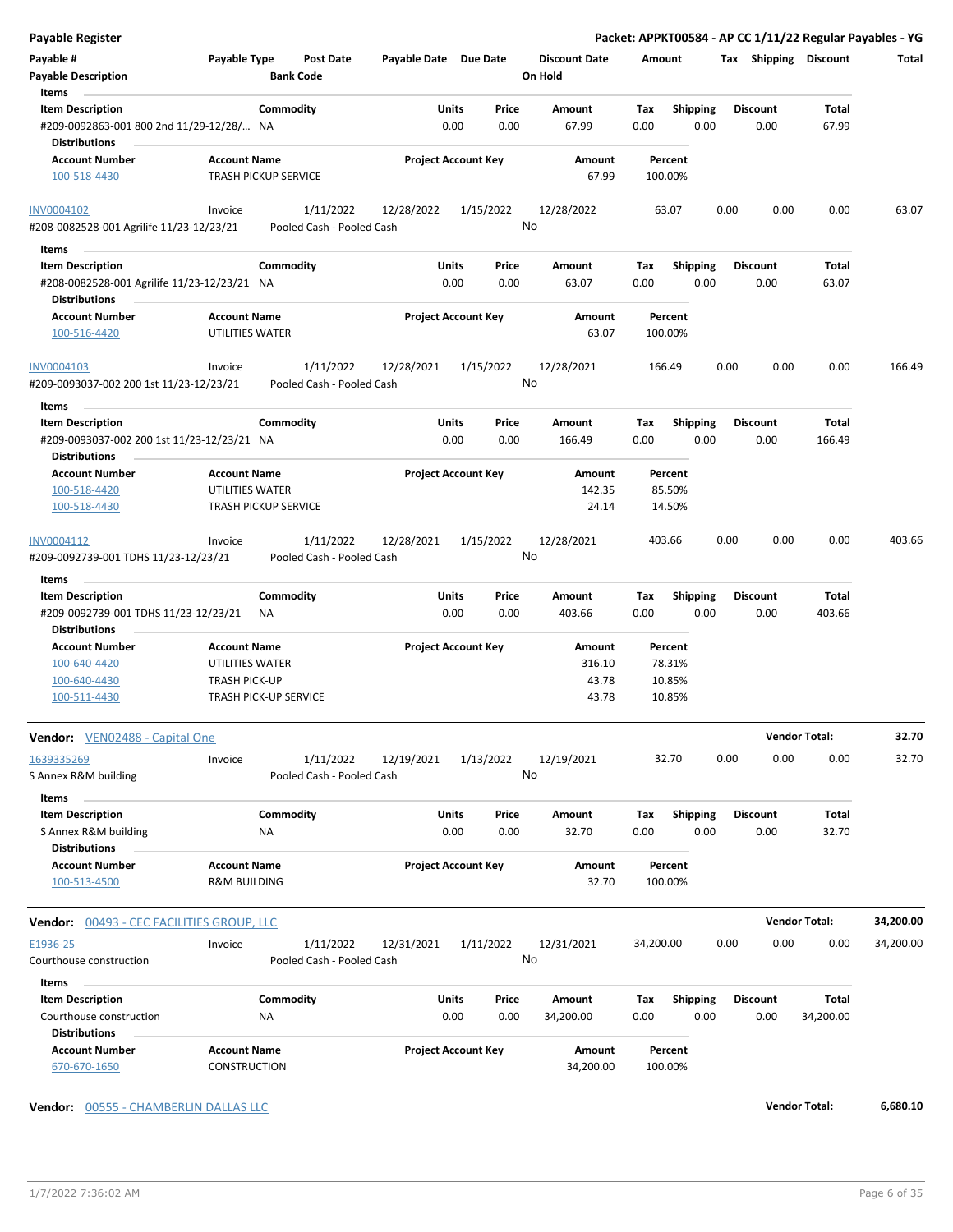**Payable Register** — **Packet: APPKT00584 - AP CC 1/11/22 Regular Payables - YG**

| Payable # | Payable Type | Post Date | Payable Date | Due Date | Discount Date | Amount | Tax | Shipping | Discount | Total |
|---|---|---|---|---|---|---|---|---|---|---|
| Payable Description | | Bank Code | | | On Hold | | | | | |

**Items**

| Item Description | Commodity | Units | Price | Amount | Tax | Shipping | Discount | Total |
|---|---|---|---|---|---|---|---|---|
| #209-0092863-001 800 2nd 11/29-12/28/... | NA | 0.00 | 0.00 | 67.99 | 0.00 | 0.00 | 0.00 | 67.99 |

**Distributions**

| Account Number | Account Name | Project Account Key | Amount | Percent |
|---|---|---|---|---|
| 100-518-4430 | TRASH PICKUP SERVICE | | 67.99 | 100.00% |

| Payable # | Payable Type | Post Date | Payable Date | Due Date | Discount Date | Amount | Tax | Shipping | Discount | Total |
|---|---|---|---|---|---|---|---|---|---|---|
| INV0004102 | Invoice | 1/11/2022 | 12/28/2022 | 1/15/2022 | 12/28/2022 | 63.07 | 0.00 | 0.00 | 0.00 | 63.07 |
| #208-0082528-001 Agrilife 11/23-12/23/21 | | Pooled Cash - Pooled Cash | | | No | | | | | |

**Items**

| Item Description | Commodity | Units | Price | Amount | Tax | Shipping | Discount | Total |
|---|---|---|---|---|---|---|---|---|
| #208-0082528-001 Agrilife 11/23-12/23/21 | NA | 0.00 | 0.00 | 63.07 | 0.00 | 0.00 | 0.00 | 63.07 |

**Distributions**

| Account Number | Account Name | Project Account Key | Amount | Percent |
|---|---|---|---|---|
| 100-516-4420 | UTILITIES WATER | | 63.07 | 100.00% |

| Payable # | Payable Type | Post Date | Payable Date | Due Date | Discount Date | Amount | Tax | Shipping | Discount | Total |
|---|---|---|---|---|---|---|---|---|---|---|
| INV0004103 | Invoice | 1/11/2022 | 12/28/2021 | 1/15/2022 | 12/28/2021 | 166.49 | 0.00 | 0.00 | 0.00 | 166.49 |
| #209-0093037-002 200 1st 11/23-12/23/21 | | Pooled Cash - Pooled Cash | | | No | | | | | |

**Items**

| Item Description | Commodity | Units | Price | Amount | Tax | Shipping | Discount | Total |
|---|---|---|---|---|---|---|---|---|
| #209-0093037-002 200 1st 11/23-12/23/21 | NA | 0.00 | 0.00 | 166.49 | 0.00 | 0.00 | 0.00 | 166.49 |

**Distributions**

| Account Number | Account Name | Project Account Key | Amount | Percent |
|---|---|---|---|---|
| 100-518-4420 | UTILITIES WATER | | 142.35 | 85.50% |
| 100-518-4430 | TRASH PICKUP SERVICE | | 24.14 | 14.50% |

| Payable # | Payable Type | Post Date | Payable Date | Due Date | Discount Date | Amount | Tax | Shipping | Discount | Total |
|---|---|---|---|---|---|---|---|---|---|---|
| INV0004112 | Invoice | 1/11/2022 | 12/28/2021 | 1/15/2022 | 12/28/2021 | 403.66 | 0.00 | 0.00 | 0.00 | 403.66 |
| #209-0092739-001 TDHS 11/23-12/23/21 | | Pooled Cash - Pooled Cash | | | No | | | | | |

**Items**

| Item Description | Commodity | Units | Price | Amount | Tax | Shipping | Discount | Total |
|---|---|---|---|---|---|---|---|---|
| #209-0092739-001 TDHS 11/23-12/23/21 | NA | 0.00 | 0.00 | 403.66 | 0.00 | 0.00 | 0.00 | 403.66 |

**Distributions**

| Account Number | Account Name | Project Account Key | Amount | Percent |
|---|---|---|---|---|
| 100-640-4420 | UTILITIES WATER | | 316.10 | 78.31% |
| 100-640-4430 | TRASH PICK-UP | | 43.78 | 10.85% |
| 100-511-4430 | TRASH PICK-UP SERVICE | | 43.78 | 10.85% |

**Vendor: VEN02488 - Capital One** — **Vendor Total: 32.70**

| Payable # | Payable Type | Post Date | Payable Date | Due Date | Discount Date | Amount | Tax | Shipping | Discount | Total |
|---|---|---|---|---|---|---|---|---|---|---|
| 1639335269 | Invoice | 1/11/2022 | 12/19/2021 | 1/13/2022 | 12/19/2021 | 32.70 | 0.00 | 0.00 | 0.00 | 32.70 |
| S Annex R&M building | | Pooled Cash - Pooled Cash | | | No | | | | | |

**Items**

| Item Description | Commodity | Units | Price | Amount | Tax | Shipping | Discount | Total |
|---|---|---|---|---|---|---|---|---|
| S Annex R&M building | NA | 0.00 | 0.00 | 32.70 | 0.00 | 0.00 | 0.00 | 32.70 |

**Distributions**

| Account Number | Account Name | Project Account Key | Amount | Percent |
|---|---|---|---|---|
| 100-513-4500 | R&M BUILDING | | 32.70 | 100.00% |

**Vendor: 00493 - CEC FACILITIES GROUP, LLC** — **Vendor Total: 34,200.00**

| Payable # | Payable Type | Post Date | Payable Date | Due Date | Discount Date | Amount | Tax | Shipping | Discount | Total |
|---|---|---|---|---|---|---|---|---|---|---|
| E1936-25 | Invoice | 1/11/2022 | 12/31/2021 | 1/11/2022 | 12/31/2021 | 34,200.00 | 0.00 | 0.00 | 0.00 | 34,200.00 |
| Courthouse construction | | Pooled Cash - Pooled Cash | | | No | | | | | |

**Items**

| Item Description | Commodity | Units | Price | Amount | Tax | Shipping | Discount | Total |
|---|---|---|---|---|---|---|---|---|
| Courthouse construction | NA | 0.00 | 0.00 | 34,200.00 | 0.00 | 0.00 | 0.00 | 34,200.00 |

**Distributions**

| Account Number | Account Name | Project Account Key | Amount | Percent |
|---|---|---|---|---|
| 670-670-1650 | CONSTRUCTION | | 34,200.00 | 100.00% |

**Vendor: 00555 - CHAMBERLIN DALLAS LLC** — **Vendor Total: 6,680.10**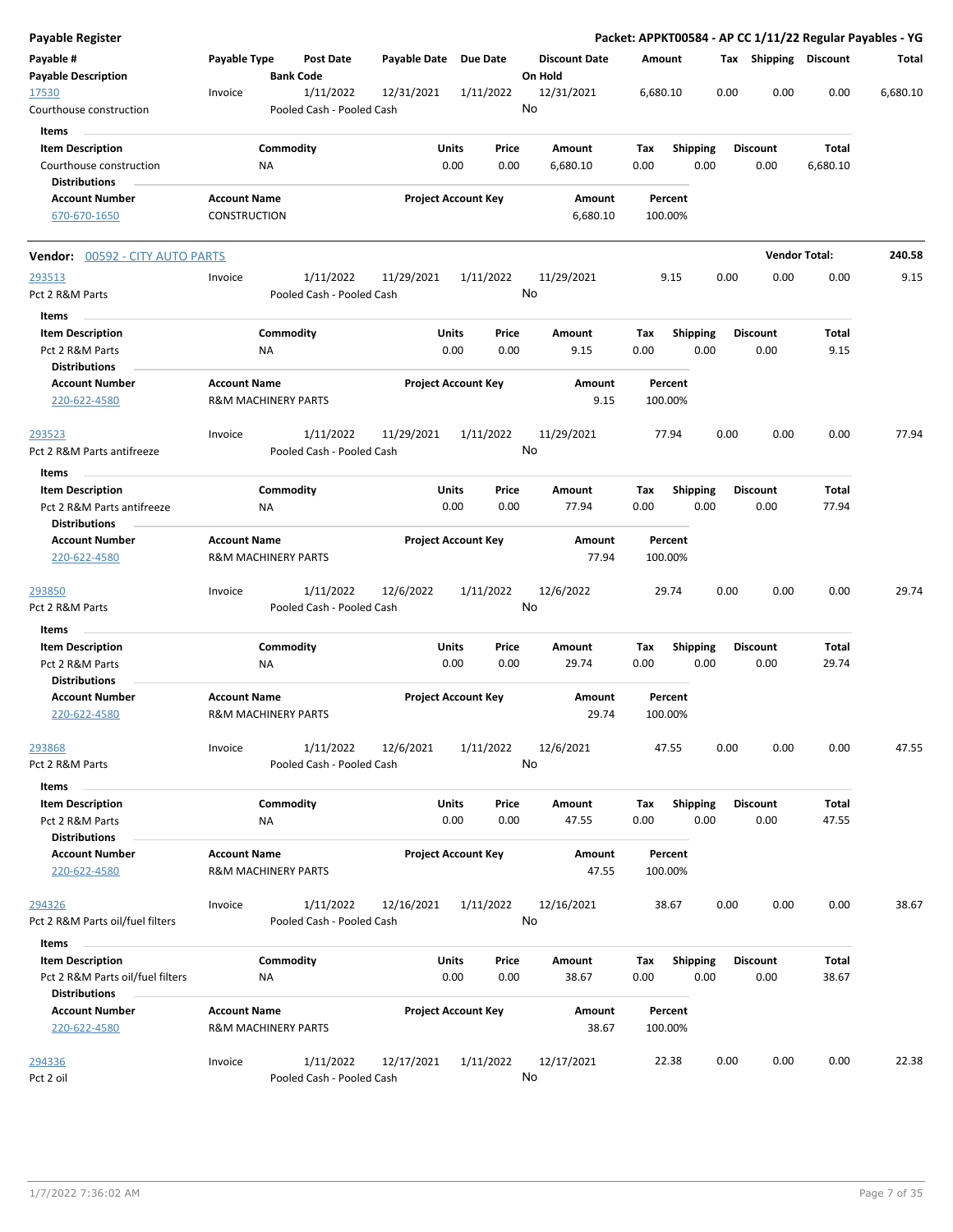**Payable Register** — **Packet: APPKT00584 - AP CC 1/11/22 Regular Payables - YG**

| Payable # / Payable Description | Payable Type | Post Date / Bank Code | Payable Date | Due Date | Discount Date / On Hold | Amount | Tax | Shipping | Discount | Total |
|---|---|---|---|---|---|---|---|---|---|---|
| 17530 / Courthouse construction | Invoice | 1/11/2022 / Pooled Cash - Pooled Cash | 12/31/2021 | 1/11/2022 | 12/31/2021 / No | 6,680.10 | 0.00 | 0.00 | 0.00 | 6,680.10 |

**Items**

| Item Description | Commodity | Units | Price | Amount | Tax | Shipping | Discount | Total |
|---|---|---|---|---|---|---|---|---|
| Courthouse construction | NA | 0.00 | 0.00 | 6,680.10 | 0.00 | 0.00 | 0.00 | 6,680.10 |

**Distributions**

| Account Number | Account Name | Project Account Key | Amount | Percent |
|---|---|---|---|---|
| 670-670-1650 | CONSTRUCTION | | 6,680.10 | 100.00% |

---

**Vendor:** 00592 - CITY AUTO PARTS — **Vendor Total: 240.58**

| Payable # / Payable Description | Payable Type | Post Date / Bank Code | Payable Date | Due Date | Discount Date / On Hold | Amount | Tax | Shipping | Discount | Total |
|---|---|---|---|---|---|---|---|---|---|---|
| 293513 / Pct 2 R&M Parts | Invoice | 1/11/2022 / Pooled Cash - Pooled Cash | 11/29/2021 | 1/11/2022 | 11/29/2021 / No | 9.15 | 0.00 | 0.00 | 0.00 | 9.15 |

**Items**

| Item Description | Commodity | Units | Price | Amount | Tax | Shipping | Discount | Total |
|---|---|---|---|---|---|---|---|---|
| Pct 2 R&M Parts | NA | 0.00 | 0.00 | 9.15 | 0.00 | 0.00 | 0.00 | 9.15 |

**Distributions**

| Account Number | Account Name | Project Account Key | Amount | Percent |
|---|---|---|---|---|
| 220-622-4580 | R&M MACHINERY PARTS | | 9.15 | 100.00% |

| Payable # / Payable Description | Payable Type | Post Date / Bank Code | Payable Date | Due Date | Discount Date / On Hold | Amount | Tax | Shipping | Discount | Total |
|---|---|---|---|---|---|---|---|---|---|---|
| 293523 / Pct 2 R&M Parts antifreeze | Invoice | 1/11/2022 / Pooled Cash - Pooled Cash | 11/29/2021 | 1/11/2022 | 11/29/2021 / No | 77.94 | 0.00 | 0.00 | 0.00 | 77.94 |

**Items**

| Item Description | Commodity | Units | Price | Amount | Tax | Shipping | Discount | Total |
|---|---|---|---|---|---|---|---|---|
| Pct 2 R&M Parts antifreeze | NA | 0.00 | 0.00 | 77.94 | 0.00 | 0.00 | 0.00 | 77.94 |

**Distributions**

| Account Number | Account Name | Project Account Key | Amount | Percent |
|---|---|---|---|---|
| 220-622-4580 | R&M MACHINERY PARTS | | 77.94 | 100.00% |

| Payable # / Payable Description | Payable Type | Post Date / Bank Code | Payable Date | Due Date | Discount Date / On Hold | Amount | Tax | Shipping | Discount | Total |
|---|---|---|---|---|---|---|---|---|---|---|
| 293850 / Pct 2 R&M Parts | Invoice | 1/11/2022 / Pooled Cash - Pooled Cash | 12/6/2022 | 1/11/2022 | 12/6/2022 / No | 29.74 | 0.00 | 0.00 | 0.00 | 29.74 |

**Items**

| Item Description | Commodity | Units | Price | Amount | Tax | Shipping | Discount | Total |
|---|---|---|---|---|---|---|---|---|
| Pct 2 R&M Parts | NA | 0.00 | 0.00 | 29.74 | 0.00 | 0.00 | 0.00 | 29.74 |

**Distributions**

| Account Number | Account Name | Project Account Key | Amount | Percent |
|---|---|---|---|---|
| 220-622-4580 | R&M MACHINERY PARTS | | 29.74 | 100.00% |

| Payable # / Payable Description | Payable Type | Post Date / Bank Code | Payable Date | Due Date | Discount Date / On Hold | Amount | Tax | Shipping | Discount | Total |
|---|---|---|---|---|---|---|---|---|---|---|
| 293868 / Pct 2 R&M Parts | Invoice | 1/11/2022 / Pooled Cash - Pooled Cash | 12/6/2021 | 1/11/2022 | 12/6/2021 / No | 47.55 | 0.00 | 0.00 | 0.00 | 47.55 |

**Items**

| Item Description | Commodity | Units | Price | Amount | Tax | Shipping | Discount | Total |
|---|---|---|---|---|---|---|---|---|
| Pct 2 R&M Parts | NA | 0.00 | 0.00 | 47.55 | 0.00 | 0.00 | 0.00 | 47.55 |

**Distributions**

| Account Number | Account Name | Project Account Key | Amount | Percent |
|---|---|---|---|---|
| 220-622-4580 | R&M MACHINERY PARTS | | 47.55 | 100.00% |

| Payable # / Payable Description | Payable Type | Post Date / Bank Code | Payable Date | Due Date | Discount Date / On Hold | Amount | Tax | Shipping | Discount | Total |
|---|---|---|---|---|---|---|---|---|---|---|
| 294326 / Pct 2 R&M Parts oil/fuel filters | Invoice | 1/11/2022 / Pooled Cash - Pooled Cash | 12/16/2021 | 1/11/2022 | 12/16/2021 / No | 38.67 | 0.00 | 0.00 | 0.00 | 38.67 |

**Items**

| Item Description | Commodity | Units | Price | Amount | Tax | Shipping | Discount | Total |
|---|---|---|---|---|---|---|---|---|
| Pct 2 R&M Parts oil/fuel filters | NA | 0.00 | 0.00 | 38.67 | 0.00 | 0.00 | 0.00 | 38.67 |

**Distributions**

| Account Number | Account Name | Project Account Key | Amount | Percent |
|---|---|---|---|---|
| 220-622-4580 | R&M MACHINERY PARTS | | 38.67 | 100.00% |

| Payable # / Payable Description | Payable Type | Post Date / Bank Code | Payable Date | Due Date | Discount Date / On Hold | Amount | Tax | Shipping | Discount | Total |
|---|---|---|---|---|---|---|---|---|---|---|
| 294336 / Pct 2 oil | Invoice | 1/11/2022 / Pooled Cash - Pooled Cash | 12/17/2021 | 1/11/2022 | 12/17/2021 / No | 22.38 | 0.00 | 0.00 | 0.00 | 22.38 |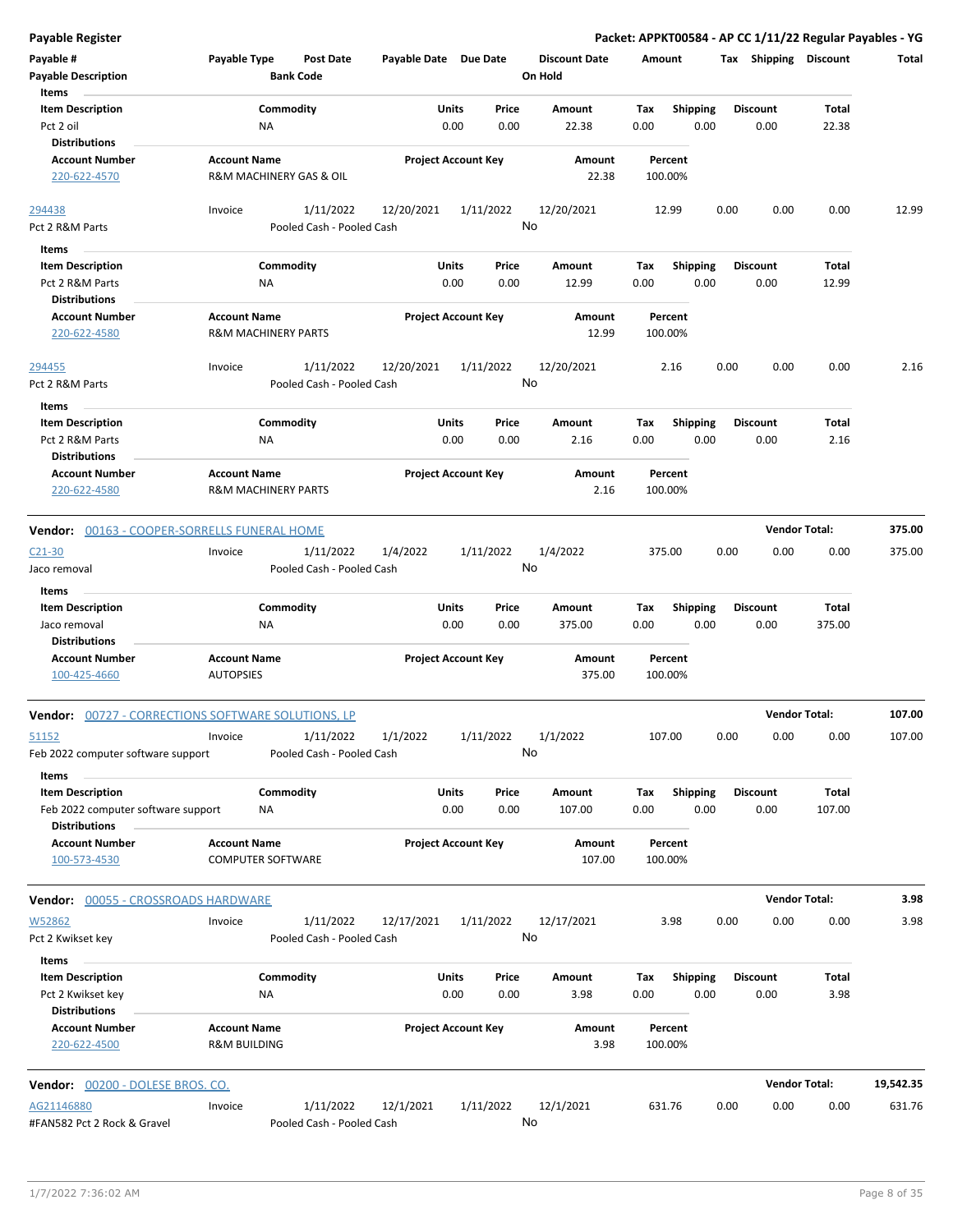**Payable Register** — **Packet: APPKT00584 - AP CC 1/11/22 Regular Payables - YG**

| Payable # | Payable Type | Post Date | Payable Date | Due Date | Discount Date | Amount | Tax | Shipping | Discount | Total |
|---|---|---|---|---|---|---|---|---|---|---|
| Payable Description | | Bank Code | | | On Hold | | | | | |

Items

| Item Description | Commodity | Units | Price | Amount | Tax | Shipping | Discount | Total |
|---|---|---|---|---|---|---|---|---|
| Pct 2 oil | NA | 0.00 | 0.00 | 22.38 | 0.00 | 0.00 | 0.00 | 22.38 |

Distributions

| Account Number | Account Name | Project Account Key | Amount | Percent |
|---|---|---|---|---|
| 220-622-4570 | R&M MACHINERY GAS & OIL | | 22.38 | 100.00% |

| Payable # | Payable Type | Post Date | Payable Date | Due Date | Discount Date | Amount | Tax | Shipping | Discount | Total |
|---|---|---|---|---|---|---|---|---|---|---|
| 294438 | Invoice | 1/11/2022 | 12/20/2021 | 1/11/2022 | 12/20/2021 | 12.99 | 0.00 | 0.00 | 0.00 | 12.99 |
| Pct 2 R&M Parts | | Pooled Cash - Pooled Cash | | | No | | | | | |

Items

| Item Description | Commodity | Units | Price | Amount | Tax | Shipping | Discount | Total |
|---|---|---|---|---|---|---|---|---|
| Pct 2 R&M Parts | NA | 0.00 | 0.00 | 12.99 | 0.00 | 0.00 | 0.00 | 12.99 |

Distributions

| Account Number | Account Name | Project Account Key | Amount | Percent |
|---|---|---|---|---|
| 220-622-4580 | R&M MACHINERY PARTS | | 12.99 | 100.00% |

| Payable # | Payable Type | Post Date | Payable Date | Due Date | Discount Date | Amount | Tax | Shipping | Discount | Total |
|---|---|---|---|---|---|---|---|---|---|---|
| 294455 | Invoice | 1/11/2022 | 12/20/2021 | 1/11/2022 | 12/20/2021 | 2.16 | 0.00 | 0.00 | 0.00 | 2.16 |
| Pct 2 R&M Parts | | Pooled Cash - Pooled Cash | | | No | | | | | |

Items

| Item Description | Commodity | Units | Price | Amount | Tax | Shipping | Discount | Total |
|---|---|---|---|---|---|---|---|---|
| Pct 2 R&M Parts | NA | 0.00 | 0.00 | 2.16 | 0.00 | 0.00 | 0.00 | 2.16 |

Distributions

| Account Number | Account Name | Project Account Key | Amount | Percent |
|---|---|---|---|---|
| 220-622-4580 | R&M MACHINERY PARTS | | 2.16 | 100.00% |

**Vendor: 00163 - COOPER-SORRELLS FUNERAL HOME** — **Vendor Total: 375.00**

| Payable # | Payable Type | Post Date | Payable Date | Due Date | Discount Date | Amount | Tax | Shipping | Discount | Total |
|---|---|---|---|---|---|---|---|---|---|---|
| C21-30 | Invoice | 1/11/2022 | 1/4/2022 | 1/11/2022 | 1/4/2022 | 375.00 | 0.00 | 0.00 | 0.00 | 375.00 |
| Jaco removal | | Pooled Cash - Pooled Cash | | | No | | | | | |

Items

| Item Description | Commodity | Units | Price | Amount | Tax | Shipping | Discount | Total |
|---|---|---|---|---|---|---|---|---|
| Jaco removal | NA | 0.00 | 0.00 | 375.00 | 0.00 | 0.00 | 0.00 | 375.00 |

Distributions

| Account Number | Account Name | Project Account Key | Amount | Percent |
|---|---|---|---|---|
| 100-425-4660 | AUTOPSIES | | 375.00 | 100.00% |

**Vendor: 00727 - CORRECTIONS SOFTWARE SOLUTIONS, LP** — **Vendor Total: 107.00**

| Payable # | Payable Type | Post Date | Payable Date | Due Date | Discount Date | Amount | Tax | Shipping | Discount | Total |
|---|---|---|---|---|---|---|---|---|---|---|
| 51152 | Invoice | 1/11/2022 | 1/1/2022 | 1/11/2022 | 1/1/2022 | 107.00 | 0.00 | 0.00 | 0.00 | 107.00 |
| Feb 2022 computer software support | | Pooled Cash - Pooled Cash | | | No | | | | | |

Items

| Item Description | Commodity | Units | Price | Amount | Tax | Shipping | Discount | Total |
|---|---|---|---|---|---|---|---|---|
| Feb 2022 computer software support | NA | 0.00 | 0.00 | 107.00 | 0.00 | 0.00 | 0.00 | 107.00 |

Distributions

| Account Number | Account Name | Project Account Key | Amount | Percent |
|---|---|---|---|---|
| 100-573-4530 | COMPUTER SOFTWARE | | 107.00 | 100.00% |

**Vendor: 00055 - CROSSROADS HARDWARE** — **Vendor Total: 3.98**

| Payable # | Payable Type | Post Date | Payable Date | Due Date | Discount Date | Amount | Tax | Shipping | Discount | Total |
|---|---|---|---|---|---|---|---|---|---|---|
| W52862 | Invoice | 1/11/2022 | 12/17/2021 | 1/11/2022 | 12/17/2021 | 3.98 | 0.00 | 0.00 | 0.00 | 3.98 |
| Pct 2 Kwikset key | | Pooled Cash - Pooled Cash | | | No | | | | | |

Items

| Item Description | Commodity | Units | Price | Amount | Tax | Shipping | Discount | Total |
|---|---|---|---|---|---|---|---|---|
| Pct 2 Kwikset key | NA | 0.00 | 0.00 | 3.98 | 0.00 | 0.00 | 0.00 | 3.98 |

Distributions

| Account Number | Account Name | Project Account Key | Amount | Percent |
|---|---|---|---|---|
| 220-622-4500 | R&M BUILDING | | 3.98 | 100.00% |

**Vendor: 00200 - DOLESE BROS. CO.** — **Vendor Total: 19,542.35**

| Payable # | Payable Type | Post Date | Payable Date | Due Date | Discount Date | Amount | Tax | Shipping | Discount | Total |
|---|---|---|---|---|---|---|---|---|---|---|
| AG21146880 | Invoice | 1/11/2022 | 12/1/2021 | 1/11/2022 | 12/1/2021 | 631.76 | 0.00 | 0.00 | 0.00 | 631.76 |
| #FAN582 Pct 2 Rock & Gravel | | Pooled Cash - Pooled Cash | | | No | | | | | |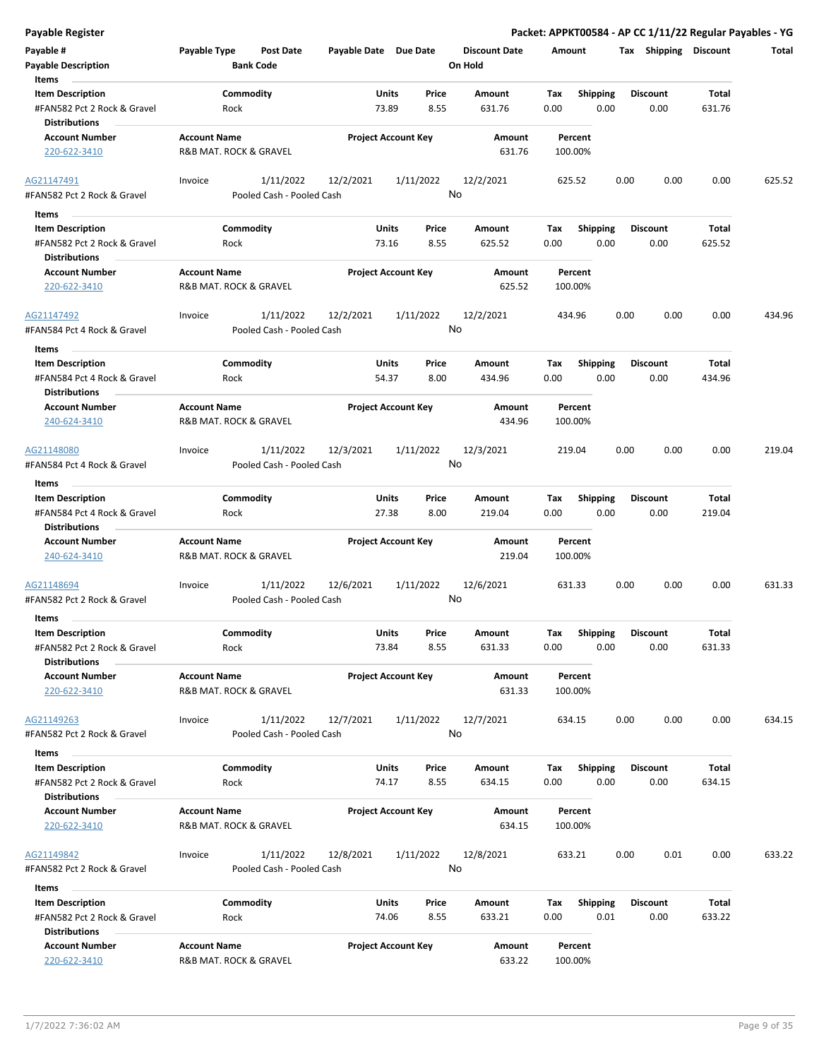## Payable Register

**Packet: APPKT00584 - AP CC 1/11/22 Regular Payables - YG**

| Payable # | Payable Type | Post Date | Payable Date | Due Date | Discount Date | Amount | Tax | Shipping | Discount | Total |
|---|---|---|---|---|---|---|---|---|---|---|
| Payable Description | | Bank Code | | | On Hold | | | | | |

**Items**

| Item Description | Commodity | Units | Price | Amount | Tax | Shipping | Discount | Total |
|---|---|---|---|---|---|---|---|---|
| #FAN582 Pct 2 Rock & Gravel | Rock | 73.89 | 8.55 | 631.76 | 0.00 | 0.00 | 0.00 | 631.76 |

**Distributions**

| Account Number | Account Name | Project Account Key | Amount | Percent |
|---|---|---|---|---|
| 220-622-3410 | R&B MAT. ROCK & GRAVEL | | 631.76 | 100.00% |

| Payable # | Payable Type | Post Date | Payable Date | Due Date | Discount Date | Amount | Tax | Shipping | Discount | Total |
|---|---|---|---|---|---|---|---|---|---|---|
| AG21147491 | Invoice | 1/11/2022 | 12/2/2021 | 1/11/2022 | 12/2/2021 | 625.52 | 0.00 | 0.00 | 0.00 | 625.52 |
| #FAN582 Pct 2 Rock & Gravel | | Pooled Cash - Pooled Cash | | | No | | | | | |

**Items**

| Item Description | Commodity | Units | Price | Amount | Tax | Shipping | Discount | Total |
|---|---|---|---|---|---|---|---|---|
| #FAN582 Pct 2 Rock & Gravel | Rock | 73.16 | 8.55 | 625.52 | 0.00 | 0.00 | 0.00 | 625.52 |

**Distributions**

| Account Number | Account Name | Project Account Key | Amount | Percent |
|---|---|---|---|---|
| 220-622-3410 | R&B MAT. ROCK & GRAVEL | | 625.52 | 100.00% |

| Payable # | Payable Type | Post Date | Payable Date | Due Date | Discount Date | Amount | Tax | Shipping | Discount | Total |
|---|---|---|---|---|---|---|---|---|---|---|
| AG21147492 | Invoice | 1/11/2022 | 12/2/2021 | 1/11/2022 | 12/2/2021 | 434.96 | 0.00 | 0.00 | 0.00 | 434.96 |
| #FAN584 Pct 4 Rock & Gravel | | Pooled Cash - Pooled Cash | | | No | | | | | |

**Items**

| Item Description | Commodity | Units | Price | Amount | Tax | Shipping | Discount | Total |
|---|---|---|---|---|---|---|---|---|
| #FAN584 Pct 4 Rock & Gravel | Rock | 54.37 | 8.00 | 434.96 | 0.00 | 0.00 | 0.00 | 434.96 |

**Distributions**

| Account Number | Account Name | Project Account Key | Amount | Percent |
|---|---|---|---|---|
| 240-624-3410 | R&B MAT. ROCK & GRAVEL | | 434.96 | 100.00% |

| Payable # | Payable Type | Post Date | Payable Date | Due Date | Discount Date | Amount | Tax | Shipping | Discount | Total |
|---|---|---|---|---|---|---|---|---|---|---|
| AG21148080 | Invoice | 1/11/2022 | 12/3/2021 | 1/11/2022 | 12/3/2021 | 219.04 | 0.00 | 0.00 | 0.00 | 219.04 |
| #FAN584 Pct 4 Rock & Gravel | | Pooled Cash - Pooled Cash | | | No | | | | | |

**Items**

| Item Description | Commodity | Units | Price | Amount | Tax | Shipping | Discount | Total |
|---|---|---|---|---|---|---|---|---|
| #FAN584 Pct 4 Rock & Gravel | Rock | 27.38 | 8.00 | 219.04 | 0.00 | 0.00 | 0.00 | 219.04 |

**Distributions**

| Account Number | Account Name | Project Account Key | Amount | Percent |
|---|---|---|---|---|
| 240-624-3410 | R&B MAT. ROCK & GRAVEL | | 219.04 | 100.00% |

| Payable # | Payable Type | Post Date | Payable Date | Due Date | Discount Date | Amount | Tax | Shipping | Discount | Total |
|---|---|---|---|---|---|---|---|---|---|---|
| AG21148694 | Invoice | 1/11/2022 | 12/6/2021 | 1/11/2022 | 12/6/2021 | 631.33 | 0.00 | 0.00 | 0.00 | 631.33 |
| #FAN582 Pct 2 Rock & Gravel | | Pooled Cash - Pooled Cash | | | No | | | | | |

**Items**

| Item Description | Commodity | Units | Price | Amount | Tax | Shipping | Discount | Total |
|---|---|---|---|---|---|---|---|---|
| #FAN582 Pct 2 Rock & Gravel | Rock | 73.84 | 8.55 | 631.33 | 0.00 | 0.00 | 0.00 | 631.33 |

**Distributions**

| Account Number | Account Name | Project Account Key | Amount | Percent |
|---|---|---|---|---|
| 220-622-3410 | R&B MAT. ROCK & GRAVEL | | 631.33 | 100.00% |

| Payable # | Payable Type | Post Date | Payable Date | Due Date | Discount Date | Amount | Tax | Shipping | Discount | Total |
|---|---|---|---|---|---|---|---|---|---|---|
| AG21149263 | Invoice | 1/11/2022 | 12/7/2021 | 1/11/2022 | 12/7/2021 | 634.15 | 0.00 | 0.00 | 0.00 | 634.15 |
| #FAN582 Pct 2 Rock & Gravel | | Pooled Cash - Pooled Cash | | | No | | | | | |

**Items**

| Item Description | Commodity | Units | Price | Amount | Tax | Shipping | Discount | Total |
|---|---|---|---|---|---|---|---|---|
| #FAN582 Pct 2 Rock & Gravel | Rock | 74.17 | 8.55 | 634.15 | 0.00 | 0.00 | 0.00 | 634.15 |

**Distributions**

| Account Number | Account Name | Project Account Key | Amount | Percent |
|---|---|---|---|---|
| 220-622-3410 | R&B MAT. ROCK & GRAVEL | | 634.15 | 100.00% |

| Payable # | Payable Type | Post Date | Payable Date | Due Date | Discount Date | Amount | Tax | Shipping | Discount | Total |
|---|---|---|---|---|---|---|---|---|---|---|
| AG21149842 | Invoice | 1/11/2022 | 12/8/2021 | 1/11/2022 | 12/8/2021 | 633.21 | 0.00 | 0.01 | 0.00 | 633.22 |
| #FAN582 Pct 2 Rock & Gravel | | Pooled Cash - Pooled Cash | | | No | | | | | |

**Items**

| Item Description | Commodity | Units | Price | Amount | Tax | Shipping | Discount | Total |
|---|---|---|---|---|---|---|---|---|
| #FAN582 Pct 2 Rock & Gravel | Rock | 74.06 | 8.55 | 633.21 | 0.00 | 0.01 | 0.00 | 633.22 |

**Distributions**

| Account Number | Account Name | Project Account Key | Amount | Percent |
|---|---|---|---|---|
| 220-622-3410 | R&B MAT. ROCK & GRAVEL | | 633.22 | 100.00% |

1/7/2022 7:36:02 AM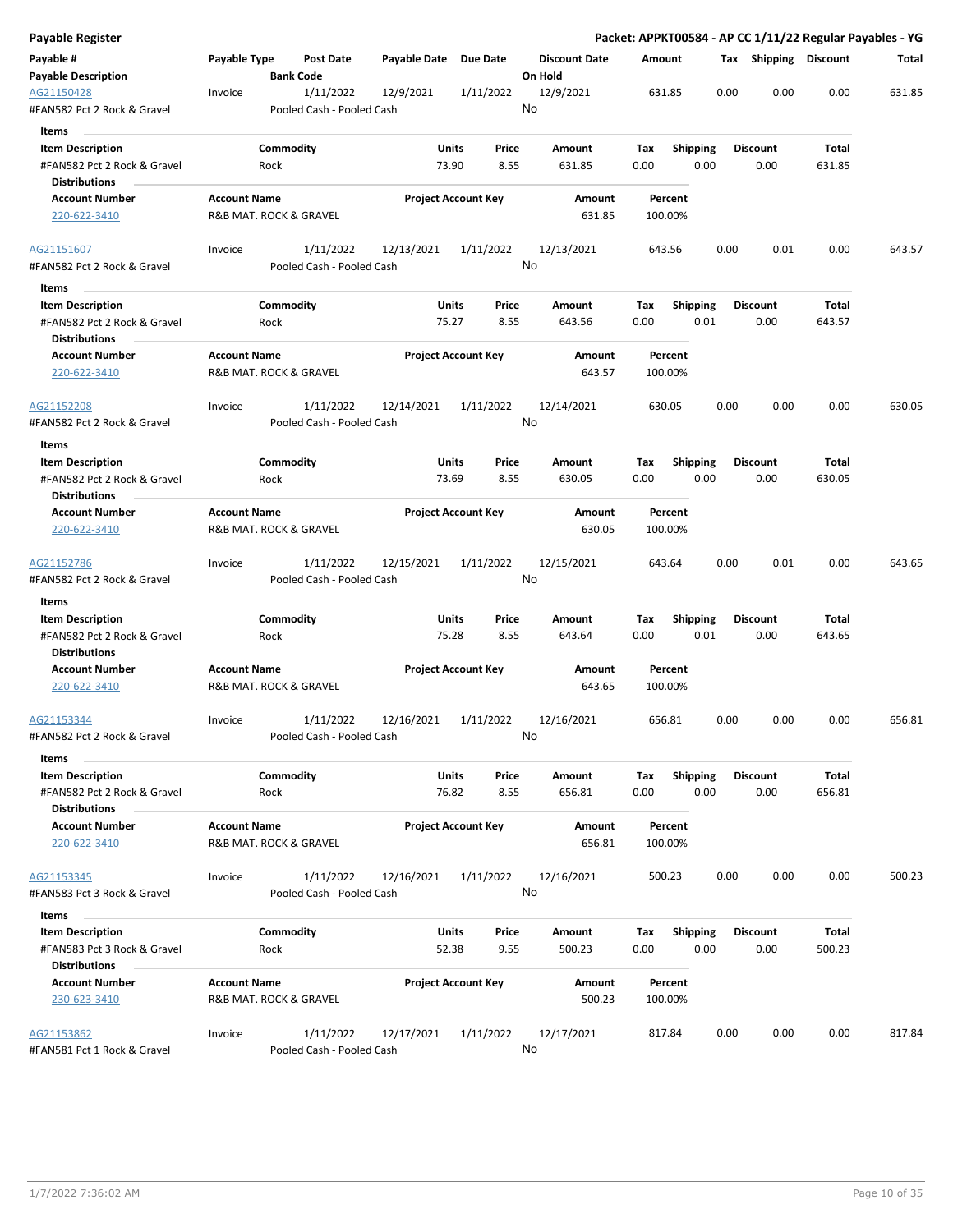**Payable Register** **Packet: APPKT00584 - AP CC 1/11/22 Regular Payables - YG**

| Payable # | Payable Type | Post Date | Payable Date | Due Date | Discount Date | Amount | Tax | Shipping | Discount | Total |
|---|---|---|---|---|---|---|---|---|---|---|
| **Payable Description** | | **Bank Code** | | | **On Hold** | | | | | |

AG21150428 | Invoice | 1/11/2022 | 12/9/2021 | 1/11/2022 | 12/9/2021 | 631.85 | 0.00 | 0.00 | 0.00 | 631.85

#FAN582 Pct 2 Rock & Gravel | Pooled Cash - Pooled Cash | On Hold: No

**Items**

| Item Description | Commodity | Units | Price | Amount | Tax | Shipping | Discount | Total |
|---|---|---|---|---|---|---|---|---|
| #FAN582 Pct 2 Rock & Gravel | Rock | 73.90 | 8.55 | 631.85 | 0.00 | 0.00 | 0.00 | 631.85 |

**Distributions**

| Account Number | Account Name | Project Account Key | Amount | Percent |
|---|---|---|---|---|
| 220-622-3410 | R&B MAT. ROCK & GRAVEL | | 631.85 | 100.00% |

AG21151607 | Invoice | 1/11/2022 | 12/13/2021 | 1/11/2022 | 12/13/2021 | 643.56 | 0.00 | 0.01 | 0.00 | 643.57

#FAN582 Pct 2 Rock & Gravel | Pooled Cash - Pooled Cash | On Hold: No

**Items**

| Item Description | Commodity | Units | Price | Amount | Tax | Shipping | Discount | Total |
|---|---|---|---|---|---|---|---|---|
| #FAN582 Pct 2 Rock & Gravel | Rock | 75.27 | 8.55 | 643.56 | 0.00 | 0.01 | 0.00 | 643.57 |

**Distributions**

| Account Number | Account Name | Project Account Key | Amount | Percent |
|---|---|---|---|---|
| 220-622-3410 | R&B MAT. ROCK & GRAVEL | | 643.57 | 100.00% |

AG21152208 | Invoice | 1/11/2022 | 12/14/2021 | 1/11/2022 | 12/14/2021 | 630.05 | 0.00 | 0.00 | 0.00 | 630.05

#FAN582 Pct 2 Rock & Gravel | Pooled Cash - Pooled Cash | On Hold: No

**Items**

| Item Description | Commodity | Units | Price | Amount | Tax | Shipping | Discount | Total |
|---|---|---|---|---|---|---|---|---|
| #FAN582 Pct 2 Rock & Gravel | Rock | 73.69 | 8.55 | 630.05 | 0.00 | 0.00 | 0.00 | 630.05 |

**Distributions**

| Account Number | Account Name | Project Account Key | Amount | Percent |
|---|---|---|---|---|
| 220-622-3410 | R&B MAT. ROCK & GRAVEL | | 630.05 | 100.00% |

AG21152786 | Invoice | 1/11/2022 | 12/15/2021 | 1/11/2022 | 12/15/2021 | 643.64 | 0.00 | 0.01 | 0.00 | 643.65

#FAN582 Pct 2 Rock & Gravel | Pooled Cash - Pooled Cash | On Hold: No

**Items**

| Item Description | Commodity | Units | Price | Amount | Tax | Shipping | Discount | Total |
|---|---|---|---|---|---|---|---|---|
| #FAN582 Pct 2 Rock & Gravel | Rock | 75.28 | 8.55 | 643.64 | 0.00 | 0.01 | 0.00 | 643.65 |

**Distributions**

| Account Number | Account Name | Project Account Key | Amount | Percent |
|---|---|---|---|---|
| 220-622-3410 | R&B MAT. ROCK & GRAVEL | | 643.65 | 100.00% |

AG21153344 | Invoice | 1/11/2022 | 12/16/2021 | 1/11/2022 | 12/16/2021 | 656.81 | 0.00 | 0.00 | 0.00 | 656.81

#FAN582 Pct 2 Rock & Gravel | Pooled Cash - Pooled Cash | On Hold: No

**Items**

| Item Description | Commodity | Units | Price | Amount | Tax | Shipping | Discount | Total |
|---|---|---|---|---|---|---|---|---|
| #FAN582 Pct 2 Rock & Gravel | Rock | 76.82 | 8.55 | 656.81 | 0.00 | 0.00 | 0.00 | 656.81 |

**Distributions**

| Account Number | Account Name | Project Account Key | Amount | Percent |
|---|---|---|---|---|
| 220-622-3410 | R&B MAT. ROCK & GRAVEL | | 656.81 | 100.00% |

AG21153345 | Invoice | 1/11/2022 | 12/16/2021 | 1/11/2022 | 12/16/2021 | 500.23 | 0.00 | 0.00 | 0.00 | 500.23

#FAN583 Pct 3 Rock & Gravel | Pooled Cash - Pooled Cash | On Hold: No

**Items**

| Item Description | Commodity | Units | Price | Amount | Tax | Shipping | Discount | Total |
|---|---|---|---|---|---|---|---|---|
| #FAN583 Pct 3 Rock & Gravel | Rock | 52.38 | 9.55 | 500.23 | 0.00 | 0.00 | 0.00 | 500.23 |

**Distributions**

| Account Number | Account Name | Project Account Key | Amount | Percent |
|---|---|---|---|---|
| 230-623-3410 | R&B MAT. ROCK & GRAVEL | | 500.23 | 100.00% |

AG21153862 | Invoice | 1/11/2022 | 12/17/2021 | 1/11/2022 | 12/17/2021 | 817.84 | 0.00 | 0.00 | 0.00 | 817.84

#FAN581 Pct 1 Rock & Gravel | Pooled Cash - Pooled Cash | On Hold: No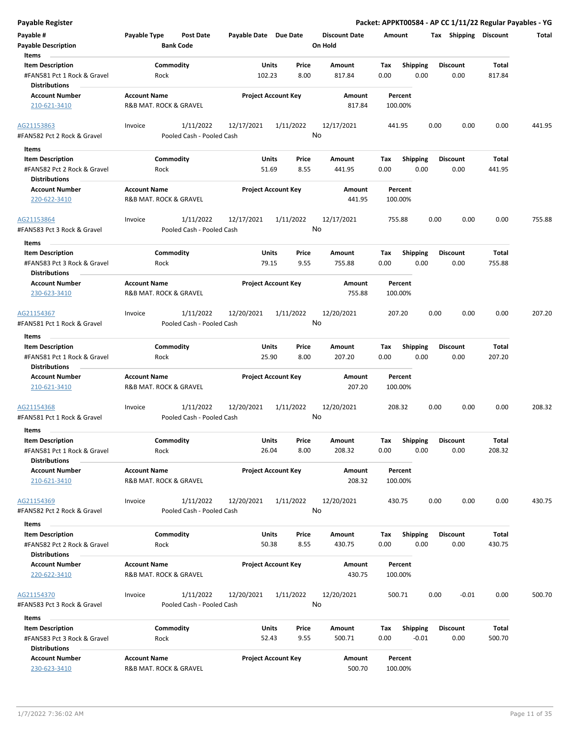# Payable Register

**Packet: APPKT00584 - AP CC 1/11/22 Regular Payables - YG**

| Payable # | Payable Type | Post Date | Payable Date | Due Date | Discount Date | Amount | Tax | Shipping | Discount | Total |
|---|---|---|---|---|---|---|---|---|---|---|
| **Payable Description** | | **Bank Code** | | | **On Hold** | | | | | |

**Items**

| Item Description | Commodity | Units | Price | Amount | Tax | Shipping | Discount | Total |
|---|---|---|---|---|---|---|---|---|
| #FAN581 Pct 1 Rock & Gravel | Rock | 102.23 | 8.00 | 817.84 | 0.00 | 0.00 | 0.00 | 817.84 |

**Distributions**

| Account Number | Account Name | Project Account Key | Amount | Percent |
|---|---|---|---|---|
| 210-621-3410 | R&B MAT. ROCK & GRAVEL | | 817.84 | 100.00% |

---

| Payable # | Payable Type | Post Date | Payable Date | Due Date | Discount Date | Amount | Tax | Shipping | Discount | Total |
|---|---|---|---|---|---|---|---|---|---|---|
| AG21153863 | Invoice | 1/11/2022 | 12/17/2021 | 1/11/2022 | 12/17/2021 | 441.95 | 0.00 | 0.00 | 0.00 | 441.95 |
| #FAN582 Pct 2 Rock & Gravel | | Pooled Cash - Pooled Cash | | | No | | | | | |

**Items**

| Item Description | Commodity | Units | Price | Amount | Tax | Shipping | Discount | Total |
|---|---|---|---|---|---|---|---|---|
| #FAN582 Pct 2 Rock & Gravel | Rock | 51.69 | 8.55 | 441.95 | 0.00 | 0.00 | 0.00 | 441.95 |

**Distributions**

| Account Number | Account Name | Project Account Key | Amount | Percent |
|---|---|---|---|---|
| 220-622-3410 | R&B MAT. ROCK & GRAVEL | | 441.95 | 100.00% |

---

| Payable # | Payable Type | Post Date | Payable Date | Due Date | Discount Date | Amount | Tax | Shipping | Discount | Total |
|---|---|---|---|---|---|---|---|---|---|---|
| AG21153864 | Invoice | 1/11/2022 | 12/17/2021 | 1/11/2022 | 12/17/2021 | 755.88 | 0.00 | 0.00 | 0.00 | 755.88 |
| #FAN583 Pct 3 Rock & Gravel | | Pooled Cash - Pooled Cash | | | No | | | | | |

**Items**

| Item Description | Commodity | Units | Price | Amount | Tax | Shipping | Discount | Total |
|---|---|---|---|---|---|---|---|---|
| #FAN583 Pct 3 Rock & Gravel | Rock | 79.15 | 9.55 | 755.88 | 0.00 | 0.00 | 0.00 | 755.88 |

**Distributions**

| Account Number | Account Name | Project Account Key | Amount | Percent |
|---|---|---|---|---|
| 230-623-3410 | R&B MAT. ROCK & GRAVEL | | 755.88 | 100.00% |

---

| Payable # | Payable Type | Post Date | Payable Date | Due Date | Discount Date | Amount | Tax | Shipping | Discount | Total |
|---|---|---|---|---|---|---|---|---|---|---|
| AG21154367 | Invoice | 1/11/2022 | 12/20/2021 | 1/11/2022 | 12/20/2021 | 207.20 | 0.00 | 0.00 | 0.00 | 207.20 |
| #FAN581 Pct 1 Rock & Gravel | | Pooled Cash - Pooled Cash | | | No | | | | | |

**Items**

| Item Description | Commodity | Units | Price | Amount | Tax | Shipping | Discount | Total |
|---|---|---|---|---|---|---|---|---|
| #FAN581 Pct 1 Rock & Gravel | Rock | 25.90 | 8.00 | 207.20 | 0.00 | 0.00 | 0.00 | 207.20 |

**Distributions**

| Account Number | Account Name | Project Account Key | Amount | Percent |
|---|---|---|---|---|
| 210-621-3410 | R&B MAT. ROCK & GRAVEL | | 207.20 | 100.00% |

---

| Payable # | Payable Type | Post Date | Payable Date | Due Date | Discount Date | Amount | Tax | Shipping | Discount | Total |
|---|---|---|---|---|---|---|---|---|---|---|
| AG21154368 | Invoice | 1/11/2022 | 12/20/2021 | 1/11/2022 | 12/20/2021 | 208.32 | 0.00 | 0.00 | 0.00 | 208.32 |
| #FAN581 Pct 1 Rock & Gravel | | Pooled Cash - Pooled Cash | | | No | | | | | |

**Items**

| Item Description | Commodity | Units | Price | Amount | Tax | Shipping | Discount | Total |
|---|---|---|---|---|---|---|---|---|
| #FAN581 Pct 1 Rock & Gravel | Rock | 26.04 | 8.00 | 208.32 | 0.00 | 0.00 | 0.00 | 208.32 |

**Distributions**

| Account Number | Account Name | Project Account Key | Amount | Percent |
|---|---|---|---|---|
| 210-621-3410 | R&B MAT. ROCK & GRAVEL | | 208.32 | 100.00% |

---

| Payable # | Payable Type | Post Date | Payable Date | Due Date | Discount Date | Amount | Tax | Shipping | Discount | Total |
|---|---|---|---|---|---|---|---|---|---|---|
| AG21154369 | Invoice | 1/11/2022 | 12/20/2021 | 1/11/2022 | 12/20/2021 | 430.75 | 0.00 | 0.00 | 0.00 | 430.75 |
| #FAN582 Pct 2 Rock & Gravel | | Pooled Cash - Pooled Cash | | | No | | | | | |

**Items**

| Item Description | Commodity | Units | Price | Amount | Tax | Shipping | Discount | Total |
|---|---|---|---|---|---|---|---|---|
| #FAN582 Pct 2 Rock & Gravel | Rock | 50.38 | 8.55 | 430.75 | 0.00 | 0.00 | 0.00 | 430.75 |

**Distributions**

| Account Number | Account Name | Project Account Key | Amount | Percent |
|---|---|---|---|---|
| 220-622-3410 | R&B MAT. ROCK & GRAVEL | | 430.75 | 100.00% |

---

| Payable # | Payable Type | Post Date | Payable Date | Due Date | Discount Date | Amount | Tax | Shipping | Discount | Total |
|---|---|---|---|---|---|---|---|---|---|---|
| AG21154370 | Invoice | 1/11/2022 | 12/20/2021 | 1/11/2022 | 12/20/2021 | 500.71 | 0.00 | -0.01 | 0.00 | 500.70 |
| #FAN583 Pct 3 Rock & Gravel | | Pooled Cash - Pooled Cash | | | No | | | | | |

**Items**

| Item Description | Commodity | Units | Price | Amount | Tax | Shipping | Discount | Total |
|---|---|---|---|---|---|---|---|---|
| #FAN583 Pct 3 Rock & Gravel | Rock | 52.43 | 9.55 | 500.71 | 0.00 | -0.01 | 0.00 | 500.70 |

**Distributions**

| Account Number | Account Name | Project Account Key | Amount | Percent |
|---|---|---|---|---|
| 230-623-3410 | R&B MAT. ROCK & GRAVEL | | 500.70 | 100.00% |

1/7/2022 7:36:02 AM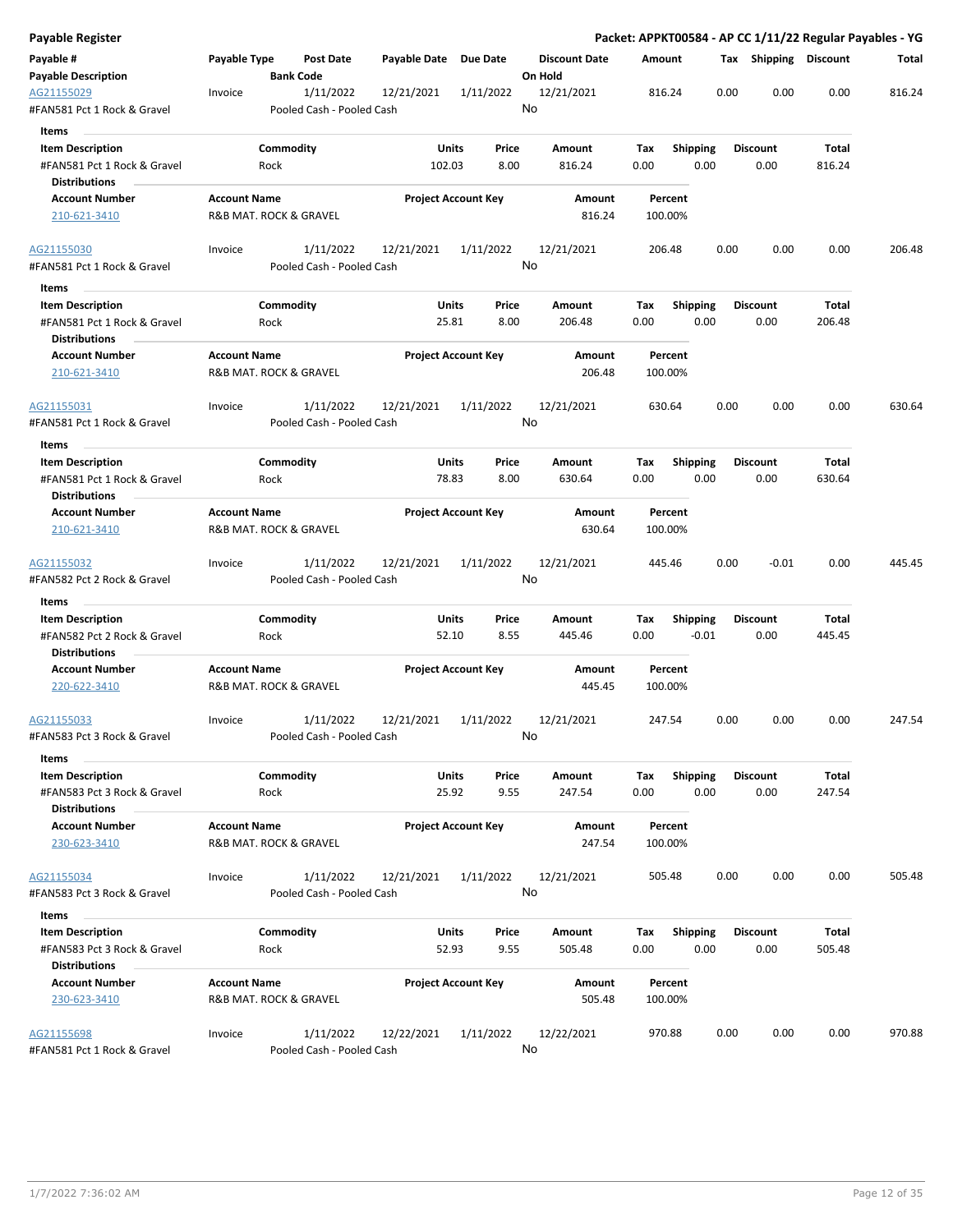**Payable Register** — **Packet: APPKT00584 - AP CC 1/11/22 Regular Payables - YG**

| Payable # | Payable Type | Post Date | Payable Date | Due Date | Discount Date | Amount | Tax | Shipping | Discount | Total |
|---|---|---|---|---|---|---|---|---|---|---|
| **Payable Description** | | **Bank Code** | | | **On Hold** | | | | | |

AG21155029 | Invoice | 1/11/2022 | 12/21/2021 | 1/11/2022 | 12/21/2021 | 816.24 | 0.00 | 0.00 | 0.00 | 816.24

#FAN581 Pct 1 Rock & Gravel | Pooled Cash - Pooled Cash | On Hold: No

**Items**

| Item Description | Commodity | Units | Price | Amount | Tax | Shipping | Discount | Total |
|---|---|---|---|---|---|---|---|---|
| #FAN581 Pct 1 Rock & Gravel | Rock | 102.03 | 8.00 | 816.24 | 0.00 | 0.00 | 0.00 | 816.24 |

**Distributions**

| Account Number | Account Name | Project Account Key | Amount | Percent |
|---|---|---|---|---|
| 210-621-3410 | R&B MAT. ROCK & GRAVEL | | 816.24 | 100.00% |

AG21155030 | Invoice | 1/11/2022 | 12/21/2021 | 1/11/2022 | 12/21/2021 | 206.48 | 0.00 | 0.00 | 0.00 | 206.48

#FAN581 Pct 1 Rock & Gravel | Pooled Cash - Pooled Cash | On Hold: No

**Items**

| Item Description | Commodity | Units | Price | Amount | Tax | Shipping | Discount | Total |
|---|---|---|---|---|---|---|---|---|
| #FAN581 Pct 1 Rock & Gravel | Rock | 25.81 | 8.00 | 206.48 | 0.00 | 0.00 | 0.00 | 206.48 |

**Distributions**

| Account Number | Account Name | Project Account Key | Amount | Percent |
|---|---|---|---|---|
| 210-621-3410 | R&B MAT. ROCK & GRAVEL | | 206.48 | 100.00% |

AG21155031 | Invoice | 1/11/2022 | 12/21/2021 | 1/11/2022 | 12/21/2021 | 630.64 | 0.00 | 0.00 | 0.00 | 630.64

#FAN581 Pct 1 Rock & Gravel | Pooled Cash - Pooled Cash | On Hold: No

**Items**

| Item Description | Commodity | Units | Price | Amount | Tax | Shipping | Discount | Total |
|---|---|---|---|---|---|---|---|---|
| #FAN581 Pct 1 Rock & Gravel | Rock | 78.83 | 8.00 | 630.64 | 0.00 | 0.00 | 0.00 | 630.64 |

**Distributions**

| Account Number | Account Name | Project Account Key | Amount | Percent |
|---|---|---|---|---|
| 210-621-3410 | R&B MAT. ROCK & GRAVEL | | 630.64 | 100.00% |

AG21155032 | Invoice | 1/11/2022 | 12/21/2021 | 1/11/2022 | 12/21/2021 | 445.46 | 0.00 | -0.01 | 0.00 | 445.45

#FAN582 Pct 2 Rock & Gravel | Pooled Cash - Pooled Cash | On Hold: No

**Items**

| Item Description | Commodity | Units | Price | Amount | Tax | Shipping | Discount | Total |
|---|---|---|---|---|---|---|---|---|
| #FAN582 Pct 2 Rock & Gravel | Rock | 52.10 | 8.55 | 445.46 | 0.00 | -0.01 | 0.00 | 445.45 |

**Distributions**

| Account Number | Account Name | Project Account Key | Amount | Percent |
|---|---|---|---|---|
| 220-622-3410 | R&B MAT. ROCK & GRAVEL | | 445.45 | 100.00% |

AG21155033 | Invoice | 1/11/2022 | 12/21/2021 | 1/11/2022 | 12/21/2021 | 247.54 | 0.00 | 0.00 | 0.00 | 247.54

#FAN583 Pct 3 Rock & Gravel | Pooled Cash - Pooled Cash | On Hold: No

**Items**

| Item Description | Commodity | Units | Price | Amount | Tax | Shipping | Discount | Total |
|---|---|---|---|---|---|---|---|---|
| #FAN583 Pct 3 Rock & Gravel | Rock | 25.92 | 9.55 | 247.54 | 0.00 | 0.00 | 0.00 | 247.54 |

**Distributions**

| Account Number | Account Name | Project Account Key | Amount | Percent |
|---|---|---|---|---|
| 230-623-3410 | R&B MAT. ROCK & GRAVEL | | 247.54 | 100.00% |

AG21155034 | Invoice | 1/11/2022 | 12/21/2021 | 1/11/2022 | 12/21/2021 | 505.48 | 0.00 | 0.00 | 0.00 | 505.48

#FAN583 Pct 3 Rock & Gravel | Pooled Cash - Pooled Cash | On Hold: No

**Items**

| Item Description | Commodity | Units | Price | Amount | Tax | Shipping | Discount | Total |
|---|---|---|---|---|---|---|---|---|
| #FAN583 Pct 3 Rock & Gravel | Rock | 52.93 | 9.55 | 505.48 | 0.00 | 0.00 | 0.00 | 505.48 |

**Distributions**

| Account Number | Account Name | Project Account Key | Amount | Percent |
|---|---|---|---|---|
| 230-623-3410 | R&B MAT. ROCK & GRAVEL | | 505.48 | 100.00% |

AG21155698 | Invoice | 1/11/2022 | 12/22/2021 | 1/11/2022 | 12/22/2021 | 970.88 | 0.00 | 0.00 | 0.00 | 970.88

#FAN581 Pct 1 Rock & Gravel | Pooled Cash - Pooled Cash | On Hold: No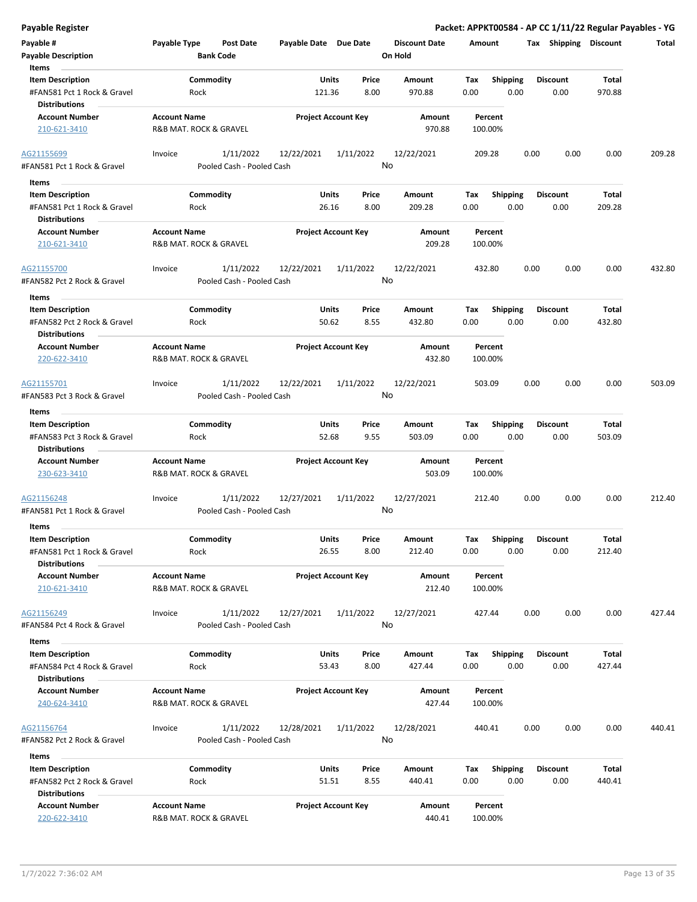**Payable Register** — **Packet: APPKT00584 - AP CC 1/11/22 Regular Payables - YG**

| Payable # | Payable Type | Post Date | Payable Date | Due Date | Discount Date | Amount | Tax | Shipping | Discount | Total |
|---|---|---|---|---|---|---|---|---|---|---|
| **Payable Description** | | **Bank Code** | | | **On Hold** | | | | | |

**Items**

| Item Description | Commodity | Units | Price | Amount | Tax | Shipping | Discount | Total |
|---|---|---|---|---|---|---|---|---|
| #FAN581 Pct 1 Rock & Gravel | Rock | 121.36 | 8.00 | 970.88 | 0.00 | 0.00 | 0.00 | 970.88 |

**Distributions**

| Account Number | Account Name | Project Account Key | Amount | Percent |
|---|---|---|---|---|
| 210-621-3410 | R&B MAT. ROCK & GRAVEL | | 970.88 | 100.00% |

| Payable # | Payable Type | Post Date | Payable Date | Due Date | Discount Date | Amount | Tax | Shipping | Discount | Total |
|---|---|---|---|---|---|---|---|---|---|---|
| AG21155699 | Invoice | 1/11/2022 | 12/22/2021 | 1/11/2022 | 12/22/2021 | 209.28 | 0.00 | 0.00 | 0.00 | 209.28 |
| #FAN581 Pct 1 Rock & Gravel | | Pooled Cash - Pooled Cash | | | No | | | | | |

**Items**

| Item Description | Commodity | Units | Price | Amount | Tax | Shipping | Discount | Total |
|---|---|---|---|---|---|---|---|---|
| #FAN581 Pct 1 Rock & Gravel | Rock | 26.16 | 8.00 | 209.28 | 0.00 | 0.00 | 0.00 | 209.28 |

**Distributions**

| Account Number | Account Name | Project Account Key | Amount | Percent |
|---|---|---|---|---|
| 210-621-3410 | R&B MAT. ROCK & GRAVEL | | 209.28 | 100.00% |

| Payable # | Payable Type | Post Date | Payable Date | Due Date | Discount Date | Amount | Tax | Shipping | Discount | Total |
|---|---|---|---|---|---|---|---|---|---|---|
| AG21155700 | Invoice | 1/11/2022 | 12/22/2021 | 1/11/2022 | 12/22/2021 | 432.80 | 0.00 | 0.00 | 0.00 | 432.80 |
| #FAN582 Pct 2 Rock & Gravel | | Pooled Cash - Pooled Cash | | | No | | | | | |

**Items**

| Item Description | Commodity | Units | Price | Amount | Tax | Shipping | Discount | Total |
|---|---|---|---|---|---|---|---|---|
| #FAN582 Pct 2 Rock & Gravel | Rock | 50.62 | 8.55 | 432.80 | 0.00 | 0.00 | 0.00 | 432.80 |

**Distributions**

| Account Number | Account Name | Project Account Key | Amount | Percent |
|---|---|---|---|---|
| 220-622-3410 | R&B MAT. ROCK & GRAVEL | | 432.80 | 100.00% |

| Payable # | Payable Type | Post Date | Payable Date | Due Date | Discount Date | Amount | Tax | Shipping | Discount | Total |
|---|---|---|---|---|---|---|---|---|---|---|
| AG21155701 | Invoice | 1/11/2022 | 12/22/2021 | 1/11/2022 | 12/22/2021 | 503.09 | 0.00 | 0.00 | 0.00 | 503.09 |
| #FAN583 Pct 3 Rock & Gravel | | Pooled Cash - Pooled Cash | | | No | | | | | |

**Items**

| Item Description | Commodity | Units | Price | Amount | Tax | Shipping | Discount | Total |
|---|---|---|---|---|---|---|---|---|
| #FAN583 Pct 3 Rock & Gravel | Rock | 52.68 | 9.55 | 503.09 | 0.00 | 0.00 | 0.00 | 503.09 |

**Distributions**

| Account Number | Account Name | Project Account Key | Amount | Percent |
|---|---|---|---|---|
| 230-623-3410 | R&B MAT. ROCK & GRAVEL | | 503.09 | 100.00% |

| Payable # | Payable Type | Post Date | Payable Date | Due Date | Discount Date | Amount | Tax | Shipping | Discount | Total |
|---|---|---|---|---|---|---|---|---|---|---|
| AG21156248 | Invoice | 1/11/2022 | 12/27/2021 | 1/11/2022 | 12/27/2021 | 212.40 | 0.00 | 0.00 | 0.00 | 212.40 |
| #FAN581 Pct 1 Rock & Gravel | | Pooled Cash - Pooled Cash | | | No | | | | | |

**Items**

| Item Description | Commodity | Units | Price | Amount | Tax | Shipping | Discount | Total |
|---|---|---|---|---|---|---|---|---|
| #FAN581 Pct 1 Rock & Gravel | Rock | 26.55 | 8.00 | 212.40 | 0.00 | 0.00 | 0.00 | 212.40 |

**Distributions**

| Account Number | Account Name | Project Account Key | Amount | Percent |
|---|---|---|---|---|
| 210-621-3410 | R&B MAT. ROCK & GRAVEL | | 212.40 | 100.00% |

| Payable # | Payable Type | Post Date | Payable Date | Due Date | Discount Date | Amount | Tax | Shipping | Discount | Total |
|---|---|---|---|---|---|---|---|---|---|---|
| AG21156249 | Invoice | 1/11/2022 | 12/27/2021 | 1/11/2022 | 12/27/2021 | 427.44 | 0.00 | 0.00 | 0.00 | 427.44 |
| #FAN584 Pct 4 Rock & Gravel | | Pooled Cash - Pooled Cash | | | No | | | | | |

**Items**

| Item Description | Commodity | Units | Price | Amount | Tax | Shipping | Discount | Total |
|---|---|---|---|---|---|---|---|---|
| #FAN584 Pct 4 Rock & Gravel | Rock | 53.43 | 8.00 | 427.44 | 0.00 | 0.00 | 0.00 | 427.44 |

**Distributions**

| Account Number | Account Name | Project Account Key | Amount | Percent |
|---|---|---|---|---|
| 240-624-3410 | R&B MAT. ROCK & GRAVEL | | 427.44 | 100.00% |

| Payable # | Payable Type | Post Date | Payable Date | Due Date | Discount Date | Amount | Tax | Shipping | Discount | Total |
|---|---|---|---|---|---|---|---|---|---|---|
| AG21156764 | Invoice | 1/11/2022 | 12/28/2021 | 1/11/2022 | 12/28/2021 | 440.41 | 0.00 | 0.00 | 0.00 | 440.41 |
| #FAN582 Pct 2 Rock & Gravel | | Pooled Cash - Pooled Cash | | | No | | | | | |

**Items**

| Item Description | Commodity | Units | Price | Amount | Tax | Shipping | Discount | Total |
|---|---|---|---|---|---|---|---|---|
| #FAN582 Pct 2 Rock & Gravel | Rock | 51.51 | 8.55 | 440.41 | 0.00 | 0.00 | 0.00 | 440.41 |

**Distributions**

| Account Number | Account Name | Project Account Key | Amount | Percent |
|---|---|---|---|---|
| 220-622-3410 | R&B MAT. ROCK & GRAVEL | | 440.41 | 100.00% |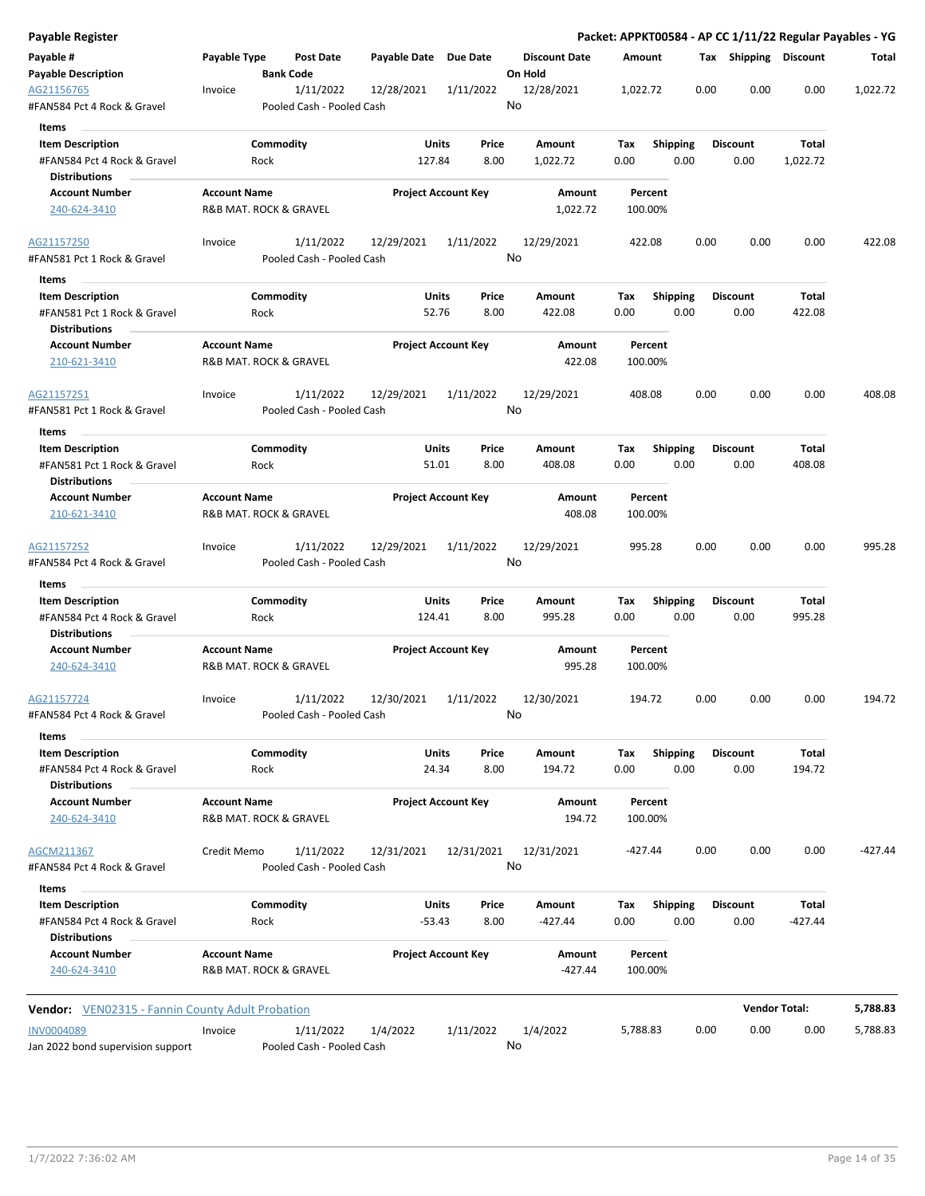# Payable Register

**Packet: APPKT00584 - AP CC 1/11/22 Regular Payables - YG**

| Payable # / Payable Description | Payable Type | Post Date / Bank Code | Payable Date | Due Date | Discount Date / On Hold | Amount | Tax | Shipping | Discount | Total |
|---|---|---|---|---|---|---|---|---|---|---|
| AG21156765 | Invoice | 1/11/2022 | 12/28/2021 | 1/11/2022 | 12/28/2021 | 1,022.72 | 0.00 | 0.00 | 0.00 | 1,022.72 |
| #FAN584 Pct 4 Rock & Gravel | | Pooled Cash - Pooled Cash | | | No | | | | | |

**Items**

| Item Description | Commodity | Units | Price | Amount | Tax | Shipping | Discount | Total |
|---|---|---|---|---|---|---|---|---|
| #FAN584 Pct 4 Rock & Gravel | Rock | 127.84 | 8.00 | 1,022.72 | 0.00 | 0.00 | 0.00 | 1,022.72 |

**Distributions**

| Account Number | Account Name | Project Account Key | Amount | Percent |
|---|---|---|---|---|
| 240-624-3410 | R&B MAT. ROCK & GRAVEL | | 1,022.72 | 100.00% |

| Payable # / Payable Description | Payable Type | Post Date / Bank Code | Payable Date | Due Date | Discount Date / On Hold | Amount | Tax | Shipping | Discount | Total |
|---|---|---|---|---|---|---|---|---|---|---|
| AG21157250 | Invoice | 1/11/2022 | 12/29/2021 | 1/11/2022 | 12/29/2021 | 422.08 | 0.00 | 0.00 | 0.00 | 422.08 |
| #FAN581 Pct 1 Rock & Gravel | | Pooled Cash - Pooled Cash | | | No | | | | | |

**Items**

| Item Description | Commodity | Units | Price | Amount | Tax | Shipping | Discount | Total |
|---|---|---|---|---|---|---|---|---|
| #FAN581 Pct 1 Rock & Gravel | Rock | 52.76 | 8.00 | 422.08 | 0.00 | 0.00 | 0.00 | 422.08 |

**Distributions**

| Account Number | Account Name | Project Account Key | Amount | Percent |
|---|---|---|---|---|
| 210-621-3410 | R&B MAT. ROCK & GRAVEL | | 422.08 | 100.00% |

| Payable # / Payable Description | Payable Type | Post Date / Bank Code | Payable Date | Due Date | Discount Date / On Hold | Amount | Tax | Shipping | Discount | Total |
|---|---|---|---|---|---|---|---|---|---|---|
| AG21157251 | Invoice | 1/11/2022 | 12/29/2021 | 1/11/2022 | 12/29/2021 | 408.08 | 0.00 | 0.00 | 0.00 | 408.08 |
| #FAN581 Pct 1 Rock & Gravel | | Pooled Cash - Pooled Cash | | | No | | | | | |

**Items**

| Item Description | Commodity | Units | Price | Amount | Tax | Shipping | Discount | Total |
|---|---|---|---|---|---|---|---|---|
| #FAN581 Pct 1 Rock & Gravel | Rock | 51.01 | 8.00 | 408.08 | 0.00 | 0.00 | 0.00 | 408.08 |

**Distributions**

| Account Number | Account Name | Project Account Key | Amount | Percent |
|---|---|---|---|---|
| 210-621-3410 | R&B MAT. ROCK & GRAVEL | | 408.08 | 100.00% |

| Payable # / Payable Description | Payable Type | Post Date / Bank Code | Payable Date | Due Date | Discount Date / On Hold | Amount | Tax | Shipping | Discount | Total |
|---|---|---|---|---|---|---|---|---|---|---|
| AG21157252 | Invoice | 1/11/2022 | 12/29/2021 | 1/11/2022 | 12/29/2021 | 995.28 | 0.00 | 0.00 | 0.00 | 995.28 |
| #FAN584 Pct 4 Rock & Gravel | | Pooled Cash - Pooled Cash | | | No | | | | | |

**Items**

| Item Description | Commodity | Units | Price | Amount | Tax | Shipping | Discount | Total |
|---|---|---|---|---|---|---|---|---|
| #FAN584 Pct 4 Rock & Gravel | Rock | 124.41 | 8.00 | 995.28 | 0.00 | 0.00 | 0.00 | 995.28 |

**Distributions**

| Account Number | Account Name | Project Account Key | Amount | Percent |
|---|---|---|---|---|
| 240-624-3410 | R&B MAT. ROCK & GRAVEL | | 995.28 | 100.00% |

| Payable # / Payable Description | Payable Type | Post Date / Bank Code | Payable Date | Due Date | Discount Date / On Hold | Amount | Tax | Shipping | Discount | Total |
|---|---|---|---|---|---|---|---|---|---|---|
| AG21157724 | Invoice | 1/11/2022 | 12/30/2021 | 1/11/2022 | 12/30/2021 | 194.72 | 0.00 | 0.00 | 0.00 | 194.72 |
| #FAN584 Pct 4 Rock & Gravel | | Pooled Cash - Pooled Cash | | | No | | | | | |

**Items**

| Item Description | Commodity | Units | Price | Amount | Tax | Shipping | Discount | Total |
|---|---|---|---|---|---|---|---|---|
| #FAN584 Pct 4 Rock & Gravel | Rock | 24.34 | 8.00 | 194.72 | 0.00 | 0.00 | 0.00 | 194.72 |

**Distributions**

| Account Number | Account Name | Project Account Key | Amount | Percent |
|---|---|---|---|---|
| 240-624-3410 | R&B MAT. ROCK & GRAVEL | | 194.72 | 100.00% |

| Payable # / Payable Description | Payable Type | Post Date / Bank Code | Payable Date | Due Date | Discount Date / On Hold | Amount | Tax | Shipping | Discount | Total |
|---|---|---|---|---|---|---|---|---|---|---|
| AGCM211367 | Credit Memo | 1/11/2022 | 12/31/2021 | 12/31/2021 | 12/31/2021 | -427.44 | 0.00 | 0.00 | 0.00 | -427.44 |
| #FAN584 Pct 4 Rock & Gravel | | Pooled Cash - Pooled Cash | | | No | | | | | |

**Items**

| Item Description | Commodity | Units | Price | Amount | Tax | Shipping | Discount | Total |
|---|---|---|---|---|---|---|---|---|
| #FAN584 Pct 4 Rock & Gravel | Rock | -53.43 | 8.00 | -427.44 | 0.00 | 0.00 | 0.00 | -427.44 |

**Distributions**

| Account Number | Account Name | Project Account Key | Amount | Percent |
|---|---|---|---|---|
| 240-624-3410 | R&B MAT. ROCK & GRAVEL | | -427.44 | 100.00% |

**Vendor:** VEN02315 - Fannin County Adult Probation — **Vendor Total:** **5,788.83**

| Payable # / Payable Description | Payable Type | Post Date / Bank Code | Payable Date | Due Date | Discount Date / On Hold | Amount | Tax | Shipping | Discount | Total |
|---|---|---|---|---|---|---|---|---|---|---|
| INV0004089 | Invoice | 1/11/2022 | 1/4/2022 | 1/11/2022 | 1/4/2022 | 5,788.83 | 0.00 | 0.00 | 0.00 | 5,788.83 |
| Jan 2022 bond supervision support | | Pooled Cash - Pooled Cash | | | No | | | | | |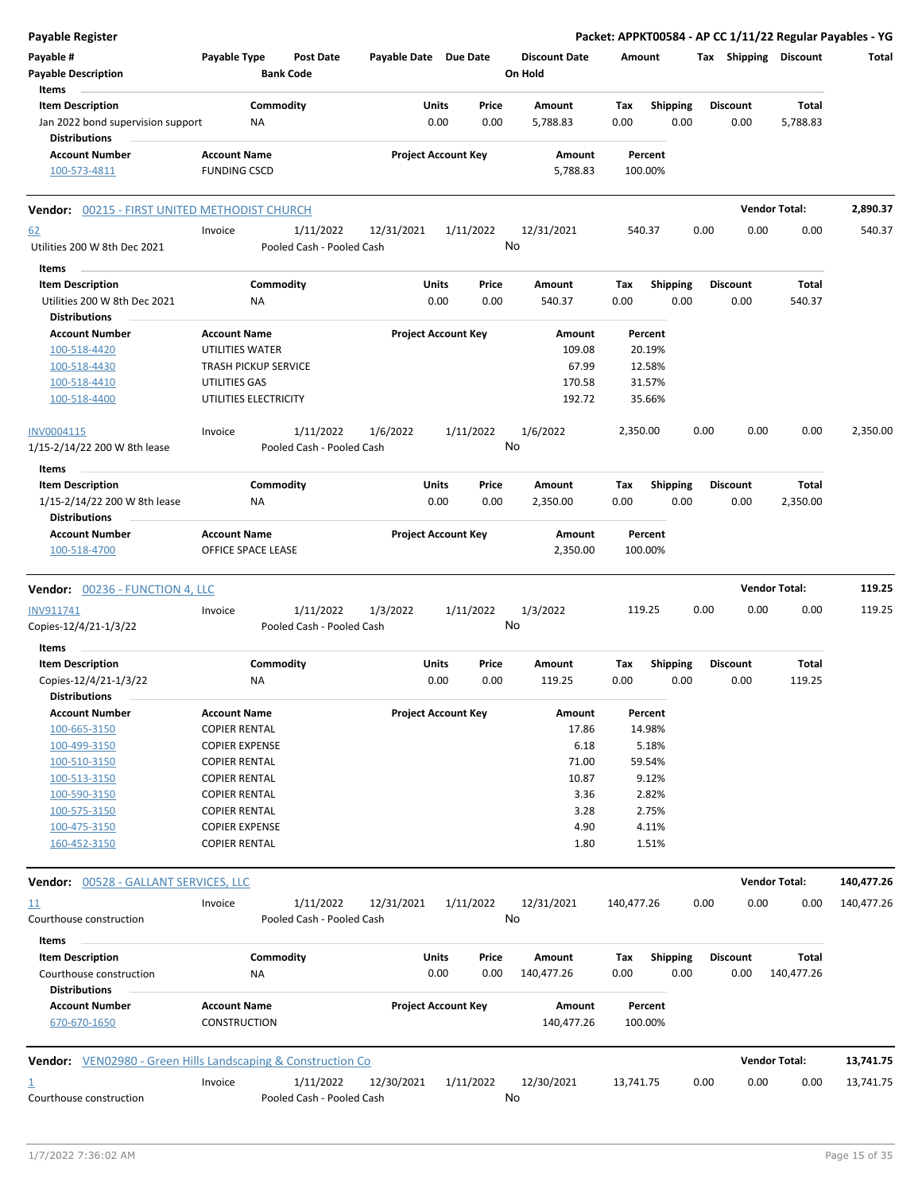**Payable Register** — **Packet: APPKT00584 - AP CC 1/11/22 Regular Payables - YG**

| Payable # | Payable Type | Post Date | Payable Date | Due Date | Discount Date | Amount | Tax | Shipping | Discount | Total |
|---|---|---|---|---|---|---|---|---|---|---|
| Payable Description | | Bank Code | | | On Hold | | | | | |

**Items**

| Item Description | Commodity | Units | Price | Amount | Tax | Shipping | Discount | Total |
|---|---|---|---|---|---|---|---|---|
| Jan 2022 bond supervision support | NA | 0.00 | 0.00 | 5,788.83 | 0.00 | 0.00 | 0.00 | 5,788.83 |

**Distributions**

| Account Number | Account Name | Project Account Key | Amount | Percent |
|---|---|---|---|---|
| 100-573-4811 | FUNDING CSCD | | 5,788.83 | 100.00% |

---

**Vendor: 00215 - FIRST UNITED METHODIST CHURCH** — **Vendor Total: 2,890.37**

| Payable # | Payable Type | Post Date | Payable Date | Due Date | Discount Date | Amount | Tax | Shipping | Discount | Total |
|---|---|---|---|---|---|---|---|---|---|---|
| 62 | Invoice | 1/11/2022 | 12/31/2021 | 1/11/2022 | 12/31/2021 | 540.37 | 0.00 | 0.00 | 0.00 | 540.37 |
| Utilities 200 W 8th Dec 2021 | | Pooled Cash - Pooled Cash | | | No | | | | | |

**Items**

| Item Description | Commodity | Units | Price | Amount | Tax | Shipping | Discount | Total |
|---|---|---|---|---|---|---|---|---|
| Utilities 200 W 8th Dec 2021 | NA | 0.00 | 0.00 | 540.37 | 0.00 | 0.00 | 0.00 | 540.37 |

**Distributions**

| Account Number | Account Name | Project Account Key | Amount | Percent |
|---|---|---|---|---|
| 100-518-4420 | UTILITIES WATER | | 109.08 | 20.19% |
| 100-518-4430 | TRASH PICKUP SERVICE | | 67.99 | 12.58% |
| 100-518-4410 | UTILITIES GAS | | 170.58 | 31.57% |
| 100-518-4400 | UTILITIES ELECTRICITY | | 192.72 | 35.66% |

| Payable # | Payable Type | Post Date | Payable Date | Due Date | Discount Date | Amount | Tax | Shipping | Discount | Total |
|---|---|---|---|---|---|---|---|---|---|---|
| INV0004115 | Invoice | 1/11/2022 | 1/6/2022 | 1/11/2022 | 1/6/2022 | 2,350.00 | 0.00 | 0.00 | 0.00 | 2,350.00 |
| 1/15-2/14/22 200 W 8th lease | | Pooled Cash - Pooled Cash | | | No | | | | | |

**Items**

| Item Description | Commodity | Units | Price | Amount | Tax | Shipping | Discount | Total |
|---|---|---|---|---|---|---|---|---|
| 1/15-2/14/22 200 W 8th lease | NA | 0.00 | 0.00 | 2,350.00 | 0.00 | 0.00 | 0.00 | 2,350.00 |

**Distributions**

| Account Number | Account Name | Project Account Key | Amount | Percent |
|---|---|---|---|---|
| 100-518-4700 | OFFICE SPACE LEASE | | 2,350.00 | 100.00% |

---

**Vendor: 00236 - FUNCTION 4, LLC** — **Vendor Total: 119.25**

| Payable # | Payable Type | Post Date | Payable Date | Due Date | Discount Date | Amount | Tax | Shipping | Discount | Total |
|---|---|---|---|---|---|---|---|---|---|---|
| INV911741 | Invoice | 1/11/2022 | 1/3/2022 | 1/11/2022 | 1/3/2022 | 119.25 | 0.00 | 0.00 | 0.00 | 119.25 |
| Copies-12/4/21-1/3/22 | | Pooled Cash - Pooled Cash | | | No | | | | | |

**Items**

| Item Description | Commodity | Units | Price | Amount | Tax | Shipping | Discount | Total |
|---|---|---|---|---|---|---|---|---|
| Copies-12/4/21-1/3/22 | NA | 0.00 | 0.00 | 119.25 | 0.00 | 0.00 | 0.00 | 119.25 |

**Distributions**

| Account Number | Account Name | Project Account Key | Amount | Percent |
|---|---|---|---|---|
| 100-665-3150 | COPIER RENTAL | | 17.86 | 14.98% |
| 100-499-3150 | COPIER EXPENSE | | 6.18 | 5.18% |
| 100-510-3150 | COPIER RENTAL | | 71.00 | 59.54% |
| 100-513-3150 | COPIER RENTAL | | 10.87 | 9.12% |
| 100-590-3150 | COPIER RENTAL | | 3.36 | 2.82% |
| 100-575-3150 | COPIER RENTAL | | 3.28 | 2.75% |
| 100-475-3150 | COPIER EXPENSE | | 4.90 | 4.11% |
| 160-452-3150 | COPIER RENTAL | | 1.80 | 1.51% |

---

**Vendor: 00528 - GALLANT SERVICES, LLC** — **Vendor Total: 140,477.26**

| Payable # | Payable Type | Post Date | Payable Date | Due Date | Discount Date | Amount | Tax | Shipping | Discount | Total |
|---|---|---|---|---|---|---|---|---|---|---|
| 11 | Invoice | 1/11/2022 | 12/31/2021 | 1/11/2022 | 12/31/2021 | 140,477.26 | 0.00 | 0.00 | 0.00 | 140,477.26 |
| Courthouse construction | | Pooled Cash - Pooled Cash | | | No | | | | | |

**Items**

| Item Description | Commodity | Units | Price | Amount | Tax | Shipping | Discount | Total |
|---|---|---|---|---|---|---|---|---|
| Courthouse construction | NA | 0.00 | 0.00 | 140,477.26 | 0.00 | 0.00 | 0.00 | 140,477.26 |

**Distributions**

| Account Number | Account Name | Project Account Key | Amount | Percent |
|---|---|---|---|---|
| 670-670-1650 | CONSTRUCTION | | 140,477.26 | 100.00% |

---

**Vendor: VEN02980 - Green Hills Landscaping & Construction Co** — **Vendor Total: 13,741.75**

| Payable # | Payable Type | Post Date | Payable Date | Due Date | Discount Date | Amount | Tax | Shipping | Discount | Total |
|---|---|---|---|---|---|---|---|---|---|---|
| 1 | Invoice | 1/11/2022 | 12/30/2021 | 1/11/2022 | 12/30/2021 | 13,741.75 | 0.00 | 0.00 | 0.00 | 13,741.75 |
| Courthouse construction | | Pooled Cash - Pooled Cash | | | No | | | | | |

1/7/2022 7:36:02 AM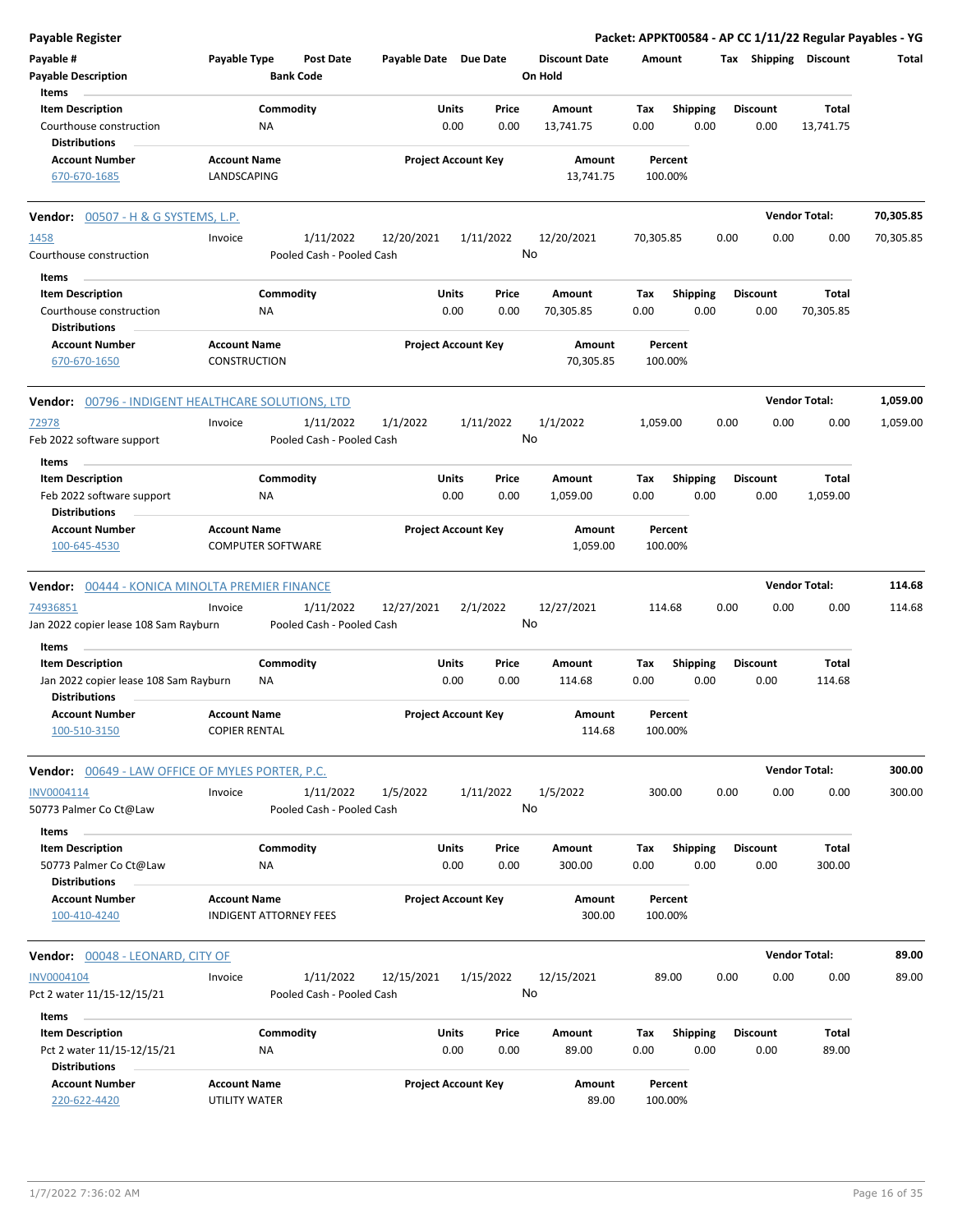**Payable Register**

**Packet: APPKT00584 - AP CC 1/11/22 Regular Payables - YG**

| Payable # | Payable Type | Post Date | Payable Date | Due Date | Discount Date | Amount | Tax | Shipping | Discount | Total |
|---|---|---|---|---|---|---|---|---|---|---|
| **Payable Description** | | **Bank Code** | | | **On Hold** | | | | | |

**Items**

| Item Description | Commodity | Units | Price | Amount | Tax | Shipping | Discount | Total |
|---|---|---|---|---|---|---|---|---|
| Courthouse construction | NA | 0.00 | 0.00 | 13,741.75 | 0.00 | 0.00 | 0.00 | 13,741.75 |

**Distributions**

| Account Number | Account Name | Project Account Key | Amount | Percent |
|---|---|---|---|---|
| 670-670-1685 | LANDSCAPING | | 13,741.75 | 100.00% |

---

**Vendor:** 00507 - H & G SYSTEMS, L.P. — **Vendor Total:** 70,305.85

| Payable # | Payable Type | Post Date | Payable Date | Due Date | Discount Date | Amount | Tax | Shipping | Discount | Total |
|---|---|---|---|---|---|---|---|---|---|---|
| 1458 | Invoice | 1/11/2022 | 12/20/2021 | 1/11/2022 | 12/20/2021 | 70,305.85 | 0.00 | 0.00 | 0.00 | 70,305.85 |
| Courthouse construction | | Pooled Cash - Pooled Cash | | | No | | | | | |

**Items**

| Item Description | Commodity | Units | Price | Amount | Tax | Shipping | Discount | Total |
|---|---|---|---|---|---|---|---|---|
| Courthouse construction | NA | 0.00 | 0.00 | 70,305.85 | 0.00 | 0.00 | 0.00 | 70,305.85 |

**Distributions**

| Account Number | Account Name | Project Account Key | Amount | Percent |
|---|---|---|---|---|
| 670-670-1650 | CONSTRUCTION | | 70,305.85 | 100.00% |

---

**Vendor:** 00796 - INDIGENT HEALTHCARE SOLUTIONS, LTD — **Vendor Total:** 1,059.00

| Payable # | Payable Type | Post Date | Payable Date | Due Date | Discount Date | Amount | Tax | Shipping | Discount | Total |
|---|---|---|---|---|---|---|---|---|---|---|
| 72978 | Invoice | 1/11/2022 | 1/1/2022 | 1/11/2022 | 1/1/2022 | 1,059.00 | 0.00 | 0.00 | 0.00 | 1,059.00 |
| Feb 2022 software support | | Pooled Cash - Pooled Cash | | | No | | | | | |

**Items**

| Item Description | Commodity | Units | Price | Amount | Tax | Shipping | Discount | Total |
|---|---|---|---|---|---|---|---|---|
| Feb 2022 software support | NA | 0.00 | 0.00 | 1,059.00 | 0.00 | 0.00 | 0.00 | 1,059.00 |

**Distributions**

| Account Number | Account Name | Project Account Key | Amount | Percent |
|---|---|---|---|---|
| 100-645-4530 | COMPUTER SOFTWARE | | 1,059.00 | 100.00% |

---

**Vendor:** 00444 - KONICA MINOLTA PREMIER FINANCE — **Vendor Total:** 114.68

| Payable # | Payable Type | Post Date | Payable Date | Due Date | Discount Date | Amount | Tax | Shipping | Discount | Total |
|---|---|---|---|---|---|---|---|---|---|---|
| 74936851 | Invoice | 1/11/2022 | 12/27/2021 | 2/1/2022 | 12/27/2021 | 114.68 | 0.00 | 0.00 | 0.00 | 114.68 |
| Jan 2022 copier lease 108 Sam Rayburn | | Pooled Cash - Pooled Cash | | | No | | | | | |

**Items**

| Item Description | Commodity | Units | Price | Amount | Tax | Shipping | Discount | Total |
|---|---|---|---|---|---|---|---|---|
| Jan 2022 copier lease 108 Sam Rayburn | NA | 0.00 | 0.00 | 114.68 | 0.00 | 0.00 | 0.00 | 114.68 |

**Distributions**

| Account Number | Account Name | Project Account Key | Amount | Percent |
|---|---|---|---|---|
| 100-510-3150 | COPIER RENTAL | | 114.68 | 100.00% |

---

**Vendor:** 00649 - LAW OFFICE OF MYLES PORTER, P.C. — **Vendor Total:** 300.00

| Payable # | Payable Type | Post Date | Payable Date | Due Date | Discount Date | Amount | Tax | Shipping | Discount | Total |
|---|---|---|---|---|---|---|---|---|---|---|
| INV0004114 | Invoice | 1/11/2022 | 1/5/2022 | 1/11/2022 | 1/5/2022 | 300.00 | 0.00 | 0.00 | 0.00 | 300.00 |
| 50773 Palmer Co Ct@Law | | Pooled Cash - Pooled Cash | | | No | | | | | |

**Items**

| Item Description | Commodity | Units | Price | Amount | Tax | Shipping | Discount | Total |
|---|---|---|---|---|---|---|---|---|
| 50773 Palmer Co Ct@Law | NA | 0.00 | 0.00 | 300.00 | 0.00 | 0.00 | 0.00 | 300.00 |

**Distributions**

| Account Number | Account Name | Project Account Key | Amount | Percent |
|---|---|---|---|---|
| 100-410-4240 | INDIGENT ATTORNEY FEES | | 300.00 | 100.00% |

---

**Vendor:** 00048 - LEONARD, CITY OF — **Vendor Total:** 89.00

| Payable # | Payable Type | Post Date | Payable Date | Due Date | Discount Date | Amount | Tax | Shipping | Discount | Total |
|---|---|---|---|---|---|---|---|---|---|---|
| INV0004104 | Invoice | 1/11/2022 | 12/15/2021 | 1/15/2022 | 12/15/2021 | 89.00 | 0.00 | 0.00 | 0.00 | 89.00 |
| Pct 2 water 11/15-12/15/21 | | Pooled Cash - Pooled Cash | | | No | | | | | |

**Items**

| Item Description | Commodity | Units | Price | Amount | Tax | Shipping | Discount | Total |
|---|---|---|---|---|---|---|---|---|
| Pct 2 water 11/15-12/15/21 | NA | 0.00 | 0.00 | 89.00 | 0.00 | 0.00 | 0.00 | 89.00 |

**Distributions**

| Account Number | Account Name | Project Account Key | Amount | Percent |
|---|---|---|---|---|
| 220-622-4420 | UTILITY WATER | | 89.00 | 100.00% |

1/7/2022 7:36:02 AM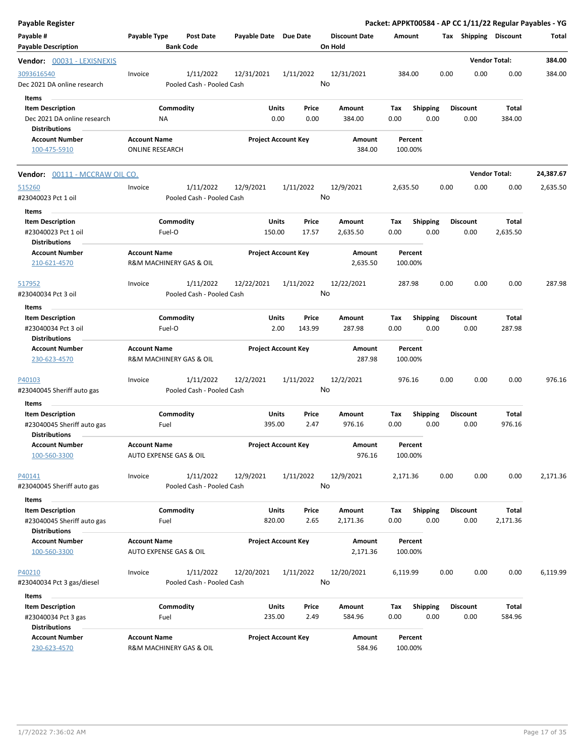# Payable Register

**Packet: APPKT00584 - AP CC 1/11/22 Regular Payables - YG**

| Payable # / Payable Description | Payable Type | Post Date / Bank Code | Payable Date | Due Date | Discount Date / On Hold | Amount | Tax | Shipping | Discount | Total |
|---|---|---|---|---|---|---|---|---|---|---|

## Vendor: 00031 - LEXISNEXIS

**Vendor Total: 384.00**

| Payable # | Payable Type | Post Date | Payable Date | Due Date | Discount Date | Amount | Tax | Shipping | Discount | Total |
|---|---|---|---|---|---|---|---|---|---|---|
| 3093616540 | Invoice | 1/11/2022 | 12/31/2021 | 1/11/2022 | 12/31/2021 | 384.00 | 0.00 | 0.00 | 0.00 | 384.00 |
| Dec 2021 DA online research | | Pooled Cash - Pooled Cash | | | No | | | | | |

**Items**

| Item Description | Commodity | Units | Price | Amount | Tax | Shipping | Discount | Total |
|---|---|---|---|---|---|---|---|---|
| Dec 2021 DA online research | NA | 0.00 | 0.00 | 384.00 | 0.00 | 0.00 | 0.00 | 384.00 |

**Distributions**

| Account Number | Account Name | Project Account Key | Amount | Percent |
|---|---|---|---|---|
| 100-475-5910 | ONLINE RESEARCH | | 384.00 | 100.00% |

## Vendor: 00111 - MCCRAW OIL CO.

**Vendor Total: 24,387.67**

| Payable # | Payable Type | Post Date | Payable Date | Due Date | Discount Date | Amount | Tax | Shipping | Discount | Total |
|---|---|---|---|---|---|---|---|---|---|---|
| 515260 | Invoice | 1/11/2022 | 12/9/2021 | 1/11/2022 | 12/9/2021 | 2,635.50 | 0.00 | 0.00 | 0.00 | 2,635.50 |
| #23040023 Pct 1 oil | | Pooled Cash - Pooled Cash | | | No | | | | | |

**Items**

| Item Description | Commodity | Units | Price | Amount | Tax | Shipping | Discount | Total |
|---|---|---|---|---|---|---|---|---|
| #23040023 Pct 1 oil | Fuel-O | 150.00 | 17.57 | 2,635.50 | 0.00 | 0.00 | 0.00 | 2,635.50 |

**Distributions**

| Account Number | Account Name | Project Account Key | Amount | Percent |
|---|---|---|---|---|
| 210-621-4570 | R&M MACHINERY GAS & OIL | | 2,635.50 | 100.00% |

| Payable # | Payable Type | Post Date | Payable Date | Due Date | Discount Date | Amount | Tax | Shipping | Discount | Total |
|---|---|---|---|---|---|---|---|---|---|---|
| 517952 | Invoice | 1/11/2022 | 12/22/2021 | 1/11/2022 | 12/22/2021 | 287.98 | 0.00 | 0.00 | 0.00 | 287.98 |
| #23040034 Pct 3 oil | | Pooled Cash - Pooled Cash | | | No | | | | | |

**Items**

| Item Description | Commodity | Units | Price | Amount | Tax | Shipping | Discount | Total |
|---|---|---|---|---|---|---|---|---|
| #23040034 Pct 3 oil | Fuel-O | 2.00 | 143.99 | 287.98 | 0.00 | 0.00 | 0.00 | 287.98 |

**Distributions**

| Account Number | Account Name | Project Account Key | Amount | Percent |
|---|---|---|---|---|
| 230-623-4570 | R&M MACHINERY GAS & OIL | | 287.98 | 100.00% |

| Payable # | Payable Type | Post Date | Payable Date | Due Date | Discount Date | Amount | Tax | Shipping | Discount | Total |
|---|---|---|---|---|---|---|---|---|---|---|
| P40103 | Invoice | 1/11/2022 | 12/2/2021 | 1/11/2022 | 12/2/2021 | 976.16 | 0.00 | 0.00 | 0.00 | 976.16 |
| #23040045 Sheriff auto gas | | Pooled Cash - Pooled Cash | | | No | | | | | |

**Items**

| Item Description | Commodity | Units | Price | Amount | Tax | Shipping | Discount | Total |
|---|---|---|---|---|---|---|---|---|
| #23040045 Sheriff auto gas | Fuel | 395.00 | 2.47 | 976.16 | 0.00 | 0.00 | 0.00 | 976.16 |

**Distributions**

| Account Number | Account Name | Project Account Key | Amount | Percent |
|---|---|---|---|---|
| 100-560-3300 | AUTO EXPENSE GAS & OIL | | 976.16 | 100.00% |

| Payable # | Payable Type | Post Date | Payable Date | Due Date | Discount Date | Amount | Tax | Shipping | Discount | Total |
|---|---|---|---|---|---|---|---|---|---|---|
| P40141 | Invoice | 1/11/2022 | 12/9/2021 | 1/11/2022 | 12/9/2021 | 2,171.36 | 0.00 | 0.00 | 0.00 | 2,171.36 |
| #23040045 Sheriff auto gas | | Pooled Cash - Pooled Cash | | | No | | | | | |

**Items**

| Item Description | Commodity | Units | Price | Amount | Tax | Shipping | Discount | Total |
|---|---|---|---|---|---|---|---|---|
| #23040045 Sheriff auto gas | Fuel | 820.00 | 2.65 | 2,171.36 | 0.00 | 0.00 | 0.00 | 2,171.36 |

**Distributions**

| Account Number | Account Name | Project Account Key | Amount | Percent |
|---|---|---|---|---|
| 100-560-3300 | AUTO EXPENSE GAS & OIL | | 2,171.36 | 100.00% |

| Payable # | Payable Type | Post Date | Payable Date | Due Date | Discount Date | Amount | Tax | Shipping | Discount | Total |
|---|---|---|---|---|---|---|---|---|---|---|
| P40210 | Invoice | 1/11/2022 | 12/20/2021 | 1/11/2022 | 12/20/2021 | 6,119.99 | 0.00 | 0.00 | 0.00 | 6,119.99 |
| #23040034 Pct 3 gas/diesel | | Pooled Cash - Pooled Cash | | | No | | | | | |

**Items**

| Item Description | Commodity | Units | Price | Amount | Tax | Shipping | Discount | Total |
|---|---|---|---|---|---|---|---|---|
| #23040034 Pct 3 gas | Fuel | 235.00 | 2.49 | 584.96 | 0.00 | 0.00 | 0.00 | 584.96 |

**Distributions**

| Account Number | Account Name | Project Account Key | Amount | Percent |
|---|---|---|---|---|
| 230-623-4570 | R&M MACHINERY GAS & OIL | | 584.96 | 100.00% |

1/7/2022 7:36:02 AM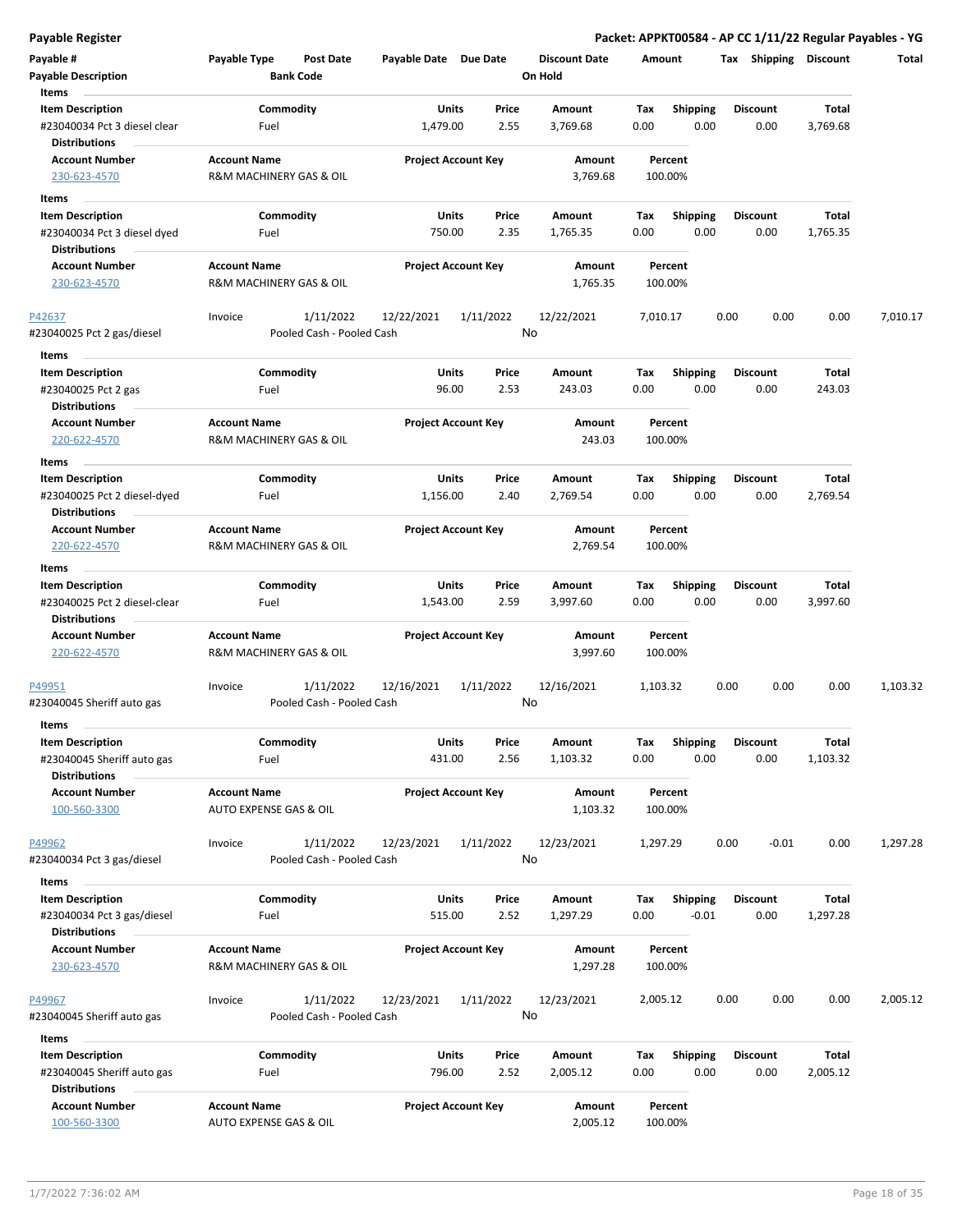# Payable Register

**Packet: APPKT00584 - AP CC 1/11/22 Regular Payables - YG**

| Payable # | Payable Type | Post Date | Payable Date | Due Date | Discount Date | Amount | Tax | Shipping | Discount | Total |
|---|---|---|---|---|---|---|---|---|---|---|
| Payable Description | | Bank Code | | | On Hold | | | | | |

**Items**

| Item Description | Commodity | Units | Price | Amount | Tax | Shipping | Discount | Total |
|---|---|---|---|---|---|---|---|---|
| #23040034 Pct 3 diesel clear | Fuel | 1,479.00 | 2.55 | 3,769.68 | 0.00 | 0.00 | 0.00 | 3,769.68 |

**Distributions**

| Account Number | Account Name | Project Account Key | Amount | Percent |
|---|---|---|---|---|
| 230-623-4570 | R&M MACHINERY GAS & OIL | | 3,769.68 | 100.00% |

**Items**

| Item Description | Commodity | Units | Price | Amount | Tax | Shipping | Discount | Total |
|---|---|---|---|---|---|---|---|---|
| #23040034 Pct 3 diesel dyed | Fuel | 750.00 | 2.35 | 1,765.35 | 0.00 | 0.00 | 0.00 | 1,765.35 |

**Distributions**

| Account Number | Account Name | Project Account Key | Amount | Percent |
|---|---|---|---|---|
| 230-623-4570 | R&M MACHINERY GAS & OIL | | 1,765.35 | 100.00% |

| Payable # | Payable Type | Post Date | Payable Date | Due Date | Discount Date | Amount | Tax | Shipping | Discount | Total |
|---|---|---|---|---|---|---|---|---|---|---|
| P42637 | Invoice | 1/11/2022 | 12/22/2021 | 1/11/2022 | 12/22/2021 | 7,010.17 | 0.00 | 0.00 | 0.00 | 7,010.17 |
| #23040025 Pct 2 gas/diesel | | Pooled Cash - Pooled Cash | | | No | | | | | |

**Items**

| Item Description | Commodity | Units | Price | Amount | Tax | Shipping | Discount | Total |
|---|---|---|---|---|---|---|---|---|
| #23040025 Pct 2 gas | Fuel | 96.00 | 2.53 | 243.03 | 0.00 | 0.00 | 0.00 | 243.03 |

**Distributions**

| Account Number | Account Name | Project Account Key | Amount | Percent |
|---|---|---|---|---|
| 220-622-4570 | R&M MACHINERY GAS & OIL | | 243.03 | 100.00% |

**Items**

| Item Description | Commodity | Units | Price | Amount | Tax | Shipping | Discount | Total |
|---|---|---|---|---|---|---|---|---|
| #23040025 Pct 2 diesel-dyed | Fuel | 1,156.00 | 2.40 | 2,769.54 | 0.00 | 0.00 | 0.00 | 2,769.54 |

**Distributions**

| Account Number | Account Name | Project Account Key | Amount | Percent |
|---|---|---|---|---|
| 220-622-4570 | R&M MACHINERY GAS & OIL | | 2,769.54 | 100.00% |

**Items**

| Item Description | Commodity | Units | Price | Amount | Tax | Shipping | Discount | Total |
|---|---|---|---|---|---|---|---|---|
| #23040025 Pct 2 diesel-clear | Fuel | 1,543.00 | 2.59 | 3,997.60 | 0.00 | 0.00 | 0.00 | 3,997.60 |

**Distributions**

| Account Number | Account Name | Project Account Key | Amount | Percent |
|---|---|---|---|---|
| 220-622-4570 | R&M MACHINERY GAS & OIL | | 3,997.60 | 100.00% |

| Payable # | Payable Type | Post Date | Payable Date | Due Date | Discount Date | Amount | Tax | Shipping | Discount | Total |
|---|---|---|---|---|---|---|---|---|---|---|
| P49951 | Invoice | 1/11/2022 | 12/16/2021 | 1/11/2022 | 12/16/2021 | 1,103.32 | 0.00 | 0.00 | 0.00 | 1,103.32 |
| #23040045 Sheriff auto gas | | Pooled Cash - Pooled Cash | | | No | | | | | |

**Items**

| Item Description | Commodity | Units | Price | Amount | Tax | Shipping | Discount | Total |
|---|---|---|---|---|---|---|---|---|
| #23040045 Sheriff auto gas | Fuel | 431.00 | 2.56 | 1,103.32 | 0.00 | 0.00 | 0.00 | 1,103.32 |

**Distributions**

| Account Number | Account Name | Project Account Key | Amount | Percent |
|---|---|---|---|---|
| 100-560-3300 | AUTO EXPENSE GAS & OIL | | 1,103.32 | 100.00% |

| Payable # | Payable Type | Post Date | Payable Date | Due Date | Discount Date | Amount | Tax | Shipping | Discount | Total |
|---|---|---|---|---|---|---|---|---|---|---|
| P49962 | Invoice | 1/11/2022 | 12/23/2021 | 1/11/2022 | 12/23/2021 | 1,297.29 | 0.00 | -0.01 | 0.00 | 1,297.28 |
| #23040034 Pct 3 gas/diesel | | Pooled Cash - Pooled Cash | | | No | | | | | |

**Items**

| Item Description | Commodity | Units | Price | Amount | Tax | Shipping | Discount | Total |
|---|---|---|---|---|---|---|---|---|
| #23040034 Pct 3 gas/diesel | Fuel | 515.00 | 2.52 | 1,297.29 | 0.00 | -0.01 | 0.00 | 1,297.28 |

**Distributions**

| Account Number | Account Name | Project Account Key | Amount | Percent |
|---|---|---|---|---|
| 230-623-4570 | R&M MACHINERY GAS & OIL | | 1,297.28 | 100.00% |

| Payable # | Payable Type | Post Date | Payable Date | Due Date | Discount Date | Amount | Tax | Shipping | Discount | Total |
|---|---|---|---|---|---|---|---|---|---|---|
| P49967 | Invoice | 1/11/2022 | 12/23/2021 | 1/11/2022 | 12/23/2021 | 2,005.12 | 0.00 | 0.00 | 0.00 | 2,005.12 |
| #23040045 Sheriff auto gas | | Pooled Cash - Pooled Cash | | | No | | | | | |

**Items**

| Item Description | Commodity | Units | Price | Amount | Tax | Shipping | Discount | Total |
|---|---|---|---|---|---|---|---|---|
| #23040045 Sheriff auto gas | Fuel | 796.00 | 2.52 | 2,005.12 | 0.00 | 0.00 | 0.00 | 2,005.12 |

**Distributions**

| Account Number | Account Name | Project Account Key | Amount | Percent |
|---|---|---|---|---|
| 100-560-3300 | AUTO EXPENSE GAS & OIL | | 2,005.12 | 100.00% |

1/7/2022 7:36:02 AM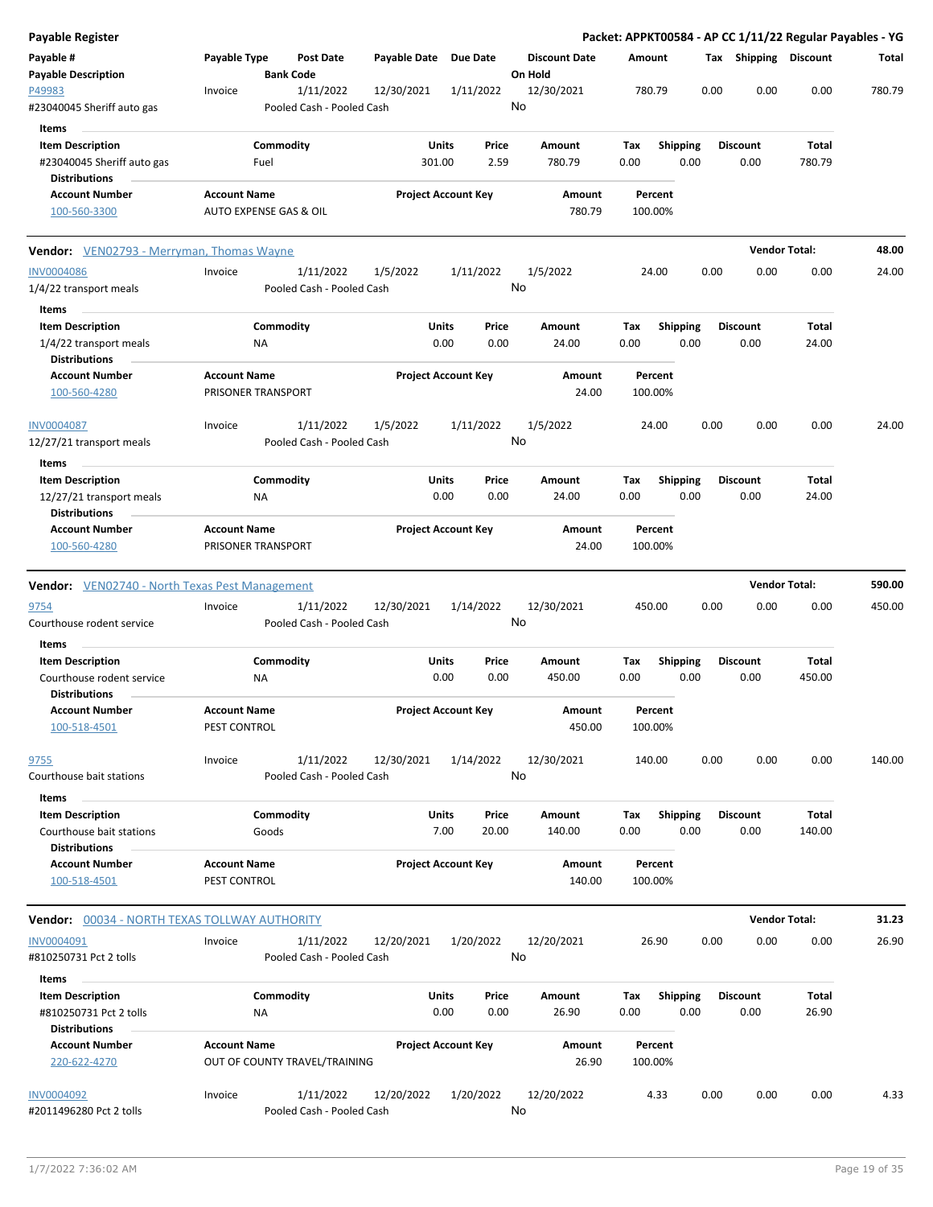**Payable Register** — **Packet: APPKT00584 - AP CC 1/11/22 Regular Payables - YG**

| Payable # / Payable Description | Payable Type | Post Date / Bank Code | Payable Date | Due Date | Discount Date / On Hold | Amount | Tax | Shipping | Discount | Total |
|---|---|---|---|---|---|---|---|---|---|---|
| P49983<br>#23040045 Sheriff auto gas | Invoice | 1/11/2022<br>Pooled Cash - Pooled Cash | 12/30/2021 | 1/11/2022 | 12/30/2021<br>No | 780.79 | 0.00 | 0.00 | 0.00 | 780.79 |

Items

| Item Description | Commodity | Units | Price | Amount | Tax | Shipping | Discount | Total |
|---|---|---|---|---|---|---|---|---|
| #23040045 Sheriff auto gas | Fuel | 301.00 | 2.59 | 780.79 | 0.00 | 0.00 | 0.00 | 780.79 |

Distributions

| Account Number | Account Name | Project Account Key | Amount | Percent |
|---|---|---|---|---|
| 100-560-3300 | AUTO EXPENSE GAS & OIL | | 780.79 | 100.00% |

**Vendor: VEN02793 - Merryman, Thomas Wayne** — **Vendor Total: 48.00**

| Payable # / Payable Description | Payable Type | Post Date / Bank Code | Payable Date | Due Date | Discount Date / On Hold | Amount | Tax | Shipping | Discount | Total |
|---|---|---|---|---|---|---|---|---|---|---|
| INV0004086<br>1/4/22 transport meals | Invoice | 1/11/2022<br>Pooled Cash - Pooled Cash | 1/5/2022 | 1/11/2022 | 1/5/2022<br>No | 24.00 | 0.00 | 0.00 | 0.00 | 24.00 |

Items

| Item Description | Commodity | Units | Price | Amount | Tax | Shipping | Discount | Total |
|---|---|---|---|---|---|---|---|---|
| 1/4/22 transport meals | NA | 0.00 | 0.00 | 24.00 | 0.00 | 0.00 | 0.00 | 24.00 |

Distributions

| Account Number | Account Name | Project Account Key | Amount | Percent |
|---|---|---|---|---|
| 100-560-4280 | PRISONER TRANSPORT | | 24.00 | 100.00% |

| Payable # / Payable Description | Payable Type | Post Date / Bank Code | Payable Date | Due Date | Discount Date / On Hold | Amount | Tax | Shipping | Discount | Total |
|---|---|---|---|---|---|---|---|---|---|---|
| INV0004087<br>12/27/21 transport meals | Invoice | 1/11/2022<br>Pooled Cash - Pooled Cash | 1/5/2022 | 1/11/2022 | 1/5/2022<br>No | 24.00 | 0.00 | 0.00 | 0.00 | 24.00 |

Items

| Item Description | Commodity | Units | Price | Amount | Tax | Shipping | Discount | Total |
|---|---|---|---|---|---|---|---|---|
| 12/27/21 transport meals | NA | 0.00 | 0.00 | 24.00 | 0.00 | 0.00 | 0.00 | 24.00 |

Distributions

| Account Number | Account Name | Project Account Key | Amount | Percent |
|---|---|---|---|---|
| 100-560-4280 | PRISONER TRANSPORT | | 24.00 | 100.00% |

**Vendor: VEN02740 - North Texas Pest Management** — **Vendor Total: 590.00**

| Payable # / Payable Description | Payable Type | Post Date / Bank Code | Payable Date | Due Date | Discount Date / On Hold | Amount | Tax | Shipping | Discount | Total |
|---|---|---|---|---|---|---|---|---|---|---|
| 9754<br>Courthouse rodent service | Invoice | 1/11/2022<br>Pooled Cash - Pooled Cash | 12/30/2021 | 1/14/2022 | 12/30/2021<br>No | 450.00 | 0.00 | 0.00 | 0.00 | 450.00 |

Items

| Item Description | Commodity | Units | Price | Amount | Tax | Shipping | Discount | Total |
|---|---|---|---|---|---|---|---|---|
| Courthouse rodent service | NA | 0.00 | 0.00 | 450.00 | 0.00 | 0.00 | 0.00 | 450.00 |

Distributions

| Account Number | Account Name | Project Account Key | Amount | Percent |
|---|---|---|---|---|
| 100-518-4501 | PEST CONTROL | | 450.00 | 100.00% |

| Payable # / Payable Description | Payable Type | Post Date / Bank Code | Payable Date | Due Date | Discount Date / On Hold | Amount | Tax | Shipping | Discount | Total |
|---|---|---|---|---|---|---|---|---|---|---|
| 9755<br>Courthouse bait stations | Invoice | 1/11/2022<br>Pooled Cash - Pooled Cash | 12/30/2021 | 1/14/2022 | 12/30/2021<br>No | 140.00 | 0.00 | 0.00 | 0.00 | 140.00 |

Items

| Item Description | Commodity | Units | Price | Amount | Tax | Shipping | Discount | Total |
|---|---|---|---|---|---|---|---|---|
| Courthouse bait stations | Goods | 7.00 | 20.00 | 140.00 | 0.00 | 0.00 | 0.00 | 140.00 |

Distributions

| Account Number | Account Name | Project Account Key | Amount | Percent |
|---|---|---|---|---|
| 100-518-4501 | PEST CONTROL | | 140.00 | 100.00% |

**Vendor: 00034 - NORTH TEXAS TOLLWAY AUTHORITY** — **Vendor Total: 31.23**

| Payable # / Payable Description | Payable Type | Post Date / Bank Code | Payable Date | Due Date | Discount Date / On Hold | Amount | Tax | Shipping | Discount | Total |
|---|---|---|---|---|---|---|---|---|---|---|
| INV0004091<br>#810250731 Pct 2 tolls | Invoice | 1/11/2022<br>Pooled Cash - Pooled Cash | 12/20/2021 | 1/20/2022 | 12/20/2021<br>No | 26.90 | 0.00 | 0.00 | 0.00 | 26.90 |

Items

| Item Description | Commodity | Units | Price | Amount | Tax | Shipping | Discount | Total |
|---|---|---|---|---|---|---|---|---|
| #810250731 Pct 2 tolls | NA | 0.00 | 0.00 | 26.90 | 0.00 | 0.00 | 0.00 | 26.90 |

Distributions

| Account Number | Account Name | Project Account Key | Amount | Percent |
|---|---|---|---|---|
| 220-622-4270 | OUT OF COUNTY TRAVEL/TRAINING | | 26.90 | 100.00% |

| Payable # / Payable Description | Payable Type | Post Date / Bank Code | Payable Date | Due Date | Discount Date / On Hold | Amount | Tax | Shipping | Discount | Total |
|---|---|---|---|---|---|---|---|---|---|---|
| INV0004092<br>#2011496280 Pct 2 tolls | Invoice | 1/11/2022<br>Pooled Cash - Pooled Cash | 12/20/2022 | 1/20/2022 | 12/20/2022<br>No | 4.33 | 0.00 | 0.00 | 0.00 | 4.33 |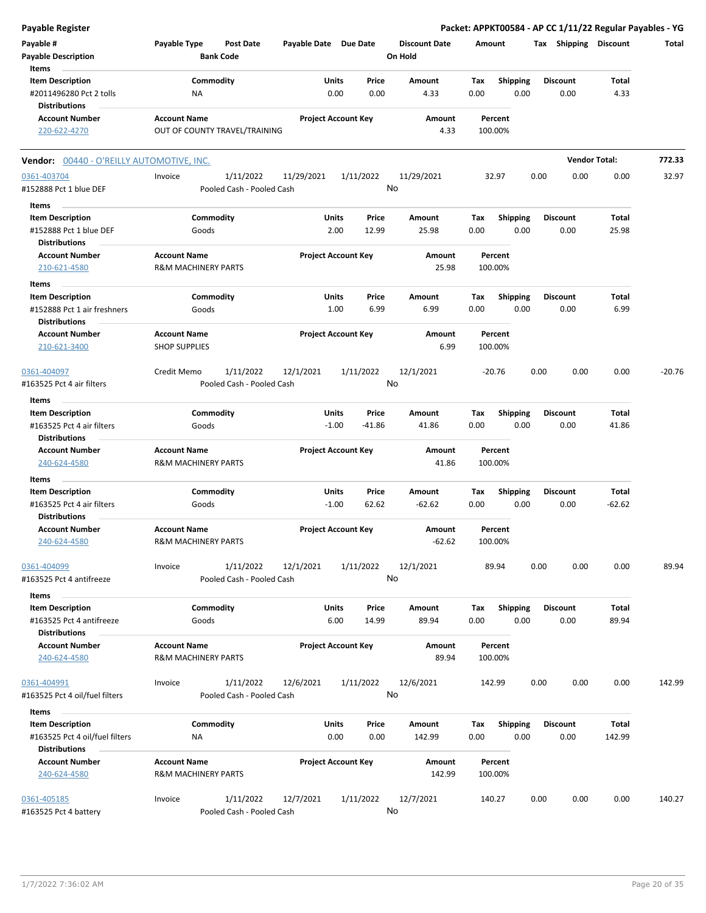**Payable Register** — **Packet: APPKT00584 - AP CC 1/11/22 Regular Payables - YG**

| Payable # | Payable Type | Post Date | Payable Date | Due Date | Discount Date | Amount | Tax | Shipping | Discount | Total |
|---|---|---|---|---|---|---|---|---|---|---|
| **Payable Description** | | **Bank Code** | | | **On Hold** | | | | | |

**Items**

| Item Description | Commodity | Units | Price | Amount | Tax | Shipping | Discount | Total |
|---|---|---|---|---|---|---|---|---|
| #2011496280 Pct 2 tolls | NA | 0.00 | 0.00 | 4.33 | 0.00 | 0.00 | 0.00 | 4.33 |

**Distributions**

| Account Number | Account Name | Project Account Key | Amount | Percent |
|---|---|---|---|---|
| 220-622-4270 | OUT OF COUNTY TRAVEL/TRAINING | | 4.33 | 100.00% |

**Vendor: 00440 - O'REILLY AUTOMOTIVE, INC.** — **Vendor Total: 772.33**

| Payable # | Payable Type | Post Date | Payable Date | Due Date | Discount Date | Amount | Tax | Shipping | Discount | Total |
|---|---|---|---|---|---|---|---|---|---|---|
| 0361-403704 | Invoice | 1/11/2022 | 11/29/2021 | 1/11/2022 | 11/29/2021 | 32.97 | 0.00 | 0.00 | 0.00 | 32.97 |
| #152888 Pct 1 blue DEF | | Pooled Cash - Pooled Cash | | | No | | | | | |

**Items**

| Item Description | Commodity | Units | Price | Amount | Tax | Shipping | Discount | Total |
|---|---|---|---|---|---|---|---|---|
| #152888 Pct 1 blue DEF | Goods | 2.00 | 12.99 | 25.98 | 0.00 | 0.00 | 0.00 | 25.98 |

**Distributions**

| Account Number | Account Name | Project Account Key | Amount | Percent |
|---|---|---|---|---|
| 210-621-4580 | R&M MACHINERY PARTS | | 25.98 | 100.00% |

**Items**

| Item Description | Commodity | Units | Price | Amount | Tax | Shipping | Discount | Total |
|---|---|---|---|---|---|---|---|---|
| #152888 Pct 1 air freshners | Goods | 1.00 | 6.99 | 6.99 | 0.00 | 0.00 | 0.00 | 6.99 |

**Distributions**

| Account Number | Account Name | Project Account Key | Amount | Percent |
|---|---|---|---|---|
| 210-621-3400 | SHOP SUPPLIES | | 6.99 | 100.00% |

| Payable # | Payable Type | Post Date | Payable Date | Due Date | Discount Date | Amount | Tax | Shipping | Discount | Total |
|---|---|---|---|---|---|---|---|---|---|---|
| 0361-404097 | Credit Memo | 1/11/2022 | 12/1/2021 | 1/11/2022 | 12/1/2021 | -20.76 | 0.00 | 0.00 | 0.00 | -20.76 |
| #163525 Pct 4 air filters | | Pooled Cash - Pooled Cash | | | No | | | | | |

**Items**

| Item Description | Commodity | Units | Price | Amount | Tax | Shipping | Discount | Total |
|---|---|---|---|---|---|---|---|---|
| #163525 Pct 4 air filters | Goods | -1.00 | -41.86 | 41.86 | 0.00 | 0.00 | 0.00 | 41.86 |

**Distributions**

| Account Number | Account Name | Project Account Key | Amount | Percent |
|---|---|---|---|---|
| 240-624-4580 | R&M MACHINERY PARTS | | 41.86 | 100.00% |

**Items**

| Item Description | Commodity | Units | Price | Amount | Tax | Shipping | Discount | Total |
|---|---|---|---|---|---|---|---|---|
| #163525 Pct 4 air filters | Goods | -1.00 | 62.62 | -62.62 | 0.00 | 0.00 | 0.00 | -62.62 |

**Distributions**

| Account Number | Account Name | Project Account Key | Amount | Percent |
|---|---|---|---|---|
| 240-624-4580 | R&M MACHINERY PARTS | | -62.62 | 100.00% |

| Payable # | Payable Type | Post Date | Payable Date | Due Date | Discount Date | Amount | Tax | Shipping | Discount | Total |
|---|---|---|---|---|---|---|---|---|---|---|
| 0361-404099 | Invoice | 1/11/2022 | 12/1/2021 | 1/11/2022 | 12/1/2021 | 89.94 | 0.00 | 0.00 | 0.00 | 89.94 |
| #163525 Pct 4 antifreeze | | Pooled Cash - Pooled Cash | | | No | | | | | |

**Items**

| Item Description | Commodity | Units | Price | Amount | Tax | Shipping | Discount | Total |
|---|---|---|---|---|---|---|---|---|
| #163525 Pct 4 antifreeze | Goods | 6.00 | 14.99 | 89.94 | 0.00 | 0.00 | 0.00 | 89.94 |

**Distributions**

| Account Number | Account Name | Project Account Key | Amount | Percent |
|---|---|---|---|---|
| 240-624-4580 | R&M MACHINERY PARTS | | 89.94 | 100.00% |

| Payable # | Payable Type | Post Date | Payable Date | Due Date | Discount Date | Amount | Tax | Shipping | Discount | Total |
|---|---|---|---|---|---|---|---|---|---|---|
| 0361-404991 | Invoice | 1/11/2022 | 12/6/2021 | 1/11/2022 | 12/6/2021 | 142.99 | 0.00 | 0.00 | 0.00 | 142.99 |
| #163525 Pct 4 oil/fuel filters | | Pooled Cash - Pooled Cash | | | No | | | | | |

**Items**

| Item Description | Commodity | Units | Price | Amount | Tax | Shipping | Discount | Total |
|---|---|---|---|---|---|---|---|---|
| #163525 Pct 4 oil/fuel filters | NA | 0.00 | 0.00 | 142.99 | 0.00 | 0.00 | 0.00 | 142.99 |

**Distributions**

| Account Number | Account Name | Project Account Key | Amount | Percent |
|---|---|---|---|---|
| 240-624-4580 | R&M MACHINERY PARTS | | 142.99 | 100.00% |

| Payable # | Payable Type | Post Date | Payable Date | Due Date | Discount Date | Amount | Tax | Shipping | Discount | Total |
|---|---|---|---|---|---|---|---|---|---|---|
| 0361-405185 | Invoice | 1/11/2022 | 12/7/2021 | 1/11/2022 | 12/7/2021 | 140.27 | 0.00 | 0.00 | 0.00 | 140.27 |
| #163525 Pct 4 battery | | Pooled Cash - Pooled Cash | | | No | | | | | |

1/7/2022 7:36:02 AM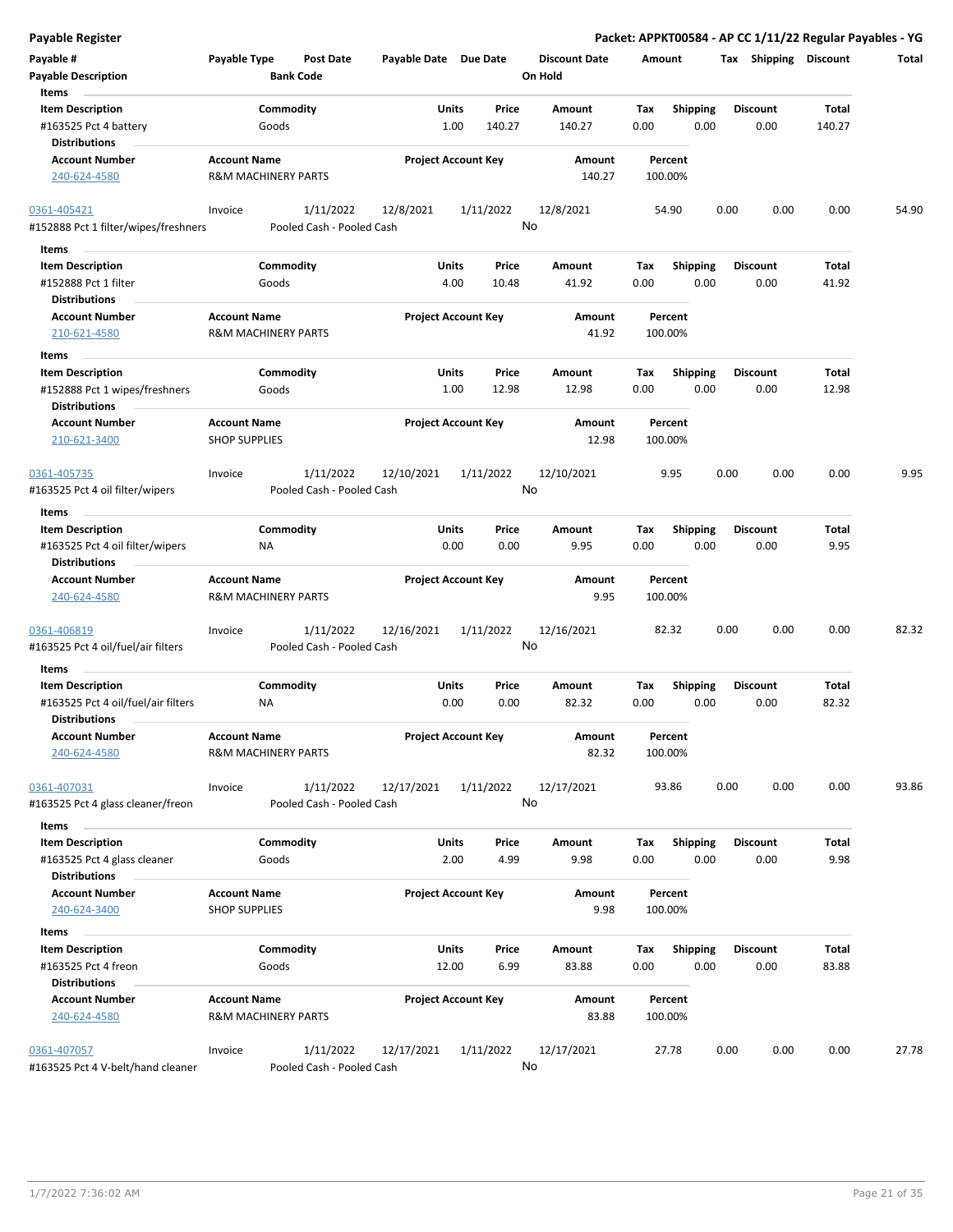# Payable Register

**Packet: APPKT00584 - AP CC 1/11/22 Regular Payables - YG**

| Payable # | Payable Type | Post Date | Payable Date | Due Date | Discount Date | Amount | Tax | Shipping | Discount | Total |
|---|---|---|---|---|---|---|---|---|---|---|
| **Payable Description** | | **Bank Code** | | | **On Hold** | | | | | |

**Items**

| Item Description | Commodity | Units | Price | Amount | Tax | Shipping | Discount | Total |
|---|---|---|---|---|---|---|---|---|
| #163525 Pct 4 battery | Goods | 1.00 | 140.27 | 140.27 | 0.00 | 0.00 | 0.00 | 140.27 |

**Distributions**

| Account Number | Account Name | Project Account Key | Amount | Percent |
|---|---|---|---|---|
| 240-624-4580 | R&M MACHINERY PARTS | | 140.27 | 100.00% |

---

| Payable # | Payable Type | Post Date | Payable Date | Due Date | Discount Date | Amount | Tax | Shipping | Discount | Total |
|---|---|---|---|---|---|---|---|---|---|---|
| 0361-405421 | Invoice | 1/11/2022 | 12/8/2021 | 1/11/2022 | 12/8/2021 | 54.90 | 0.00 | 0.00 | 0.00 | 54.90 |
| #152888 Pct 1 filter/wipes/freshners | | Pooled Cash - Pooled Cash | | | No | | | | | |

**Items**

| Item Description | Commodity | Units | Price | Amount | Tax | Shipping | Discount | Total |
|---|---|---|---|---|---|---|---|---|
| #152888 Pct 1 filter | Goods | 4.00 | 10.48 | 41.92 | 0.00 | 0.00 | 0.00 | 41.92 |

**Distributions**

| Account Number | Account Name | Project Account Key | Amount | Percent |
|---|---|---|---|---|
| 210-621-4580 | R&M MACHINERY PARTS | | 41.92 | 100.00% |

**Items**

| Item Description | Commodity | Units | Price | Amount | Tax | Shipping | Discount | Total |
|---|---|---|---|---|---|---|---|---|
| #152888 Pct 1 wipes/freshners | Goods | 1.00 | 12.98 | 12.98 | 0.00 | 0.00 | 0.00 | 12.98 |

**Distributions**

| Account Number | Account Name | Project Account Key | Amount | Percent |
|---|---|---|---|---|
| 210-621-3400 | SHOP SUPPLIES | | 12.98 | 100.00% |

---

| Payable # | Payable Type | Post Date | Payable Date | Due Date | Discount Date | Amount | Tax | Shipping | Discount | Total |
|---|---|---|---|---|---|---|---|---|---|---|
| 0361-405735 | Invoice | 1/11/2022 | 12/10/2021 | 1/11/2022 | 12/10/2021 | 9.95 | 0.00 | 0.00 | 0.00 | 9.95 |
| #163525 Pct 4 oil filter/wipers | | Pooled Cash - Pooled Cash | | | No | | | | | |

**Items**

| Item Description | Commodity | Units | Price | Amount | Tax | Shipping | Discount | Total |
|---|---|---|---|---|---|---|---|---|
| #163525 Pct 4 oil filter/wipers | NA | 0.00 | 0.00 | 9.95 | 0.00 | 0.00 | 0.00 | 9.95 |

**Distributions**

| Account Number | Account Name | Project Account Key | Amount | Percent |
|---|---|---|---|---|
| 240-624-4580 | R&M MACHINERY PARTS | | 9.95 | 100.00% |

---

| Payable # | Payable Type | Post Date | Payable Date | Due Date | Discount Date | Amount | Tax | Shipping | Discount | Total |
|---|---|---|---|---|---|---|---|---|---|---|
| 0361-406819 | Invoice | 1/11/2022 | 12/16/2021 | 1/11/2022 | 12/16/2021 | 82.32 | 0.00 | 0.00 | 0.00 | 82.32 |
| #163525 Pct 4 oil/fuel/air filters | | Pooled Cash - Pooled Cash | | | No | | | | | |

**Items**

| Item Description | Commodity | Units | Price | Amount | Tax | Shipping | Discount | Total |
|---|---|---|---|---|---|---|---|---|
| #163525 Pct 4 oil/fuel/air filters | NA | 0.00 | 0.00 | 82.32 | 0.00 | 0.00 | 0.00 | 82.32 |

**Distributions**

| Account Number | Account Name | Project Account Key | Amount | Percent |
|---|---|---|---|---|
| 240-624-4580 | R&M MACHINERY PARTS | | 82.32 | 100.00% |

---

| Payable # | Payable Type | Post Date | Payable Date | Due Date | Discount Date | Amount | Tax | Shipping | Discount | Total |
|---|---|---|---|---|---|---|---|---|---|---|
| 0361-407031 | Invoice | 1/11/2022 | 12/17/2021 | 1/11/2022 | 12/17/2021 | 93.86 | 0.00 | 0.00 | 0.00 | 93.86 |
| #163525 Pct 4 glass cleaner/freon | | Pooled Cash - Pooled Cash | | | No | | | | | |

**Items**

| Item Description | Commodity | Units | Price | Amount | Tax | Shipping | Discount | Total |
|---|---|---|---|---|---|---|---|---|
| #163525 Pct 4 glass cleaner | Goods | 2.00 | 4.99 | 9.98 | 0.00 | 0.00 | 0.00 | 9.98 |

**Distributions**

| Account Number | Account Name | Project Account Key | Amount | Percent |
|---|---|---|---|---|
| 240-624-3400 | SHOP SUPPLIES | | 9.98 | 100.00% |

**Items**

| Item Description | Commodity | Units | Price | Amount | Tax | Shipping | Discount | Total |
|---|---|---|---|---|---|---|---|---|
| #163525 Pct 4 freon | Goods | 12.00 | 6.99 | 83.88 | 0.00 | 0.00 | 0.00 | 83.88 |

**Distributions**

| Account Number | Account Name | Project Account Key | Amount | Percent |
|---|---|---|---|---|
| 240-624-4580 | R&M MACHINERY PARTS | | 83.88 | 100.00% |

---

| Payable # | Payable Type | Post Date | Payable Date | Due Date | Discount Date | Amount | Tax | Shipping | Discount | Total |
|---|---|---|---|---|---|---|---|---|---|---|
| 0361-407057 | Invoice | 1/11/2022 | 12/17/2021 | 1/11/2022 | 12/17/2021 | 27.78 | 0.00 | 0.00 | 0.00 | 27.78 |
| #163525 Pct 4 V-belt/hand cleaner | | Pooled Cash - Pooled Cash | | | No | | | | | |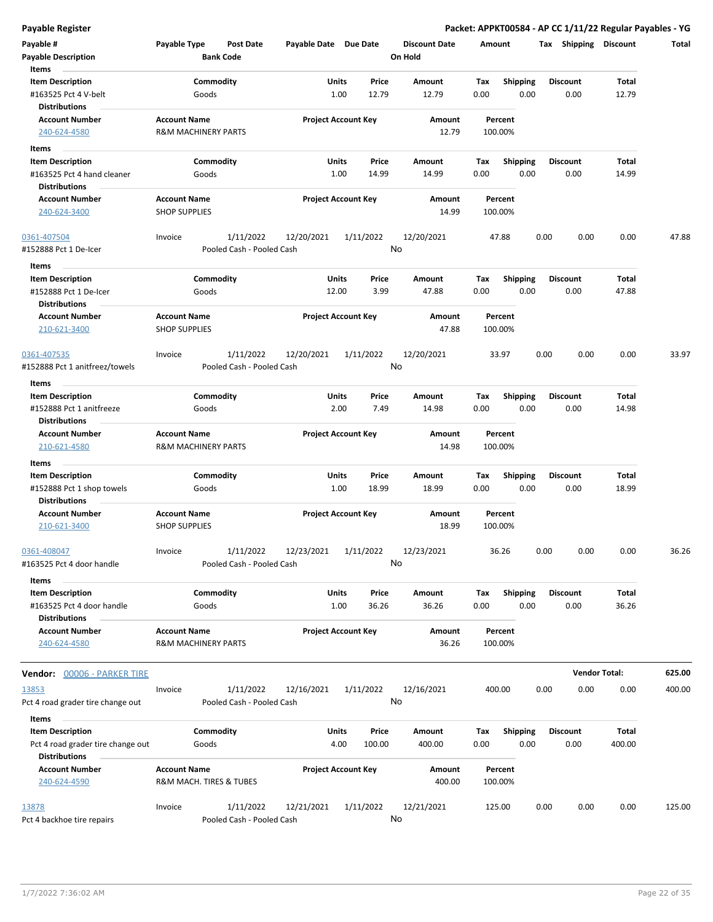**Payable Register** — **Packet: APPKT00584 - AP CC 1/11/22 Regular Payables - YG**

| Payable # | Payable Type | Post Date | Payable Date | Due Date | Discount Date | Amount | Tax | Shipping | Discount | Total |
|---|---|---|---|---|---|---|---|---|---|---|
| **Payable Description** | | **Bank Code** | | | **On Hold** | | | | | |

**Items**

| Item Description | Commodity | Units | Price | Amount | Tax | Shipping | Discount | Total |
|---|---|---|---|---|---|---|---|---|
| #163525 Pct 4 V-belt | Goods | 1.00 | 12.79 | 12.79 | 0.00 | 0.00 | 0.00 | 12.79 |

**Distributions**

| Account Number | Account Name | Project Account Key | Amount | Percent |
|---|---|---|---|---|
| 240-624-4580 | R&M MACHINERY PARTS | | 12.79 | 100.00% |

**Items**

| Item Description | Commodity | Units | Price | Amount | Tax | Shipping | Discount | Total |
|---|---|---|---|---|---|---|---|---|
| #163525 Pct 4 hand cleaner | Goods | 1.00 | 14.99 | 14.99 | 0.00 | 0.00 | 0.00 | 14.99 |

**Distributions**

| Account Number | Account Name | Project Account Key | Amount | Percent |
|---|---|---|---|---|
| 240-624-3400 | SHOP SUPPLIES | | 14.99 | 100.00% |

| Payable # | Payable Type | Post Date | Payable Date | Due Date | Discount Date | Amount | Tax | Shipping | Discount | Total |
|---|---|---|---|---|---|---|---|---|---|---|
| 0361-407504 | Invoice | 1/11/2022 | 12/20/2021 | 1/11/2022 | 12/20/2021 | 47.88 | 0.00 | 0.00 | 0.00 | 47.88 |
| #152888 Pct 1 De-Icer | | Pooled Cash - Pooled Cash | | | No | | | | | |

**Items**

| Item Description | Commodity | Units | Price | Amount | Tax | Shipping | Discount | Total |
|---|---|---|---|---|---|---|---|---|
| #152888 Pct 1 De-Icer | Goods | 12.00 | 3.99 | 47.88 | 0.00 | 0.00 | 0.00 | 47.88 |

**Distributions**

| Account Number | Account Name | Project Account Key | Amount | Percent |
|---|---|---|---|---|
| 210-621-3400 | SHOP SUPPLIES | | 47.88 | 100.00% |

| Payable # | Payable Type | Post Date | Payable Date | Due Date | Discount Date | Amount | Tax | Shipping | Discount | Total |
|---|---|---|---|---|---|---|---|---|---|---|
| 0361-407535 | Invoice | 1/11/2022 | 12/20/2021 | 1/11/2022 | 12/20/2021 | 33.97 | 0.00 | 0.00 | 0.00 | 33.97 |
| #152888 Pct 1 anitfreez/towels | | Pooled Cash - Pooled Cash | | | No | | | | | |

**Items**

| Item Description | Commodity | Units | Price | Amount | Tax | Shipping | Discount | Total |
|---|---|---|---|---|---|---|---|---|
| #152888 Pct 1 anitfreeze | Goods | 2.00 | 7.49 | 14.98 | 0.00 | 0.00 | 0.00 | 14.98 |

**Distributions**

| Account Number | Account Name | Project Account Key | Amount | Percent |
|---|---|---|---|---|
| 210-621-4580 | R&M MACHINERY PARTS | | 14.98 | 100.00% |

**Items**

| Item Description | Commodity | Units | Price | Amount | Tax | Shipping | Discount | Total |
|---|---|---|---|---|---|---|---|---|
| #152888 Pct 1 shop towels | Goods | 1.00 | 18.99 | 18.99 | 0.00 | 0.00 | 0.00 | 18.99 |

**Distributions**

| Account Number | Account Name | Project Account Key | Amount | Percent |
|---|---|---|---|---|
| 210-621-3400 | SHOP SUPPLIES | | 18.99 | 100.00% |

| Payable # | Payable Type | Post Date | Payable Date | Due Date | Discount Date | Amount | Tax | Shipping | Discount | Total |
|---|---|---|---|---|---|---|---|---|---|---|
| 0361-408047 | Invoice | 1/11/2022 | 12/23/2021 | 1/11/2022 | 12/23/2021 | 36.26 | 0.00 | 0.00 | 0.00 | 36.26 |
| #163525 Pct 4 door handle | | Pooled Cash - Pooled Cash | | | No | | | | | |

**Items**

| Item Description | Commodity | Units | Price | Amount | Tax | Shipping | Discount | Total |
|---|---|---|---|---|---|---|---|---|
| #163525 Pct 4 door handle | Goods | 1.00 | 36.26 | 36.26 | 0.00 | 0.00 | 0.00 | 36.26 |

**Distributions**

| Account Number | Account Name | Project Account Key | Amount | Percent |
|---|---|---|---|---|
| 240-624-4580 | R&M MACHINERY PARTS | | 36.26 | 100.00% |

**Vendor: 00006 - PARKER TIRE** — **Vendor Total: 625.00**

| Payable # | Payable Type | Post Date | Payable Date | Due Date | Discount Date | Amount | Tax | Shipping | Discount | Total |
|---|---|---|---|---|---|---|---|---|---|---|
| 13853 | Invoice | 1/11/2022 | 12/16/2021 | 1/11/2022 | 12/16/2021 | 400.00 | 0.00 | 0.00 | 0.00 | 400.00 |
| Pct 4 road grader tire change out | | Pooled Cash - Pooled Cash | | | No | | | | | |

**Items**

| Item Description | Commodity | Units | Price | Amount | Tax | Shipping | Discount | Total |
|---|---|---|---|---|---|---|---|---|
| Pct 4 road grader tire change out | Goods | 4.00 | 100.00 | 400.00 | 0.00 | 0.00 | 0.00 | 400.00 |

**Distributions**

| Account Number | Account Name | Project Account Key | Amount | Percent |
|---|---|---|---|---|
| 240-624-4590 | R&M MACH. TIRES & TUBES | | 400.00 | 100.00% |

| Payable # | Payable Type | Post Date | Payable Date | Due Date | Discount Date | Amount | Tax | Shipping | Discount | Total |
|---|---|---|---|---|---|---|---|---|---|---|
| 13878 | Invoice | 1/11/2022 | 12/21/2021 | 1/11/2022 | 12/21/2021 | 125.00 | 0.00 | 0.00 | 0.00 | 125.00 |
| Pct 4 backhoe tire repairs | | Pooled Cash - Pooled Cash | | | No | | | | | |

1/7/2022 7:36:02 AM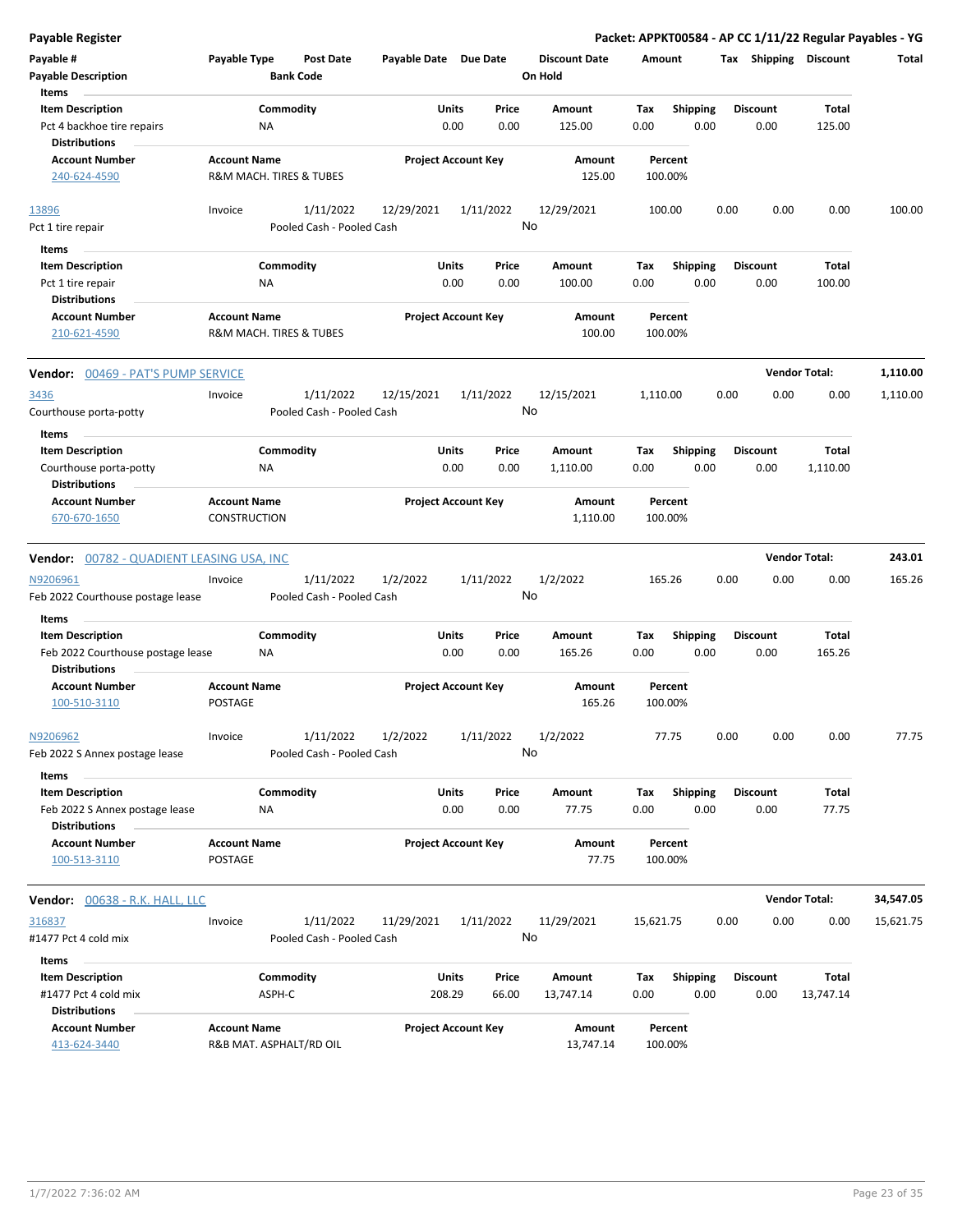**Payable Register** — **Packet: APPKT00584 - AP CC 1/11/22 Regular Payables - YG**

| Payable # / Payable Description | Payable Type | Post Date / Bank Code | Payable Date | Due Date | Discount Date / On Hold | Amount | Tax | Shipping | Discount | Total |
|---|---|---|---|---|---|---|---|---|---|---|

**Items**

| Item Description | Commodity | Units | Price | Amount | Tax | Shipping | Discount | Total |
|---|---|---|---|---|---|---|---|---|
| Pct 4 backhoe tire repairs | NA | 0.00 | 0.00 | 125.00 | 0.00 | 0.00 | 0.00 | 125.00 |

**Distributions**

| Account Number | Account Name | Project Account Key | Amount | Percent |
|---|---|---|---|---|
| 240-624-4590 | R&M MACH. TIRES & TUBES | | 125.00 | 100.00% |

| Payable # | Payable Type | Post Date | Payable Date | Due Date | Discount Date | Amount | Tax | Shipping | Discount | Total |
|---|---|---|---|---|---|---|---|---|---|---|
| 13896 | Invoice | 1/11/2022 | 12/29/2021 | 1/11/2022 | 12/29/2021 | 100.00 | 0.00 | 0.00 | 0.00 | 100.00 |
| Pct 1 tire repair | | Pooled Cash - Pooled Cash | | | No | | | | | |

**Items**

| Item Description | Commodity | Units | Price | Amount | Tax | Shipping | Discount | Total |
|---|---|---|---|---|---|---|---|---|
| Pct 1 tire repair | NA | 0.00 | 0.00 | 100.00 | 0.00 | 0.00 | 0.00 | 100.00 |

**Distributions**

| Account Number | Account Name | Project Account Key | Amount | Percent |
|---|---|---|---|---|
| 210-621-4590 | R&M MACH. TIRES & TUBES | | 100.00 | 100.00% |

**Vendor:** 00469 - PAT'S PUMP SERVICE — **Vendor Total: 1,110.00**

| Payable # | Payable Type | Post Date | Payable Date | Due Date | Discount Date | Amount | Tax | Shipping | Discount | Total |
|---|---|---|---|---|---|---|---|---|---|---|
| 3436 | Invoice | 1/11/2022 | 12/15/2021 | 1/11/2022 | 12/15/2021 | 1,110.00 | 0.00 | 0.00 | 0.00 | 1,110.00 |
| Courthouse porta-potty | | Pooled Cash - Pooled Cash | | | No | | | | | |

**Items**

| Item Description | Commodity | Units | Price | Amount | Tax | Shipping | Discount | Total |
|---|---|---|---|---|---|---|---|---|
| Courthouse porta-potty | NA | 0.00 | 0.00 | 1,110.00 | 0.00 | 0.00 | 0.00 | 1,110.00 |

**Distributions**

| Account Number | Account Name | Project Account Key | Amount | Percent |
|---|---|---|---|---|
| 670-670-1650 | CONSTRUCTION | | 1,110.00 | 100.00% |

**Vendor:** 00782 - QUADIENT LEASING USA, INC — **Vendor Total: 243.01**

| Payable # | Payable Type | Post Date | Payable Date | Due Date | Discount Date | Amount | Tax | Shipping | Discount | Total |
|---|---|---|---|---|---|---|---|---|---|---|
| N9206961 | Invoice | 1/11/2022 | 1/2/2022 | 1/11/2022 | 1/2/2022 | 165.26 | 0.00 | 0.00 | 0.00 | 165.26 |
| Feb 2022 Courthouse postage lease | | Pooled Cash - Pooled Cash | | | No | | | | | |

**Items**

| Item Description | Commodity | Units | Price | Amount | Tax | Shipping | Discount | Total |
|---|---|---|---|---|---|---|---|---|
| Feb 2022 Courthouse postage lease | NA | 0.00 | 0.00 | 165.26 | 0.00 | 0.00 | 0.00 | 165.26 |

**Distributions**

| Account Number | Account Name | Project Account Key | Amount | Percent |
|---|---|---|---|---|
| 100-510-3110 | POSTAGE | | 165.26 | 100.00% |

| Payable # | Payable Type | Post Date | Payable Date | Due Date | Discount Date | Amount | Tax | Shipping | Discount | Total |
|---|---|---|---|---|---|---|---|---|---|---|
| N9206962 | Invoice | 1/11/2022 | 1/2/2022 | 1/11/2022 | 1/2/2022 | 77.75 | 0.00 | 0.00 | 0.00 | 77.75 |
| Feb 2022 S Annex postage lease | | Pooled Cash - Pooled Cash | | | No | | | | | |

**Items**

| Item Description | Commodity | Units | Price | Amount | Tax | Shipping | Discount | Total |
|---|---|---|---|---|---|---|---|---|
| Feb 2022 S Annex postage lease | NA | 0.00 | 0.00 | 77.75 | 0.00 | 0.00 | 0.00 | 77.75 |

**Distributions**

| Account Number | Account Name | Project Account Key | Amount | Percent |
|---|---|---|---|---|
| 100-513-3110 | POSTAGE | | 77.75 | 100.00% |

**Vendor:** 00638 - R.K. HALL, LLC — **Vendor Total: 34,547.05**

| Payable # | Payable Type | Post Date | Payable Date | Due Date | Discount Date | Amount | Tax | Shipping | Discount | Total |
|---|---|---|---|---|---|---|---|---|---|---|
| 316837 | Invoice | 1/11/2022 | 11/29/2021 | 1/11/2022 | 11/29/2021 | 15,621.75 | 0.00 | 0.00 | 0.00 | 15,621.75 |
| #1477 Pct 4 cold mix | | Pooled Cash - Pooled Cash | | | No | | | | | |

**Items**

| Item Description | Commodity | Units | Price | Amount | Tax | Shipping | Discount | Total |
|---|---|---|---|---|---|---|---|---|
| #1477 Pct 4 cold mix | ASPH-C | 208.29 | 66.00 | 13,747.14 | 0.00 | 0.00 | 0.00 | 13,747.14 |

**Distributions**

| Account Number | Account Name | Project Account Key | Amount | Percent |
|---|---|---|---|---|
| 413-624-3440 | R&B MAT. ASPHALT/RD OIL | | 13,747.14 | 100.00% |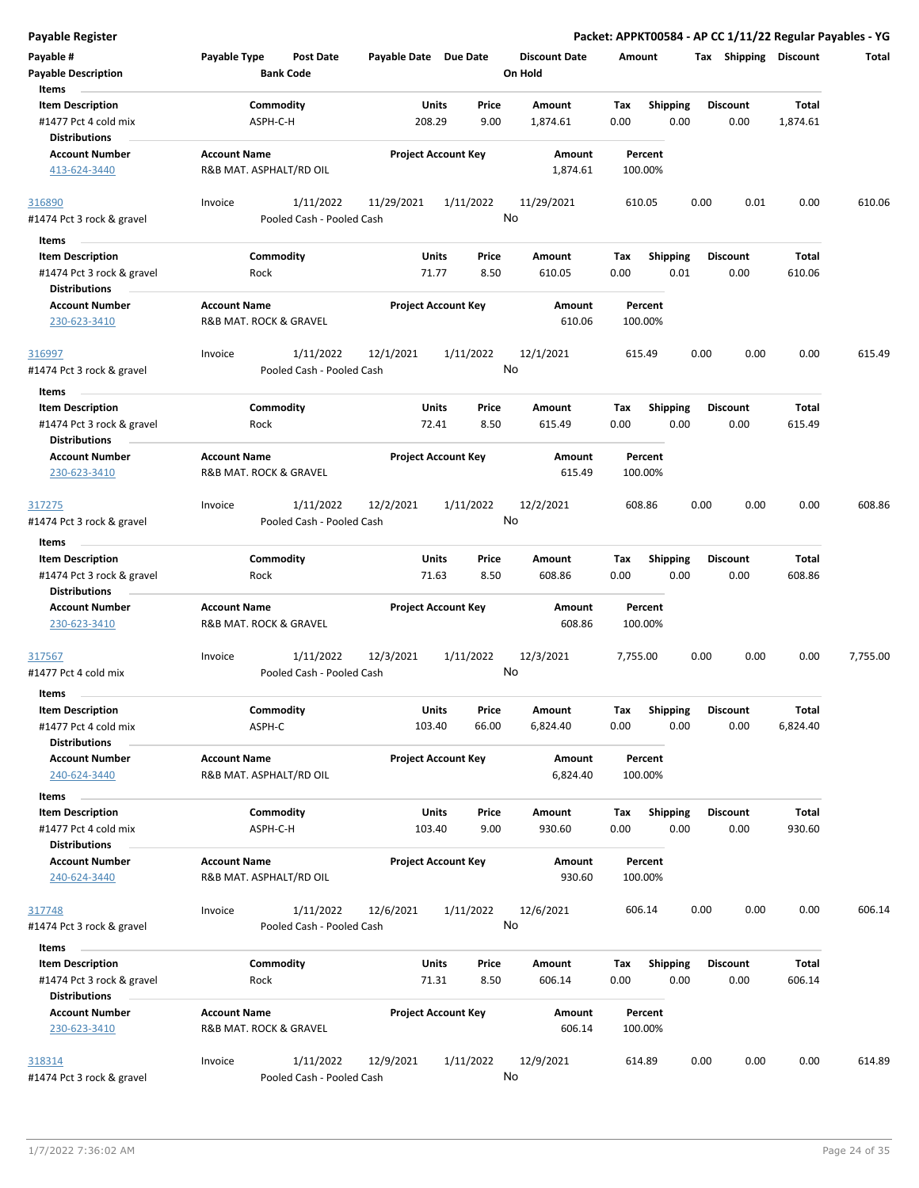## Payable Register

**Packet: APPKT00584 - AP CC 1/11/22 Regular Payables - YG**

| Payable # | Payable Type | Post Date | Payable Date | Due Date | Discount Date | Amount | Tax | Shipping | Discount | Total |
|---|---|---|---|---|---|---|---|---|---|---|
| **Payable Description** | | **Bank Code** | | | **On Hold** | | | | | |

**Items**

| Item Description | Commodity | Units | Price | Amount | Tax | Shipping | Discount | Total |
|---|---|---|---|---|---|---|---|---|
| #1477 Pct 4 cold mix | ASPH-C-H | 208.29 | 9.00 | 1,874.61 | 0.00 | 0.00 | 0.00 | 1,874.61 |

**Distributions**

| Account Number | Account Name | Project Account Key | Amount | Percent |
|---|---|---|---|---|
| 413-624-3440 | R&B MAT. ASPHALT/RD OIL | | 1,874.61 | 100.00% |

---

| Payable # | Payable Type | Post Date | Payable Date | Due Date | Discount Date | Amount | Tax | Shipping | Discount | Total |
|---|---|---|---|---|---|---|---|---|---|---|
| 316890 | Invoice | 1/11/2022 | 11/29/2021 | 1/11/2022 | 11/29/2021 | 610.05 | 0.00 | 0.01 | 0.00 | 610.06 |
| #1474 Pct 3 rock & gravel | | Pooled Cash - Pooled Cash | | | No | | | | | |

**Items**

| Item Description | Commodity | Units | Price | Amount | Tax | Shipping | Discount | Total |
|---|---|---|---|---|---|---|---|---|
| #1474 Pct 3 rock & gravel | Rock | 71.77 | 8.50 | 610.05 | 0.00 | 0.01 | 0.00 | 610.06 |

**Distributions**

| Account Number | Account Name | Project Account Key | Amount | Percent |
|---|---|---|---|---|
| 230-623-3410 | R&B MAT. ROCK & GRAVEL | | 610.06 | 100.00% |

---

| Payable # | Payable Type | Post Date | Payable Date | Due Date | Discount Date | Amount | Tax | Shipping | Discount | Total |
|---|---|---|---|---|---|---|---|---|---|---|
| 316997 | Invoice | 1/11/2022 | 12/1/2021 | 1/11/2022 | 12/1/2021 | 615.49 | 0.00 | 0.00 | 0.00 | 615.49 |
| #1474 Pct 3 rock & gravel | | Pooled Cash - Pooled Cash | | | No | | | | | |

**Items**

| Item Description | Commodity | Units | Price | Amount | Tax | Shipping | Discount | Total |
|---|---|---|---|---|---|---|---|---|
| #1474 Pct 3 rock & gravel | Rock | 72.41 | 8.50 | 615.49 | 0.00 | 0.00 | 0.00 | 615.49 |

**Distributions**

| Account Number | Account Name | Project Account Key | Amount | Percent |
|---|---|---|---|---|
| 230-623-3410 | R&B MAT. ROCK & GRAVEL | | 615.49 | 100.00% |

---

| Payable # | Payable Type | Post Date | Payable Date | Due Date | Discount Date | Amount | Tax | Shipping | Discount | Total |
|---|---|---|---|---|---|---|---|---|---|---|
| 317275 | Invoice | 1/11/2022 | 12/2/2021 | 1/11/2022 | 12/2/2021 | 608.86 | 0.00 | 0.00 | 0.00 | 608.86 |
| #1474 Pct 3 rock & gravel | | Pooled Cash - Pooled Cash | | | No | | | | | |

**Items**

| Item Description | Commodity | Units | Price | Amount | Tax | Shipping | Discount | Total |
|---|---|---|---|---|---|---|---|---|
| #1474 Pct 3 rock & gravel | Rock | 71.63 | 8.50 | 608.86 | 0.00 | 0.00 | 0.00 | 608.86 |

**Distributions**

| Account Number | Account Name | Project Account Key | Amount | Percent |
|---|---|---|---|---|
| 230-623-3410 | R&B MAT. ROCK & GRAVEL | | 608.86 | 100.00% |

---

| Payable # | Payable Type | Post Date | Payable Date | Due Date | Discount Date | Amount | Tax | Shipping | Discount | Total |
|---|---|---|---|---|---|---|---|---|---|---|
| 317567 | Invoice | 1/11/2022 | 12/3/2021 | 1/11/2022 | 12/3/2021 | 7,755.00 | 0.00 | 0.00 | 0.00 | 7,755.00 |
| #1477 Pct 4 cold mix | | Pooled Cash - Pooled Cash | | | No | | | | | |

**Items**

| Item Description | Commodity | Units | Price | Amount | Tax | Shipping | Discount | Total |
|---|---|---|---|---|---|---|---|---|
| #1477 Pct 4 cold mix | ASPH-C | 103.40 | 66.00 | 6,824.40 | 0.00 | 0.00 | 0.00 | 6,824.40 |

**Distributions**

| Account Number | Account Name | Project Account Key | Amount | Percent |
|---|---|---|---|---|
| 240-624-3440 | R&B MAT. ASPHALT/RD OIL | | 6,824.40 | 100.00% |

**Items**

| Item Description | Commodity | Units | Price | Amount | Tax | Shipping | Discount | Total |
|---|---|---|---|---|---|---|---|---|
| #1477 Pct 4 cold mix | ASPH-C-H | 103.40 | 9.00 | 930.60 | 0.00 | 0.00 | 0.00 | 930.60 |

**Distributions**

| Account Number | Account Name | Project Account Key | Amount | Percent |
|---|---|---|---|---|
| 240-624-3440 | R&B MAT. ASPHALT/RD OIL | | 930.60 | 100.00% |

---

| Payable # | Payable Type | Post Date | Payable Date | Due Date | Discount Date | Amount | Tax | Shipping | Discount | Total |
|---|---|---|---|---|---|---|---|---|---|---|
| 317748 | Invoice | 1/11/2022 | 12/6/2021 | 1/11/2022 | 12/6/2021 | 606.14 | 0.00 | 0.00 | 0.00 | 606.14 |
| #1474 Pct 3 rock & gravel | | Pooled Cash - Pooled Cash | | | No | | | | | |

**Items**

| Item Description | Commodity | Units | Price | Amount | Tax | Shipping | Discount | Total |
|---|---|---|---|---|---|---|---|---|
| #1474 Pct 3 rock & gravel | Rock | 71.31 | 8.50 | 606.14 | 0.00 | 0.00 | 0.00 | 606.14 |

**Distributions**

| Account Number | Account Name | Project Account Key | Amount | Percent |
|---|---|---|---|---|
| 230-623-3410 | R&B MAT. ROCK & GRAVEL | | 606.14 | 100.00% |

---

| Payable # | Payable Type | Post Date | Payable Date | Due Date | Discount Date | Amount | Tax | Shipping | Discount | Total |
|---|---|---|---|---|---|---|---|---|---|---|
| 318314 | Invoice | 1/11/2022 | 12/9/2021 | 1/11/2022 | 12/9/2021 | 614.89 | 0.00 | 0.00 | 0.00 | 614.89 |
| #1474 Pct 3 rock & gravel | | Pooled Cash - Pooled Cash | | | No | | | | | |

1/7/2022 7:36:02 AM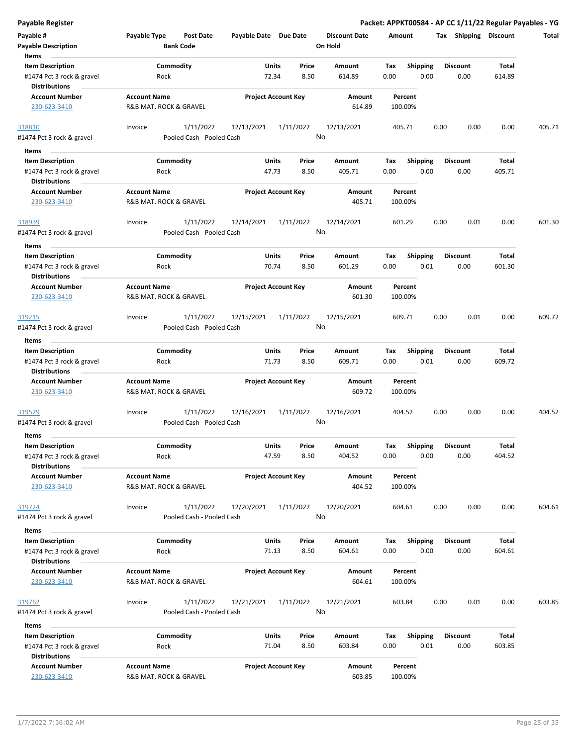# Payable Register

**Packet: APPKT00584 - AP CC 1/11/22 Regular Payables - YG**

| Payable # | Payable Type | Post Date | Payable Date | Due Date | Discount Date | Amount | Tax | Shipping | Discount | Total |
|---|---|---|---|---|---|---|---|---|---|---|
| **Payable Description** | | **Bank Code** | | | **On Hold** | | | | | |

**Items**

| Item Description | Commodity | Units | Price | Amount | Tax | Shipping | Discount | Total |
|---|---|---|---|---|---|---|---|---|
| #1474 Pct 3 rock & gravel | Rock | 72.34 | 8.50 | 614.89 | 0.00 | 0.00 | 0.00 | 614.89 |

**Distributions**

| Account Number | Account Name | Project Account Key | Amount | Percent |
|---|---|---|---|---|
| 230-623-3410 | R&B MAT. ROCK & GRAVEL | | 614.89 | 100.00% |

| Payable # | Payable Type | Post Date | Payable Date | Due Date | Discount Date | Amount | Tax | Shipping | Discount | Total |
|---|---|---|---|---|---|---|---|---|---|---|
| 318810 | Invoice | 1/11/2022 | 12/13/2021 | 1/11/2022 | 12/13/2021 | 405.71 | 0.00 | 0.00 | 0.00 | 405.71 |
| #1474 Pct 3 rock & gravel | | Pooled Cash - Pooled Cash | | | No | | | | | |

**Items**

| Item Description | Commodity | Units | Price | Amount | Tax | Shipping | Discount | Total |
|---|---|---|---|---|---|---|---|---|
| #1474 Pct 3 rock & gravel | Rock | 47.73 | 8.50 | 405.71 | 0.00 | 0.00 | 0.00 | 405.71 |

**Distributions**

| Account Number | Account Name | Project Account Key | Amount | Percent |
|---|---|---|---|---|
| 230-623-3410 | R&B MAT. ROCK & GRAVEL | | 405.71 | 100.00% |

| Payable # | Payable Type | Post Date | Payable Date | Due Date | Discount Date | Amount | Tax | Shipping | Discount | Total |
|---|---|---|---|---|---|---|---|---|---|---|
| 318939 | Invoice | 1/11/2022 | 12/14/2021 | 1/11/2022 | 12/14/2021 | 601.29 | 0.00 | 0.01 | 0.00 | 601.30 |
| #1474 Pct 3 rock & gravel | | Pooled Cash - Pooled Cash | | | No | | | | | |

**Items**

| Item Description | Commodity | Units | Price | Amount | Tax | Shipping | Discount | Total |
|---|---|---|---|---|---|---|---|---|
| #1474 Pct 3 rock & gravel | Rock | 70.74 | 8.50 | 601.29 | 0.00 | 0.01 | 0.00 | 601.30 |

**Distributions**

| Account Number | Account Name | Project Account Key | Amount | Percent |
|---|---|---|---|---|
| 230-623-3410 | R&B MAT. ROCK & GRAVEL | | 601.30 | 100.00% |

| Payable # | Payable Type | Post Date | Payable Date | Due Date | Discount Date | Amount | Tax | Shipping | Discount | Total |
|---|---|---|---|---|---|---|---|---|---|---|
| 319215 | Invoice | 1/11/2022 | 12/15/2021 | 1/11/2022 | 12/15/2021 | 609.71 | 0.00 | 0.01 | 0.00 | 609.72 |
| #1474 Pct 3 rock & gravel | | Pooled Cash - Pooled Cash | | | No | | | | | |

**Items**

| Item Description | Commodity | Units | Price | Amount | Tax | Shipping | Discount | Total |
|---|---|---|---|---|---|---|---|---|
| #1474 Pct 3 rock & gravel | Rock | 71.73 | 8.50 | 609.71 | 0.00 | 0.01 | 0.00 | 609.72 |

**Distributions**

| Account Number | Account Name | Project Account Key | Amount | Percent |
|---|---|---|---|---|
| 230-623-3410 | R&B MAT. ROCK & GRAVEL | | 609.72 | 100.00% |

| Payable # | Payable Type | Post Date | Payable Date | Due Date | Discount Date | Amount | Tax | Shipping | Discount | Total |
|---|---|---|---|---|---|---|---|---|---|---|
| 319529 | Invoice | 1/11/2022 | 12/16/2021 | 1/11/2022 | 12/16/2021 | 404.52 | 0.00 | 0.00 | 0.00 | 404.52 |
| #1474 Pct 3 rock & gravel | | Pooled Cash - Pooled Cash | | | No | | | | | |

**Items**

| Item Description | Commodity | Units | Price | Amount | Tax | Shipping | Discount | Total |
|---|---|---|---|---|---|---|---|---|
| #1474 Pct 3 rock & gravel | Rock | 47.59 | 8.50 | 404.52 | 0.00 | 0.00 | 0.00 | 404.52 |

**Distributions**

| Account Number | Account Name | Project Account Key | Amount | Percent |
|---|---|---|---|---|
| 230-623-3410 | R&B MAT. ROCK & GRAVEL | | 404.52 | 100.00% |

| Payable # | Payable Type | Post Date | Payable Date | Due Date | Discount Date | Amount | Tax | Shipping | Discount | Total |
|---|---|---|---|---|---|---|---|---|---|---|
| 319724 | Invoice | 1/11/2022 | 12/20/2021 | 1/11/2022 | 12/20/2021 | 604.61 | 0.00 | 0.00 | 0.00 | 604.61 |
| #1474 Pct 3 rock & gravel | | Pooled Cash - Pooled Cash | | | No | | | | | |

**Items**

| Item Description | Commodity | Units | Price | Amount | Tax | Shipping | Discount | Total |
|---|---|---|---|---|---|---|---|---|
| #1474 Pct 3 rock & gravel | Rock | 71.13 | 8.50 | 604.61 | 0.00 | 0.00 | 0.00 | 604.61 |

**Distributions**

| Account Number | Account Name | Project Account Key | Amount | Percent |
|---|---|---|---|---|
| 230-623-3410 | R&B MAT. ROCK & GRAVEL | | 604.61 | 100.00% |

| Payable # | Payable Type | Post Date | Payable Date | Due Date | Discount Date | Amount | Tax | Shipping | Discount | Total |
|---|---|---|---|---|---|---|---|---|---|---|
| 319762 | Invoice | 1/11/2022 | 12/21/2021 | 1/11/2022 | 12/21/2021 | 603.84 | 0.00 | 0.01 | 0.00 | 603.85 |
| #1474 Pct 3 rock & gravel | | Pooled Cash - Pooled Cash | | | No | | | | | |

**Items**

| Item Description | Commodity | Units | Price | Amount | Tax | Shipping | Discount | Total |
|---|---|---|---|---|---|---|---|---|
| #1474 Pct 3 rock & gravel | Rock | 71.04 | 8.50 | 603.84 | 0.00 | 0.01 | 0.00 | 603.85 |

**Distributions**

| Account Number | Account Name | Project Account Key | Amount | Percent |
|---|---|---|---|---|
| 230-623-3410 | R&B MAT. ROCK & GRAVEL | | 603.85 | 100.00% |

1/7/2022 7:36:02 AM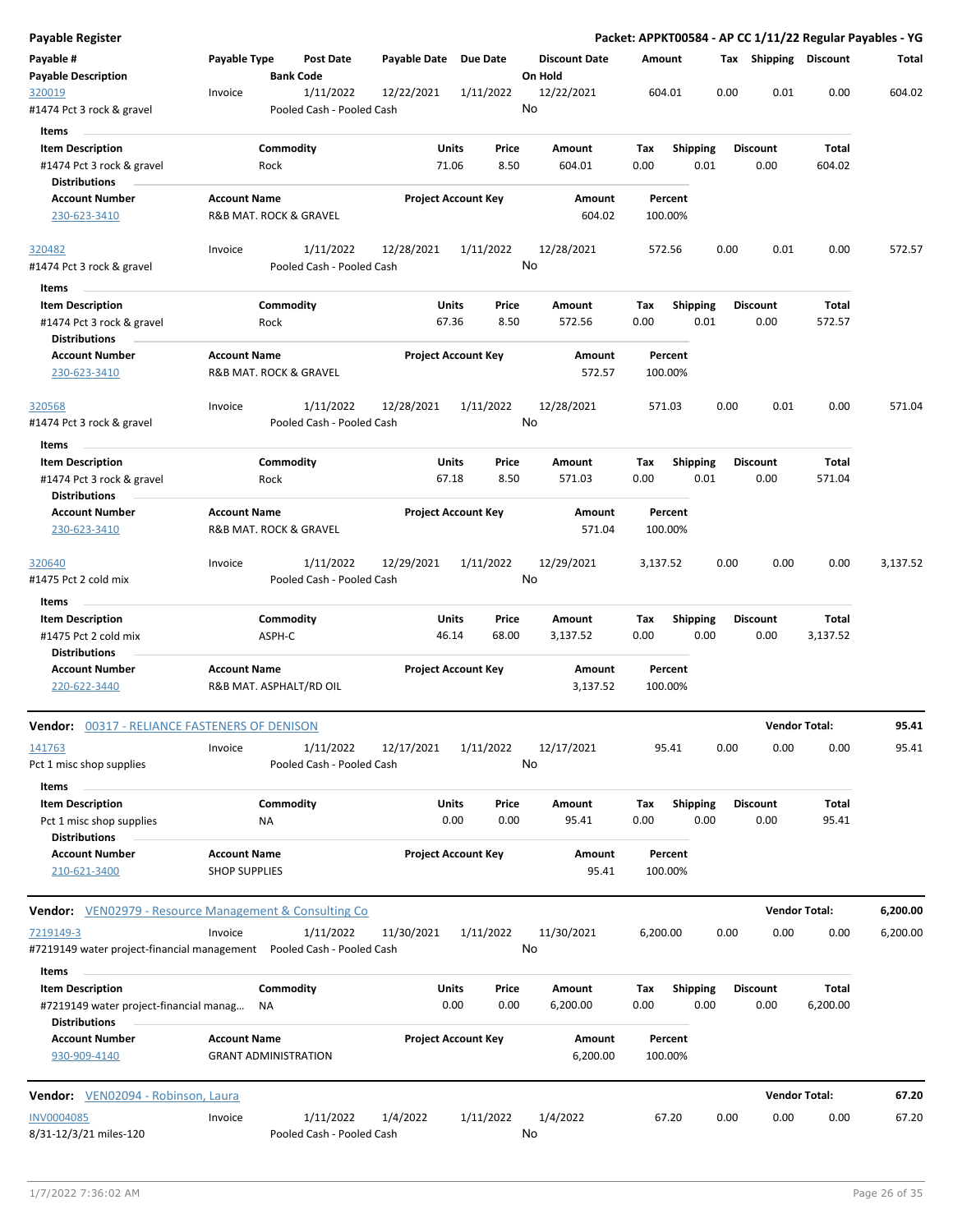# Payable Register

**Packet: APPKT00584 - AP CC 1/11/22 Regular Payables - YG**

| Payable # | Payable Type | Post Date | Payable Date | Due Date | Discount Date | Amount | Tax | Shipping | Discount | Total |
|---|---|---|---|---|---|---|---|---|---|---|
| **Payable Description** | | **Bank Code** | | | **On Hold** | | | | | |

| Payable # | Payable Type | Post Date | Payable Date | Due Date | Discount Date | Amount | Tax | Shipping | Discount | Total |
|---|---|---|---|---|---|---|---|---|---|---|
| 320019 | Invoice | 1/11/2022 | 12/22/2021 | 1/11/2022 | 12/22/2021 | 604.01 | 0.00 | 0.01 | 0.00 | 604.02 |
| #1474 Pct 3 rock & gravel | | Pooled Cash - Pooled Cash | | | No | | | | | |

**Items**

| Item Description | Commodity | Units | Price | Amount | Tax | Shipping | Discount | Total |
|---|---|---|---|---|---|---|---|---|
| #1474 Pct 3 rock & gravel | Rock | 71.06 | 8.50 | 604.01 | 0.00 | 0.01 | 0.00 | 604.02 |

**Distributions**

| Account Number | Account Name | Project Account Key | Amount | Percent |
|---|---|---|---|---|
| 230-623-3410 | R&B MAT. ROCK & GRAVEL | | 604.02 | 100.00% |

| Payable # | Payable Type | Post Date | Payable Date | Due Date | Discount Date | Amount | Tax | Shipping | Discount | Total |
|---|---|---|---|---|---|---|---|---|---|---|
| 320482 | Invoice | 1/11/2022 | 12/28/2021 | 1/11/2022 | 12/28/2021 | 572.56 | 0.00 | 0.01 | 0.00 | 572.57 |
| #1474 Pct 3 rock & gravel | | Pooled Cash - Pooled Cash | | | No | | | | | |

**Items**

| Item Description | Commodity | Units | Price | Amount | Tax | Shipping | Discount | Total |
|---|---|---|---|---|---|---|---|---|
| #1474 Pct 3 rock & gravel | Rock | 67.36 | 8.50 | 572.56 | 0.00 | 0.01 | 0.00 | 572.57 |

**Distributions**

| Account Number | Account Name | Project Account Key | Amount | Percent |
|---|---|---|---|---|
| 230-623-3410 | R&B MAT. ROCK & GRAVEL | | 572.57 | 100.00% |

| Payable # | Payable Type | Post Date | Payable Date | Due Date | Discount Date | Amount | Tax | Shipping | Discount | Total |
|---|---|---|---|---|---|---|---|---|---|---|
| 320568 | Invoice | 1/11/2022 | 12/28/2021 | 1/11/2022 | 12/28/2021 | 571.03 | 0.00 | 0.01 | 0.00 | 571.04 |
| #1474 Pct 3 rock & gravel | | Pooled Cash - Pooled Cash | | | No | | | | | |

**Items**

| Item Description | Commodity | Units | Price | Amount | Tax | Shipping | Discount | Total |
|---|---|---|---|---|---|---|---|---|
| #1474 Pct 3 rock & gravel | Rock | 67.18 | 8.50 | 571.03 | 0.00 | 0.01 | 0.00 | 571.04 |

**Distributions**

| Account Number | Account Name | Project Account Key | Amount | Percent |
|---|---|---|---|---|
| 230-623-3410 | R&B MAT. ROCK & GRAVEL | | 571.04 | 100.00% |

| Payable # | Payable Type | Post Date | Payable Date | Due Date | Discount Date | Amount | Tax | Shipping | Discount | Total |
|---|---|---|---|---|---|---|---|---|---|---|
| 320640 | Invoice | 1/11/2022 | 12/29/2021 | 1/11/2022 | 12/29/2021 | 3,137.52 | 0.00 | 0.00 | 0.00 | 3,137.52 |
| #1475 Pct 2 cold mix | | Pooled Cash - Pooled Cash | | | No | | | | | |

**Items**

| Item Description | Commodity | Units | Price | Amount | Tax | Shipping | Discount | Total |
|---|---|---|---|---|---|---|---|---|
| #1475 Pct 2 cold mix | ASPH-C | 46.14 | 68.00 | 3,137.52 | 0.00 | 0.00 | 0.00 | 3,137.52 |

**Distributions**

| Account Number | Account Name | Project Account Key | Amount | Percent |
|---|---|---|---|---|
| 220-622-3440 | R&B MAT. ASPHALT/RD OIL | | 3,137.52 | 100.00% |

---

**Vendor:** 00317 - RELIANCE FASTENERS OF DENISON — **Vendor Total: 95.41**

| Payable # | Payable Type | Post Date | Payable Date | Due Date | Discount Date | Amount | Tax | Shipping | Discount | Total |
|---|---|---|---|---|---|---|---|---|---|---|
| 141763 | Invoice | 1/11/2022 | 12/17/2021 | 1/11/2022 | 12/17/2021 | 95.41 | 0.00 | 0.00 | 0.00 | 95.41 |
| Pct 1 misc shop supplies | | Pooled Cash - Pooled Cash | | | No | | | | | |

**Items**

| Item Description | Commodity | Units | Price | Amount | Tax | Shipping | Discount | Total |
|---|---|---|---|---|---|---|---|---|
| Pct 1 misc shop supplies | NA | 0.00 | 0.00 | 95.41 | 0.00 | 0.00 | 0.00 | 95.41 |

**Distributions**

| Account Number | Account Name | Project Account Key | Amount | Percent |
|---|---|---|---|---|
| 210-621-3400 | SHOP SUPPLIES | | 95.41 | 100.00% |

---

**Vendor:** VEN02979 - Resource Management & Consulting Co — **Vendor Total: 6,200.00**

| Payable # | Payable Type | Post Date | Payable Date | Due Date | Discount Date | Amount | Tax | Shipping | Discount | Total |
|---|---|---|---|---|---|---|---|---|---|---|
| 7219149-3 | Invoice | 1/11/2022 | 11/30/2021 | 1/11/2022 | 11/30/2021 | 6,200.00 | 0.00 | 0.00 | 0.00 | 6,200.00 |
| #7219149 water project-financial management | | Pooled Cash - Pooled Cash | | | No | | | | | |

**Items**

| Item Description | Commodity | Units | Price | Amount | Tax | Shipping | Discount | Total |
|---|---|---|---|---|---|---|---|---|
| #7219149 water project-financial manag... | NA | 0.00 | 0.00 | 6,200.00 | 0.00 | 0.00 | 0.00 | 6,200.00 |

**Distributions**

| Account Number | Account Name | Project Account Key | Amount | Percent |
|---|---|---|---|---|
| 930-909-4140 | GRANT ADMINISTRATION | | 6,200.00 | 100.00% |

---

**Vendor:** VEN02094 - Robinson, Laura — **Vendor Total: 67.20**

| Payable # | Payable Type | Post Date | Payable Date | Due Date | Discount Date | Amount | Tax | Shipping | Discount | Total |
|---|---|---|---|---|---|---|---|---|---|---|
| INV0004085 | Invoice | 1/11/2022 | 1/4/2022 | 1/11/2022 | 1/4/2022 | 67.20 | 0.00 | 0.00 | 0.00 | 67.20 |
| 8/31-12/3/21 miles-120 | | Pooled Cash - Pooled Cash | | | No | | | | | |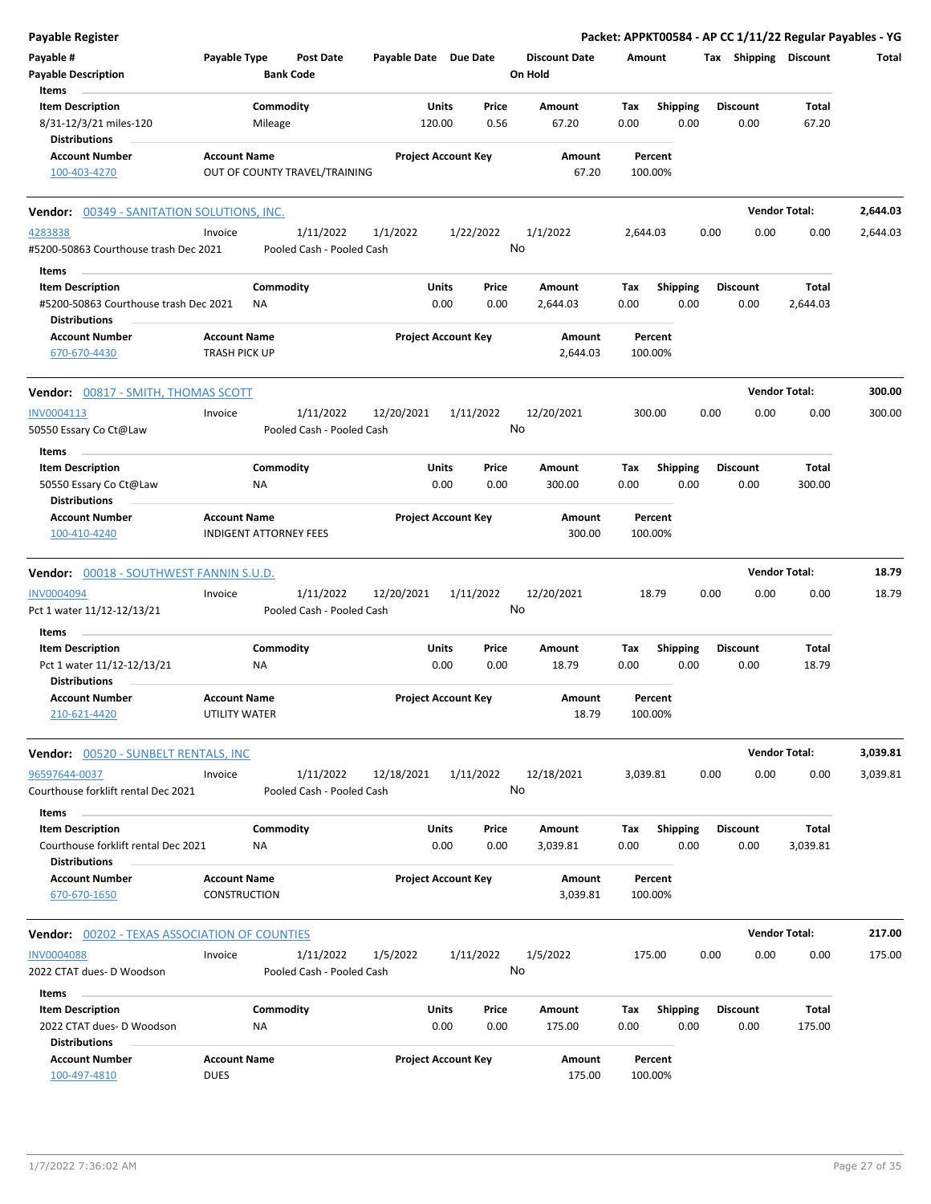**Payable Register** | **Packet: APPKT00584 - AP CC 1/11/22 Regular Payables - YG**

| Payable # | Payable Type | Post Date | Payable Date | Due Date | Discount Date | Amount | Tax | Shipping | Discount | Total |
|---|---|---|---|---|---|---|---|---|---|---|
| Payable Description | | Bank Code | | | On Hold | | | | | |

**Items**

| Item Description | Commodity | Units | Price | Amount | Tax | Shipping | Discount | Total |
|---|---|---|---|---|---|---|---|---|
| 8/31-12/3/21 miles-120 | Mileage | 120.00 | 0.56 | 67.20 | 0.00 | 0.00 | 0.00 | 67.20 |

**Distributions**

| Account Number | Account Name | Project Account Key | Amount | Percent |
|---|---|---|---|---|
| 100-403-4270 | OUT OF COUNTY TRAVEL/TRAINING | | 67.20 | 100.00% |

---

**Vendor: 00349 - SANITATION SOLUTIONS, INC.** — **Vendor Total: 2,644.03**

| Payable # | Payable Type | Post Date | Payable Date | Due Date | Discount Date | Amount | Tax | Shipping | Discount | Total |
|---|---|---|---|---|---|---|---|---|---|---|
| 4283838 | Invoice | 1/11/2022 | 1/1/2022 | 1/22/2022 | 1/1/2022 | 2,644.03 | 0.00 | 0.00 | 0.00 | 2,644.03 |
| #5200-50863 Courthouse trash Dec 2021 | | Pooled Cash - Pooled Cash | | | No | | | | | |

**Items**

| Item Description | Commodity | Units | Price | Amount | Tax | Shipping | Discount | Total |
|---|---|---|---|---|---|---|---|---|
| #5200-50863 Courthouse trash Dec 2021 | NA | 0.00 | 0.00 | 2,644.03 | 0.00 | 0.00 | 0.00 | 2,644.03 |

**Distributions**

| Account Number | Account Name | Project Account Key | Amount | Percent |
|---|---|---|---|---|
| 670-670-4430 | TRASH PICK UP | | 2,644.03 | 100.00% |

---

**Vendor: 00817 - SMITH, THOMAS SCOTT** — **Vendor Total: 300.00**

| Payable # | Payable Type | Post Date | Payable Date | Due Date | Discount Date | Amount | Tax | Shipping | Discount | Total |
|---|---|---|---|---|---|---|---|---|---|---|
| INV0004113 | Invoice | 1/11/2022 | 12/20/2021 | 1/11/2022 | 12/20/2021 | 300.00 | 0.00 | 0.00 | 0.00 | 300.00 |
| 50550 Essary Co Ct@Law | | Pooled Cash - Pooled Cash | | | No | | | | | |

**Items**

| Item Description | Commodity | Units | Price | Amount | Tax | Shipping | Discount | Total |
|---|---|---|---|---|---|---|---|---|
| 50550 Essary Co Ct@Law | NA | 0.00 | 0.00 | 300.00 | 0.00 | 0.00 | 0.00 | 300.00 |

**Distributions**

| Account Number | Account Name | Project Account Key | Amount | Percent |
|---|---|---|---|---|
| 100-410-4240 | INDIGENT ATTORNEY FEES | | 300.00 | 100.00% |

---

**Vendor: 00018 - SOUTHWEST FANNIN S.U.D.** — **Vendor Total: 18.79**

| Payable # | Payable Type | Post Date | Payable Date | Due Date | Discount Date | Amount | Tax | Shipping | Discount | Total |
|---|---|---|---|---|---|---|---|---|---|---|
| INV0004094 | Invoice | 1/11/2022 | 12/20/2021 | 1/11/2022 | 12/20/2021 | 18.79 | 0.00 | 0.00 | 0.00 | 18.79 |
| Pct 1 water 11/12-12/13/21 | | Pooled Cash - Pooled Cash | | | No | | | | | |

**Items**

| Item Description | Commodity | Units | Price | Amount | Tax | Shipping | Discount | Total |
|---|---|---|---|---|---|---|---|---|
| Pct 1 water 11/12-12/13/21 | NA | 0.00 | 0.00 | 18.79 | 0.00 | 0.00 | 0.00 | 18.79 |

**Distributions**

| Account Number | Account Name | Project Account Key | Amount | Percent |
|---|---|---|---|---|
| 210-621-4420 | UTILITY WATER | | 18.79 | 100.00% |

---

**Vendor: 00520 - SUNBELT RENTALS, INC** — **Vendor Total: 3,039.81**

| Payable # | Payable Type | Post Date | Payable Date | Due Date | Discount Date | Amount | Tax | Shipping | Discount | Total |
|---|---|---|---|---|---|---|---|---|---|---|
| 96597644-0037 | Invoice | 1/11/2022 | 12/18/2021 | 1/11/2022 | 12/18/2021 | 3,039.81 | 0.00 | 0.00 | 0.00 | 3,039.81 |
| Courthouse forklift rental Dec 2021 | | Pooled Cash - Pooled Cash | | | No | | | | | |

**Items**

| Item Description | Commodity | Units | Price | Amount | Tax | Shipping | Discount | Total |
|---|---|---|---|---|---|---|---|---|
| Courthouse forklift rental Dec 2021 | NA | 0.00 | 0.00 | 3,039.81 | 0.00 | 0.00 | 0.00 | 3,039.81 |

**Distributions**

| Account Number | Account Name | Project Account Key | Amount | Percent |
|---|---|---|---|---|
| 670-670-1650 | CONSTRUCTION | | 3,039.81 | 100.00% |

---

**Vendor: 00202 - TEXAS ASSOCIATION OF COUNTIES** — **Vendor Total: 217.00**

| Payable # | Payable Type | Post Date | Payable Date | Due Date | Discount Date | Amount | Tax | Shipping | Discount | Total |
|---|---|---|---|---|---|---|---|---|---|---|
| INV0004088 | Invoice | 1/11/2022 | 1/5/2022 | 1/11/2022 | 1/5/2022 | 175.00 | 0.00 | 0.00 | 0.00 | 175.00 |
| 2022 CTAT dues- D Woodson | | Pooled Cash - Pooled Cash | | | No | | | | | |

**Items**

| Item Description | Commodity | Units | Price | Amount | Tax | Shipping | Discount | Total |
|---|---|---|---|---|---|---|---|---|
| 2022 CTAT dues- D Woodson | NA | 0.00 | 0.00 | 175.00 | 0.00 | 0.00 | 0.00 | 175.00 |

**Distributions**

| Account Number | Account Name | Project Account Key | Amount | Percent |
|---|---|---|---|---|
| 100-497-4810 | DUES | | 175.00 | 100.00% |

1/7/2022 7:36:02 AM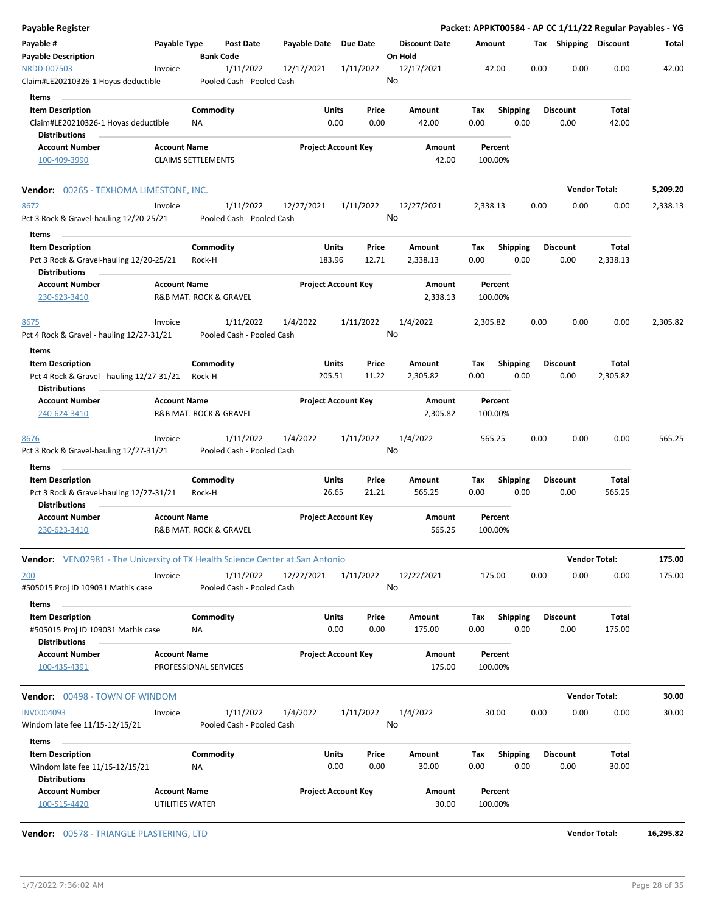# Payable Register

**Packet: APPKT00584 - AP CC 1/11/22 Regular Payables - YG**

| Payable # | Payable Type | Post Date | Payable Date | Due Date | Discount Date | Amount | Tax | Shipping | Discount | Total |
|---|---|---|---|---|---|---|---|---|---|---|
| **Payable Description** | | **Bank Code** | | | **On Hold** | | | | | |
| NRDD-007503 | Invoice | 1/11/2022 | 12/17/2021 | 1/11/2022 | 12/17/2021 | 42.00 | 0.00 | 0.00 | 0.00 | 42.00 |
| Claim#LE20210326-1 Hoyas deductible | | Pooled Cash - Pooled Cash | | | No | | | | | |

**Items**

| Item Description | Commodity | Units | Price | Amount | Tax | Shipping | Discount | Total |
|---|---|---|---|---|---|---|---|---|
| Claim#LE20210326-1 Hoyas deductible | NA | 0.00 | 0.00 | 42.00 | 0.00 | 0.00 | 0.00 | 42.00 |

**Distributions**

| Account Number | Account Name | Project Account Key | Amount | Percent |
|---|---|---|---|---|
| 100-409-3990 | CLAIMS SETTLEMENTS | | 42.00 | 100.00% |

**Vendor:** 00265 - TEXHOMA LIMESTONE, INC. — **Vendor Total:** 5,209.20

| Payable # | Payable Type | Post Date | Payable Date | Due Date | Discount Date | Amount | Tax | Shipping | Discount | Total |
|---|---|---|---|---|---|---|---|---|---|---|
| 8672 | Invoice | 1/11/2022 | 12/27/2021 | 1/11/2022 | 12/27/2021 | 2,338.13 | 0.00 | 0.00 | 0.00 | 2,338.13 |
| Pct 3 Rock & Gravel-hauling 12/20-25/21 | | Pooled Cash - Pooled Cash | | | No | | | | | |

**Items**

| Item Description | Commodity | Units | Price | Amount | Tax | Shipping | Discount | Total |
|---|---|---|---|---|---|---|---|---|
| Pct 3 Rock & Gravel-hauling 12/20-25/21 | Rock-H | 183.96 | 12.71 | 2,338.13 | 0.00 | 0.00 | 0.00 | 2,338.13 |

**Distributions**

| Account Number | Account Name | Project Account Key | Amount | Percent |
|---|---|---|---|---|
| 230-623-3410 | R&B MAT. ROCK & GRAVEL | | 2,338.13 | 100.00% |

| Payable # | Payable Type | Post Date | Payable Date | Due Date | Discount Date | Amount | Tax | Shipping | Discount | Total |
|---|---|---|---|---|---|---|---|---|---|---|
| 8675 | Invoice | 1/11/2022 | 1/4/2022 | 1/11/2022 | 1/4/2022 | 2,305.82 | 0.00 | 0.00 | 0.00 | 2,305.82 |
| Pct 4 Rock & Gravel - hauling 12/27-31/21 | | Pooled Cash - Pooled Cash | | | No | | | | | |

**Items**

| Item Description | Commodity | Units | Price | Amount | Tax | Shipping | Discount | Total |
|---|---|---|---|---|---|---|---|---|
| Pct 4 Rock & Gravel - hauling 12/27-31/21 | Rock-H | 205.51 | 11.22 | 2,305.82 | 0.00 | 0.00 | 0.00 | 2,305.82 |

**Distributions**

| Account Number | Account Name | Project Account Key | Amount | Percent |
|---|---|---|---|---|
| 240-624-3410 | R&B MAT. ROCK & GRAVEL | | 2,305.82 | 100.00% |

| Payable # | Payable Type | Post Date | Payable Date | Due Date | Discount Date | Amount | Tax | Shipping | Discount | Total |
|---|---|---|---|---|---|---|---|---|---|---|
| 8676 | Invoice | 1/11/2022 | 1/4/2022 | 1/11/2022 | 1/4/2022 | 565.25 | 0.00 | 0.00 | 0.00 | 565.25 |
| Pct 3 Rock & Gravel-hauling 12/27-31/21 | | Pooled Cash - Pooled Cash | | | No | | | | | |

**Items**

| Item Description | Commodity | Units | Price | Amount | Tax | Shipping | Discount | Total |
|---|---|---|---|---|---|---|---|---|
| Pct 3 Rock & Gravel-hauling 12/27-31/21 | Rock-H | 26.65 | 21.21 | 565.25 | 0.00 | 0.00 | 0.00 | 565.25 |

**Distributions**

| Account Number | Account Name | Project Account Key | Amount | Percent |
|---|---|---|---|---|
| 230-623-3410 | R&B MAT. ROCK & GRAVEL | | 565.25 | 100.00% |

**Vendor:** VEN02981 - The University of TX Health Science Center at San Antonio — **Vendor Total:** 175.00

| Payable # | Payable Type | Post Date | Payable Date | Due Date | Discount Date | Amount | Tax | Shipping | Discount | Total |
|---|---|---|---|---|---|---|---|---|---|---|
| 200 | Invoice | 1/11/2022 | 12/22/2021 | 1/11/2022 | 12/22/2021 | 175.00 | 0.00 | 0.00 | 0.00 | 175.00 |
| #505015 Proj ID 109031 Mathis case | | Pooled Cash - Pooled Cash | | | No | | | | | |

**Items**

| Item Description | Commodity | Units | Price | Amount | Tax | Shipping | Discount | Total |
|---|---|---|---|---|---|---|---|---|
| #505015 Proj ID 109031 Mathis case | NA | 0.00 | 0.00 | 175.00 | 0.00 | 0.00 | 0.00 | 175.00 |

**Distributions**

| Account Number | Account Name | Project Account Key | Amount | Percent |
|---|---|---|---|---|
| 100-435-4391 | PROFESSIONAL SERVICES | | 175.00 | 100.00% |

**Vendor:** 00498 - TOWN OF WINDOM — **Vendor Total:** 30.00

| Payable # | Payable Type | Post Date | Payable Date | Due Date | Discount Date | Amount | Tax | Shipping | Discount | Total |
|---|---|---|---|---|---|---|---|---|---|---|
| INV0004093 | Invoice | 1/11/2022 | 1/4/2022 | 1/11/2022 | 1/4/2022 | 30.00 | 0.00 | 0.00 | 0.00 | 30.00 |
| Windom late fee 11/15-12/15/21 | | Pooled Cash - Pooled Cash | | | No | | | | | |

**Items**

| Item Description | Commodity | Units | Price | Amount | Tax | Shipping | Discount | Total |
|---|---|---|---|---|---|---|---|---|
| Windom late fee 11/15-12/15/21 | NA | 0.00 | 0.00 | 30.00 | 0.00 | 0.00 | 0.00 | 30.00 |

**Distributions**

| Account Number | Account Name | Project Account Key | Amount | Percent |
|---|---|---|---|---|
| 100-515-4420 | UTILITIES WATER | | 30.00 | 100.00% |

**Vendor:** 00578 - TRIANGLE PLASTERING, LTD — **Vendor Total:** 16,295.82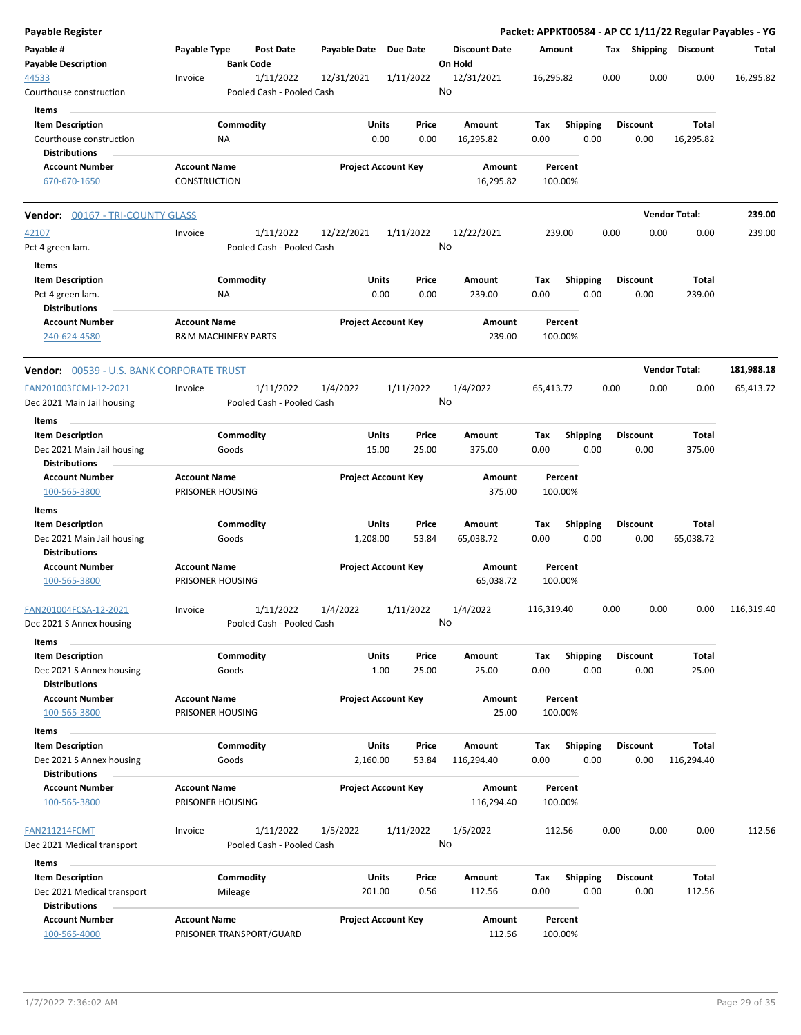**Payable Register** — **Packet: APPKT00584 - AP CC 1/11/22 Regular Payables - YG**

| Payable # | Payable Type | Post Date | Payable Date | Due Date | Discount Date | Amount | Tax | Shipping | Discount | Total |
|---|---|---|---|---|---|---|---|---|---|---|
| **Payable Description** | | **Bank Code** | | | **On Hold** | | | | | |
| 44533 | Invoice | 1/11/2022 | 12/31/2021 | 1/11/2022 | 12/31/2021 | 16,295.82 | 0.00 | 0.00 | 0.00 | 16,295.82 |
| Courthouse construction | | Pooled Cash - Pooled Cash | | | No | | | | | |

**Items**

| Item Description | Commodity | Units | Price | Amount | Tax | Shipping | Discount | Total |
|---|---|---|---|---|---|---|---|---|
| Courthouse construction | NA | 0.00 | 0.00 | 16,295.82 | 0.00 | 0.00 | 0.00 | 16,295.82 |

**Distributions**

| Account Number | Account Name | Project Account Key | Amount | Percent |
|---|---|---|---|---|
| 670-670-1650 | CONSTRUCTION | | 16,295.82 | 100.00% |

## Vendor: 00167 - TRI-COUNTY GLASS — Vendor Total: 239.00

| Payable # | Payable Type | Post Date | Payable Date | Due Date | Discount Date | Amount | Tax | Shipping | Discount | Total |
|---|---|---|---|---|---|---|---|---|---|---|
| 42107 | Invoice | 1/11/2022 | 12/22/2021 | 1/11/2022 | 12/22/2021 | 239.00 | 0.00 | 0.00 | 0.00 | 239.00 |
| Pct 4 green lam. | | Pooled Cash - Pooled Cash | | | No | | | | | |

**Items**

| Item Description | Commodity | Units | Price | Amount | Tax | Shipping | Discount | Total |
|---|---|---|---|---|---|---|---|---|
| Pct 4 green lam. | NA | 0.00 | 0.00 | 239.00 | 0.00 | 0.00 | 0.00 | 239.00 |

**Distributions**

| Account Number | Account Name | Project Account Key | Amount | Percent |
|---|---|---|---|---|
| 240-624-4580 | R&M MACHINERY PARTS | | 239.00 | 100.00% |

## Vendor: 00539 - U.S. BANK CORPORATE TRUST — Vendor Total: 181,988.18

| Payable # | Payable Type | Post Date | Payable Date | Due Date | Discount Date | Amount | Tax | Shipping | Discount | Total |
|---|---|---|---|---|---|---|---|---|---|---|
| FAN201003FCMJ-12-2021 | Invoice | 1/11/2022 | 1/4/2022 | 1/11/2022 | 1/4/2022 | 65,413.72 | 0.00 | 0.00 | 0.00 | 65,413.72 |
| Dec 2021 Main Jail housing | | Pooled Cash - Pooled Cash | | | No | | | | | |

**Items**

| Item Description | Commodity | Units | Price | Amount | Tax | Shipping | Discount | Total |
|---|---|---|---|---|---|---|---|---|
| Dec 2021 Main Jail housing | Goods | 15.00 | 25.00 | 375.00 | 0.00 | 0.00 | 0.00 | 375.00 |

**Distributions**

| Account Number | Account Name | Project Account Key | Amount | Percent |
|---|---|---|---|---|
| 100-565-3800 | PRISONER HOUSING | | 375.00 | 100.00% |

**Items**

| Item Description | Commodity | Units | Price | Amount | Tax | Shipping | Discount | Total |
|---|---|---|---|---|---|---|---|---|
| Dec 2021 Main Jail housing | Goods | 1,208.00 | 53.84 | 65,038.72 | 0.00 | 0.00 | 0.00 | 65,038.72 |

**Distributions**

| Account Number | Account Name | Project Account Key | Amount | Percent |
|---|---|---|---|---|
| 100-565-3800 | PRISONER HOUSING | | 65,038.72 | 100.00% |

| Payable # | Payable Type | Post Date | Payable Date | Due Date | Discount Date | Amount | Tax | Shipping | Discount | Total |
|---|---|---|---|---|---|---|---|---|---|---|
| FAN201004FCSA-12-2021 | Invoice | 1/11/2022 | 1/4/2022 | 1/11/2022 | 1/4/2022 | 116,319.40 | 0.00 | 0.00 | 0.00 | 116,319.40 |
| Dec 2021 S Annex housing | | Pooled Cash - Pooled Cash | | | No | | | | | |

**Items**

| Item Description | Commodity | Units | Price | Amount | Tax | Shipping | Discount | Total |
|---|---|---|---|---|---|---|---|---|
| Dec 2021 S Annex housing | Goods | 1.00 | 25.00 | 25.00 | 0.00 | 0.00 | 0.00 | 25.00 |

**Distributions**

| Account Number | Account Name | Project Account Key | Amount | Percent |
|---|---|---|---|---|
| 100-565-3800 | PRISONER HOUSING | | 25.00 | 100.00% |

**Items**

| Item Description | Commodity | Units | Price | Amount | Tax | Shipping | Discount | Total |
|---|---|---|---|---|---|---|---|---|
| Dec 2021 S Annex housing | Goods | 2,160.00 | 53.84 | 116,294.40 | 0.00 | 0.00 | 0.00 | 116,294.40 |

**Distributions**

| Account Number | Account Name | Project Account Key | Amount | Percent |
|---|---|---|---|---|
| 100-565-3800 | PRISONER HOUSING | | 116,294.40 | 100.00% |

| Payable # | Payable Type | Post Date | Payable Date | Due Date | Discount Date | Amount | Tax | Shipping | Discount | Total |
|---|---|---|---|---|---|---|---|---|---|---|
| FAN211214FCMT | Invoice | 1/11/2022 | 1/5/2022 | 1/11/2022 | 1/5/2022 | 112.56 | 0.00 | 0.00 | 0.00 | 112.56 |
| Dec 2021 Medical transport | | Pooled Cash - Pooled Cash | | | No | | | | | |

**Items**

| Item Description | Commodity | Units | Price | Amount | Tax | Shipping | Discount | Total |
|---|---|---|---|---|---|---|---|---|
| Dec 2021 Medical transport | Mileage | 201.00 | 0.56 | 112.56 | 0.00 | 0.00 | 0.00 | 112.56 |

**Distributions**

| Account Number | Account Name | Project Account Key | Amount | Percent |
|---|---|---|---|---|
| 100-565-4000 | PRISONER TRANSPORT/GUARD | | 112.56 | 100.00% |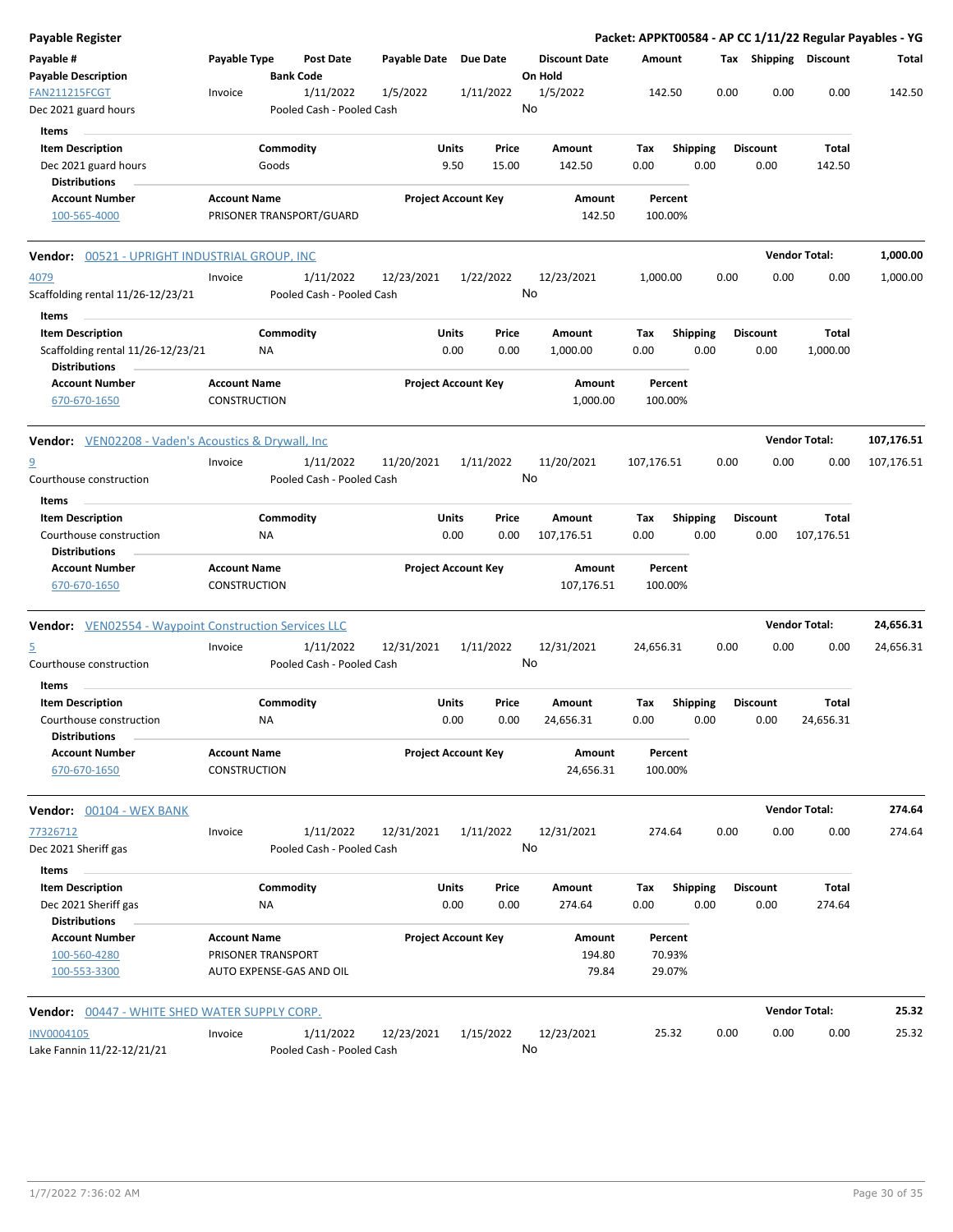**Payable Register** — **Packet: APPKT00584 - AP CC 1/11/22 Regular Payables - YG**

| Payable # / Payable Description | Payable Type | Post Date / Bank Code | Payable Date | Due Date | Discount Date / On Hold | Amount | Tax | Shipping | Discount | Total |
|---|---|---|---|---|---|---|---|---|---|---|
| FAN211215FCGT | Invoice | 1/11/2022 | 1/5/2022 | 1/11/2022 | 1/5/2022 | 142.50 | 0.00 | 0.00 | 0.00 | 142.50 |
| Dec 2021 guard hours | | Pooled Cash - Pooled Cash | | | No | | | | | |

**Items**

| Item Description | Commodity | Units | Price | Amount | Tax | Shipping | Discount | Total |
|---|---|---|---|---|---|---|---|---|
| Dec 2021 guard hours | Goods | 9.50 | 15.00 | 142.50 | 0.00 | 0.00 | 0.00 | 142.50 |

**Distributions**

| Account Number | Account Name | Project Account Key | Amount | Percent |
|---|---|---|---|---|
| 100-565-4000 | PRISONER TRANSPORT/GUARD | | 142.50 | 100.00% |

**Vendor:** 00521 - UPRIGHT INDUSTRIAL GROUP, INC — **Vendor Total:** 1,000.00

| Payable # / Payable Description | Payable Type | Post Date / Bank Code | Payable Date | Due Date | Discount Date / On Hold | Amount | Tax | Shipping | Discount | Total |
|---|---|---|---|---|---|---|---|---|---|---|
| 4079 | Invoice | 1/11/2022 | 12/23/2021 | 1/22/2022 | 12/23/2021 | 1,000.00 | 0.00 | 0.00 | 0.00 | 1,000.00 |
| Scaffolding rental 11/26-12/23/21 | | Pooled Cash - Pooled Cash | | | No | | | | | |

**Items**

| Item Description | Commodity | Units | Price | Amount | Tax | Shipping | Discount | Total |
|---|---|---|---|---|---|---|---|---|
| Scaffolding rental 11/26-12/23/21 | NA | 0.00 | 0.00 | 1,000.00 | 0.00 | 0.00 | 0.00 | 1,000.00 |

**Distributions**

| Account Number | Account Name | Project Account Key | Amount | Percent |
|---|---|---|---|---|
| 670-670-1650 | CONSTRUCTION | | 1,000.00 | 100.00% |

**Vendor:** VEN02208 - Vaden's Acoustics & Drywall, Inc — **Vendor Total:** 107,176.51

| Payable # / Payable Description | Payable Type | Post Date / Bank Code | Payable Date | Due Date | Discount Date / On Hold | Amount | Tax | Shipping | Discount | Total |
|---|---|---|---|---|---|---|---|---|---|---|
| 9 | Invoice | 1/11/2022 | 11/20/2021 | 1/11/2022 | 11/20/2021 | 107,176.51 | 0.00 | 0.00 | 0.00 | 107,176.51 |
| Courthouse construction | | Pooled Cash - Pooled Cash | | | No | | | | | |

**Items**

| Item Description | Commodity | Units | Price | Amount | Tax | Shipping | Discount | Total |
|---|---|---|---|---|---|---|---|---|
| Courthouse construction | NA | 0.00 | 0.00 | 107,176.51 | 0.00 | 0.00 | 0.00 | 107,176.51 |

**Distributions**

| Account Number | Account Name | Project Account Key | Amount | Percent |
|---|---|---|---|---|
| 670-670-1650 | CONSTRUCTION | | 107,176.51 | 100.00% |

**Vendor:** VEN02554 - Waypoint Construction Services LLC — **Vendor Total:** 24,656.31

| Payable # / Payable Description | Payable Type | Post Date / Bank Code | Payable Date | Due Date | Discount Date / On Hold | Amount | Tax | Shipping | Discount | Total |
|---|---|---|---|---|---|---|---|---|---|---|
| 5 | Invoice | 1/11/2022 | 12/31/2021 | 1/11/2022 | 12/31/2021 | 24,656.31 | 0.00 | 0.00 | 0.00 | 24,656.31 |
| Courthouse construction | | Pooled Cash - Pooled Cash | | | No | | | | | |

**Items**

| Item Description | Commodity | Units | Price | Amount | Tax | Shipping | Discount | Total |
|---|---|---|---|---|---|---|---|---|
| Courthouse construction | NA | 0.00 | 0.00 | 24,656.31 | 0.00 | 0.00 | 0.00 | 24,656.31 |

**Distributions**

| Account Number | Account Name | Project Account Key | Amount | Percent |
|---|---|---|---|---|
| 670-670-1650 | CONSTRUCTION | | 24,656.31 | 100.00% |

**Vendor:** 00104 - WEX BANK — **Vendor Total:** 274.64

| Payable # / Payable Description | Payable Type | Post Date / Bank Code | Payable Date | Due Date | Discount Date / On Hold | Amount | Tax | Shipping | Discount | Total |
|---|---|---|---|---|---|---|---|---|---|---|
| 77326712 | Invoice | 1/11/2022 | 12/31/2021 | 1/11/2022 | 12/31/2021 | 274.64 | 0.00 | 0.00 | 0.00 | 274.64 |
| Dec 2021 Sheriff gas | | Pooled Cash - Pooled Cash | | | No | | | | | |

**Items**

| Item Description | Commodity | Units | Price | Amount | Tax | Shipping | Discount | Total |
|---|---|---|---|---|---|---|---|---|
| Dec 2021 Sheriff gas | NA | 0.00 | 0.00 | 274.64 | 0.00 | 0.00 | 0.00 | 274.64 |

**Distributions**

| Account Number | Account Name | Project Account Key | Amount | Percent |
|---|---|---|---|---|
| 100-560-4280 | PRISONER TRANSPORT | | 194.80 | 70.93% |
| 100-553-3300 | AUTO EXPENSE-GAS AND OIL | | 79.84 | 29.07% |

**Vendor:** 00447 - WHITE SHED WATER SUPPLY CORP. — **Vendor Total:** 25.32

| Payable # / Payable Description | Payable Type | Post Date / Bank Code | Payable Date | Due Date | Discount Date / On Hold | Amount | Tax | Shipping | Discount | Total |
|---|---|---|---|---|---|---|---|---|---|---|
| INV0004105 | Invoice | 1/11/2022 | 12/23/2021 | 1/15/2022 | 12/23/2021 | 25.32 | 0.00 | 0.00 | 0.00 | 25.32 |
| Lake Fannin 11/22-12/21/21 | | Pooled Cash - Pooled Cash | | | No | | | | | |

1/7/2022 7:36:02 AM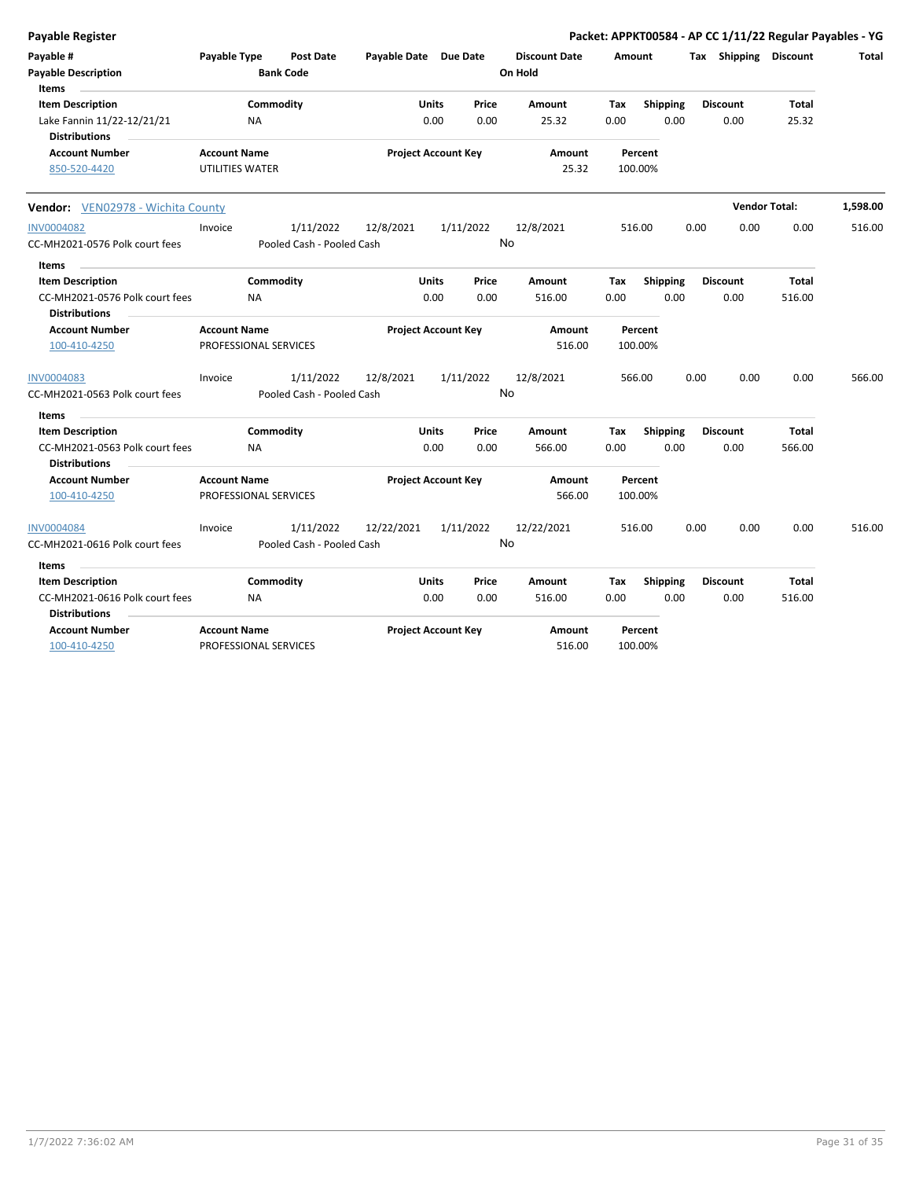**Payable Register**

**Packet: APPKT00584 - AP CC 1/11/22 Regular Payables - YG**

| Payable # | Payable Type | Post Date | Payable Date | Due Date | Discount Date | Amount | Tax | Shipping | Discount | Total |
|---|---|---|---|---|---|---|---|---|---|---|
| **Payable Description** | | **Bank Code** | | | **On Hold** | | | | | |

**Items**

| Item Description | Commodity | Units | Price | Amount | Tax | Shipping | Discount | Total |
|---|---|---|---|---|---|---|---|---|
| Lake Fannin 11/22-12/21/21 | NA | 0.00 | 0.00 | 25.32 | 0.00 | 0.00 | 0.00 | 25.32 |

**Distributions**

| Account Number | Account Name | Project Account Key | Amount | Percent |
|---|---|---|---|---|
| 850-520-4420 | UTILITIES WATER | | 25.32 | 100.00% |

**Vendor:** VEN02978 - Wichita County — **Vendor Total:** 1,598.00

| Payable # | Payable Type | Post Date | Payable Date | Due Date | Discount Date | Amount | Tax | Shipping | Discount | Total |
|---|---|---|---|---|---|---|---|---|---|---|
| INV0004082 | Invoice | 1/11/2022 | 12/8/2021 | 1/11/2022 | 12/8/2021 | 516.00 | 0.00 | 0.00 | 0.00 | 516.00 |
| CC-MH2021-0576 Polk court fees | | Pooled Cash - Pooled Cash | | | No | | | | | |

**Items**

| Item Description | Commodity | Units | Price | Amount | Tax | Shipping | Discount | Total |
|---|---|---|---|---|---|---|---|---|
| CC-MH2021-0576 Polk court fees | NA | 0.00 | 0.00 | 516.00 | 0.00 | 0.00 | 0.00 | 516.00 |

**Distributions**

| Account Number | Account Name | Project Account Key | Amount | Percent |
|---|---|---|---|---|
| 100-410-4250 | PROFESSIONAL SERVICES | | 516.00 | 100.00% |

| Payable # | Payable Type | Post Date | Payable Date | Due Date | Discount Date | Amount | Tax | Shipping | Discount | Total |
|---|---|---|---|---|---|---|---|---|---|---|
| INV0004083 | Invoice | 1/11/2022 | 12/8/2021 | 1/11/2022 | 12/8/2021 | 566.00 | 0.00 | 0.00 | 0.00 | 566.00 |
| CC-MH2021-0563 Polk court fees | | Pooled Cash - Pooled Cash | | | No | | | | | |

**Items**

| Item Description | Commodity | Units | Price | Amount | Tax | Shipping | Discount | Total |
|---|---|---|---|---|---|---|---|---|
| CC-MH2021-0563 Polk court fees | NA | 0.00 | 0.00 | 566.00 | 0.00 | 0.00 | 0.00 | 566.00 |

**Distributions**

| Account Number | Account Name | Project Account Key | Amount | Percent |
|---|---|---|---|---|
| 100-410-4250 | PROFESSIONAL SERVICES | | 566.00 | 100.00% |

| Payable # | Payable Type | Post Date | Payable Date | Due Date | Discount Date | Amount | Tax | Shipping | Discount | Total |
|---|---|---|---|---|---|---|---|---|---|---|
| INV0004084 | Invoice | 1/11/2022 | 12/22/2021 | 1/11/2022 | 12/22/2021 | 516.00 | 0.00 | 0.00 | 0.00 | 516.00 |
| CC-MH2021-0616 Polk court fees | | Pooled Cash - Pooled Cash | | | No | | | | | |

**Items**

| Item Description | Commodity | Units | Price | Amount | Tax | Shipping | Discount | Total |
|---|---|---|---|---|---|---|---|---|
| CC-MH2021-0616 Polk court fees | NA | 0.00 | 0.00 | 516.00 | 0.00 | 0.00 | 0.00 | 516.00 |

**Distributions**

| Account Number | Account Name | Project Account Key | Amount | Percent |
|---|---|---|---|---|
| 100-410-4250 | PROFESSIONAL SERVICES | | 516.00 | 100.00% |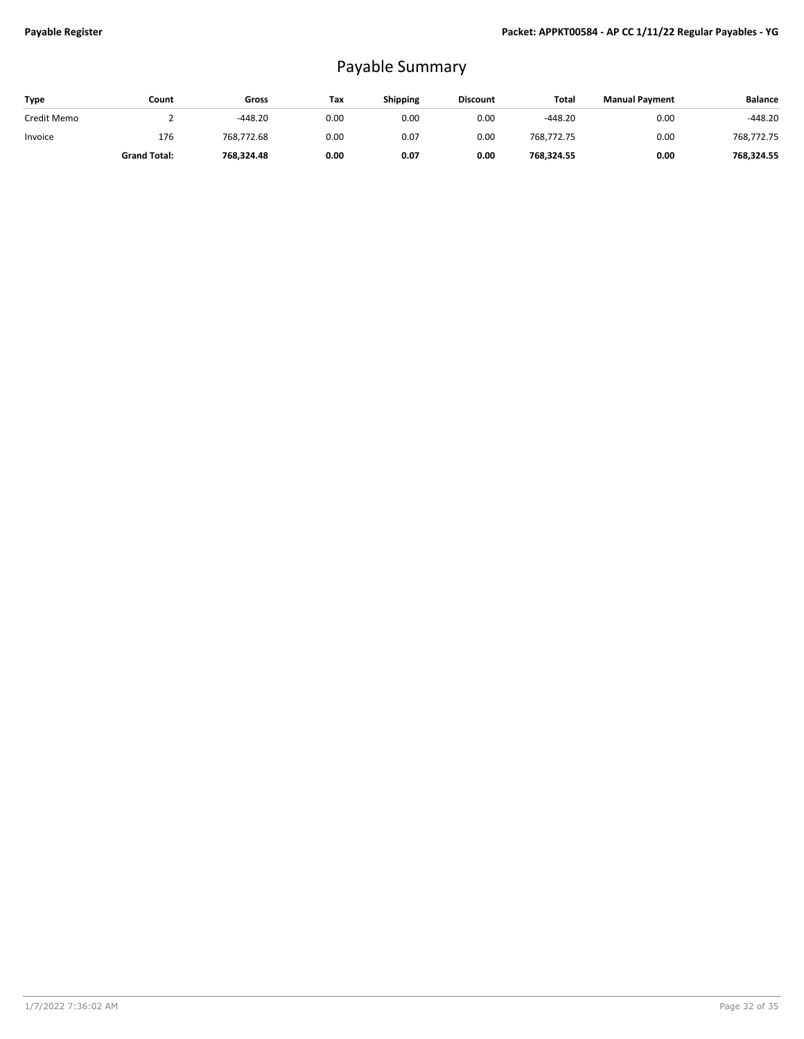# Payable Summary

| Type | Count | Gross | Tax | Shipping | Discount | Total | Manual Payment | Balance |
|---|---|---|---|---|---|---|---|---|
| Credit Memo | 2 | -448.20 | 0.00 | 0.00 | 0.00 | -448.20 | 0.00 | -448.20 |
| Invoice | 176 | 768,772.68 | 0.00 | 0.07 | 0.00 | 768,772.75 | 0.00 | 768,772.75 |
| | **Grand Total:** | **768,324.48** | **0.00** | **0.07** | **0.00** | **768,324.55** | **0.00** | **768,324.55** |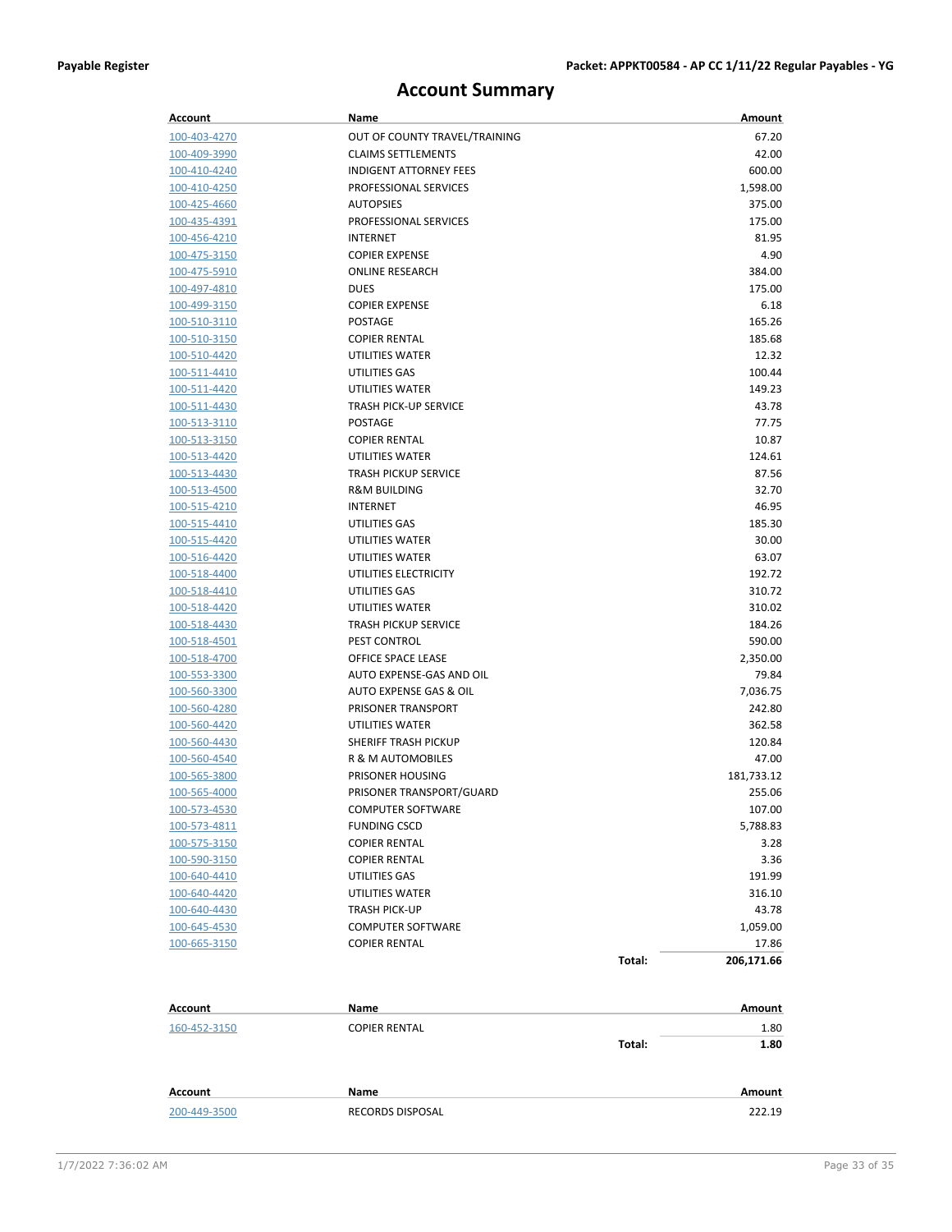# Account Summary

| Account | Name | | Amount |
|---|---|---|---|
| 100-403-4270 | OUT OF COUNTY TRAVEL/TRAINING | | 67.20 |
| 100-409-3990 | CLAIMS SETTLEMENTS | | 42.00 |
| 100-410-4240 | INDIGENT ATTORNEY FEES | | 600.00 |
| 100-410-4250 | PROFESSIONAL SERVICES | | 1,598.00 |
| 100-425-4660 | AUTOPSIES | | 375.00 |
| 100-435-4391 | PROFESSIONAL SERVICES | | 175.00 |
| 100-456-4210 | INTERNET | | 81.95 |
| 100-475-3150 | COPIER EXPENSE | | 4.90 |
| 100-475-5910 | ONLINE RESEARCH | | 384.00 |
| 100-497-4810 | DUES | | 175.00 |
| 100-499-3150 | COPIER EXPENSE | | 6.18 |
| 100-510-3110 | POSTAGE | | 165.26 |
| 100-510-3150 | COPIER RENTAL | | 185.68 |
| 100-510-4420 | UTILITIES WATER | | 12.32 |
| 100-511-4410 | UTILITIES GAS | | 100.44 |
| 100-511-4420 | UTILITIES WATER | | 149.23 |
| 100-511-4430 | TRASH PICK-UP SERVICE | | 43.78 |
| 100-513-3110 | POSTAGE | | 77.75 |
| 100-513-3150 | COPIER RENTAL | | 10.87 |
| 100-513-4420 | UTILITIES WATER | | 124.61 |
| 100-513-4430 | TRASH PICKUP SERVICE | | 87.56 |
| 100-513-4500 | R&M BUILDING | | 32.70 |
| 100-515-4210 | INTERNET | | 46.95 |
| 100-515-4410 | UTILITIES GAS | | 185.30 |
| 100-515-4420 | UTILITIES WATER | | 30.00 |
| 100-516-4420 | UTILITIES WATER | | 63.07 |
| 100-518-4400 | UTILITIES ELECTRICITY | | 192.72 |
| 100-518-4410 | UTILITIES GAS | | 310.72 |
| 100-518-4420 | UTILITIES WATER | | 310.02 |
| 100-518-4430 | TRASH PICKUP SERVICE | | 184.26 |
| 100-518-4501 | PEST CONTROL | | 590.00 |
| 100-518-4700 | OFFICE SPACE LEASE | | 2,350.00 |
| 100-553-3300 | AUTO EXPENSE-GAS AND OIL | | 79.84 |
| 100-560-3300 | AUTO EXPENSE GAS & OIL | | 7,036.75 |
| 100-560-4280 | PRISONER TRANSPORT | | 242.80 |
| 100-560-4420 | UTILITIES WATER | | 362.58 |
| 100-560-4430 | SHERIFF TRASH PICKUP | | 120.84 |
| 100-560-4540 | R & M AUTOMOBILES | | 47.00 |
| 100-565-3800 | PRISONER HOUSING | | 181,733.12 |
| 100-565-4000 | PRISONER TRANSPORT/GUARD | | 255.06 |
| 100-573-4530 | COMPUTER SOFTWARE | | 107.00 |
| 100-573-4811 | FUNDING CSCD | | 5,788.83 |
| 100-575-3150 | COPIER RENTAL | | 3.28 |
| 100-590-3150 | COPIER RENTAL | | 3.36 |
| 100-640-4410 | UTILITIES GAS | | 191.99 |
| 100-640-4420 | UTILITIES WATER | | 316.10 |
| 100-640-4430 | TRASH PICK-UP | | 43.78 |
| 100-645-4530 | COMPUTER SOFTWARE | | 1,059.00 |
| 100-665-3150 | COPIER RENTAL | | 17.86 |
| | | **Total:** | **206,171.66** |

| Account | Name | | Amount |
|---|---|---|---|
| 160-452-3150 | COPIER RENTAL | | 1.80 |
| | | **Total:** | **1.80** |

| Account | Name | Amount |
|---|---|---|
| 200-449-3500 | RECORDS DISPOSAL | 222.19 |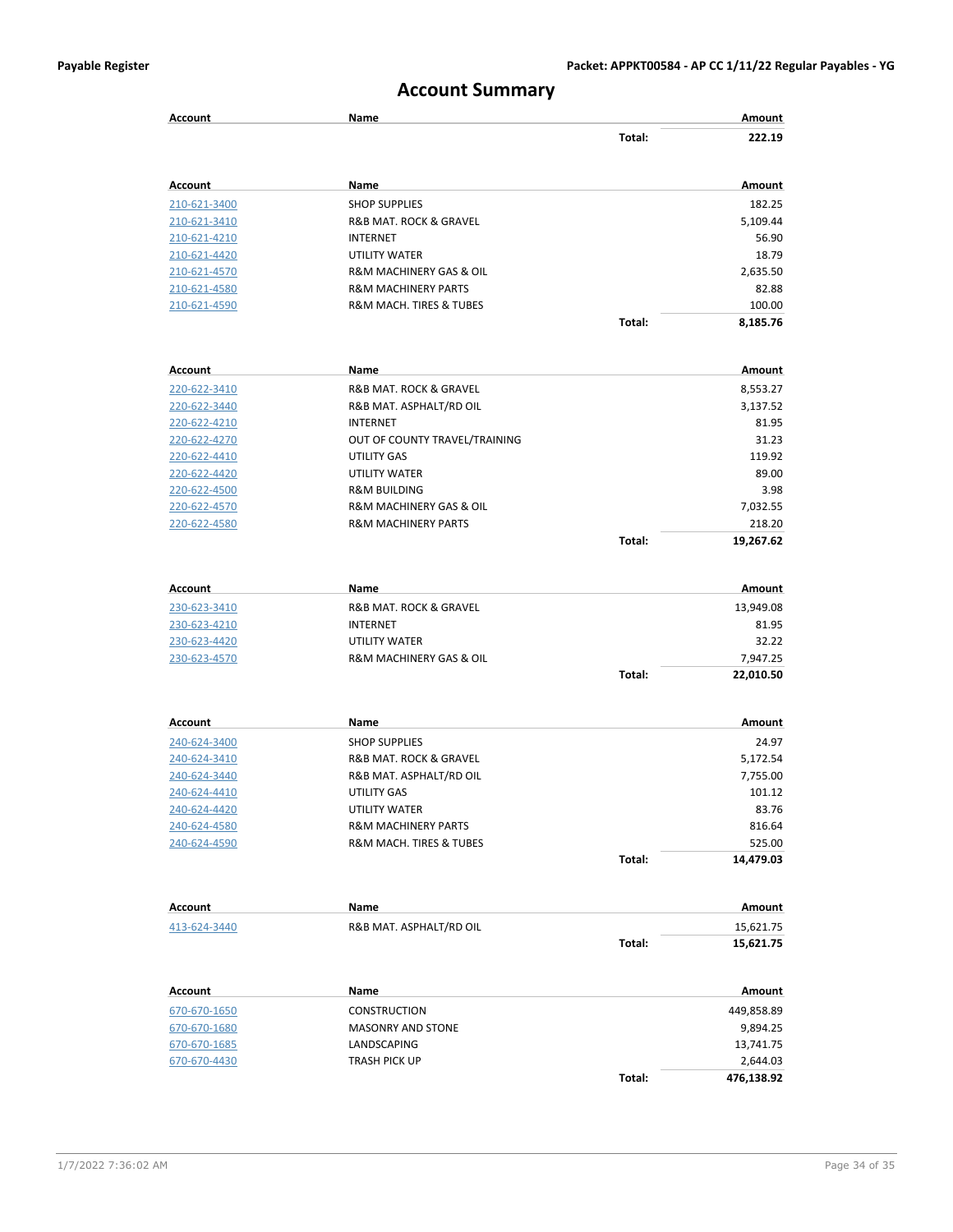# Account Summary

| Account | Name | | Amount |
|---|---|---|---|
| | | Total: | 222.19 |

| Account | Name | | Amount |
|---|---|---|---|
| 210-621-3400 | SHOP SUPPLIES | | 182.25 |
| 210-621-3410 | R&B MAT. ROCK & GRAVEL | | 5,109.44 |
| 210-621-4210 | INTERNET | | 56.90 |
| 210-621-4420 | UTILITY WATER | | 18.79 |
| 210-621-4570 | R&M MACHINERY GAS & OIL | | 2,635.50 |
| 210-621-4580 | R&M MACHINERY PARTS | | 82.88 |
| 210-621-4590 | R&M MACH. TIRES & TUBES | | 100.00 |
| | | Total: | 8,185.76 |

| Account | Name | | Amount |
|---|---|---|---|
| 220-622-3410 | R&B MAT. ROCK & GRAVEL | | 8,553.27 |
| 220-622-3440 | R&B MAT. ASPHALT/RD OIL | | 3,137.52 |
| 220-622-4210 | INTERNET | | 81.95 |
| 220-622-4270 | OUT OF COUNTY TRAVEL/TRAINING | | 31.23 |
| 220-622-4410 | UTILITY GAS | | 119.92 |
| 220-622-4420 | UTILITY WATER | | 89.00 |
| 220-622-4500 | R&M BUILDING | | 3.98 |
| 220-622-4570 | R&M MACHINERY GAS & OIL | | 7,032.55 |
| 220-622-4580 | R&M MACHINERY PARTS | | 218.20 |
| | | Total: | 19,267.62 |

| Account | Name | | Amount |
|---|---|---|---|
| 230-623-3410 | R&B MAT. ROCK & GRAVEL | | 13,949.08 |
| 230-623-4210 | INTERNET | | 81.95 |
| 230-623-4420 | UTILITY WATER | | 32.22 |
| 230-623-4570 | R&M MACHINERY GAS & OIL | | 7,947.25 |
| | | Total: | 22,010.50 |

| Account | Name | | Amount |
|---|---|---|---|
| 240-624-3400 | SHOP SUPPLIES | | 24.97 |
| 240-624-3410 | R&B MAT. ROCK & GRAVEL | | 5,172.54 |
| 240-624-3440 | R&B MAT. ASPHALT/RD OIL | | 7,755.00 |
| 240-624-4410 | UTILITY GAS | | 101.12 |
| 240-624-4420 | UTILITY WATER | | 83.76 |
| 240-624-4580 | R&M MACHINERY PARTS | | 816.64 |
| 240-624-4590 | R&M MACH. TIRES & TUBES | | 525.00 |
| | | Total: | 14,479.03 |

| Account | Name | | Amount |
|---|---|---|---|
| 413-624-3440 | R&B MAT. ASPHALT/RD OIL | | 15,621.75 |
| | | Total: | 15,621.75 |

| Account | Name | | Amount |
|---|---|---|---|
| 670-670-1650 | CONSTRUCTION | | 449,858.89 |
| 670-670-1680 | MASONRY AND STONE | | 9,894.25 |
| 670-670-1685 | LANDSCAPING | | 13,741.75 |
| 670-670-4430 | TRASH PICK UP | | 2,644.03 |
| | | Total: | 476,138.92 |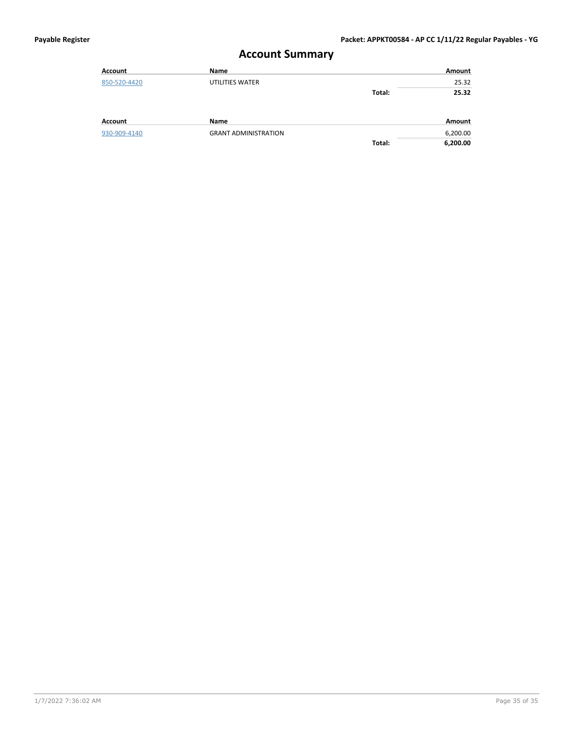# Account Summary

| Account | Name | | Amount |
|---|---|---|---|
| 850-520-4420 | UTILITIES WATER | | 25.32 |
| | | **Total:** | **25.32** |

| Account | Name | | Amount |
|---|---|---|---|
| 930-909-4140 | GRANT ADMINISTRATION | | 6,200.00 |
| | | **Total:** | **6,200.00** |